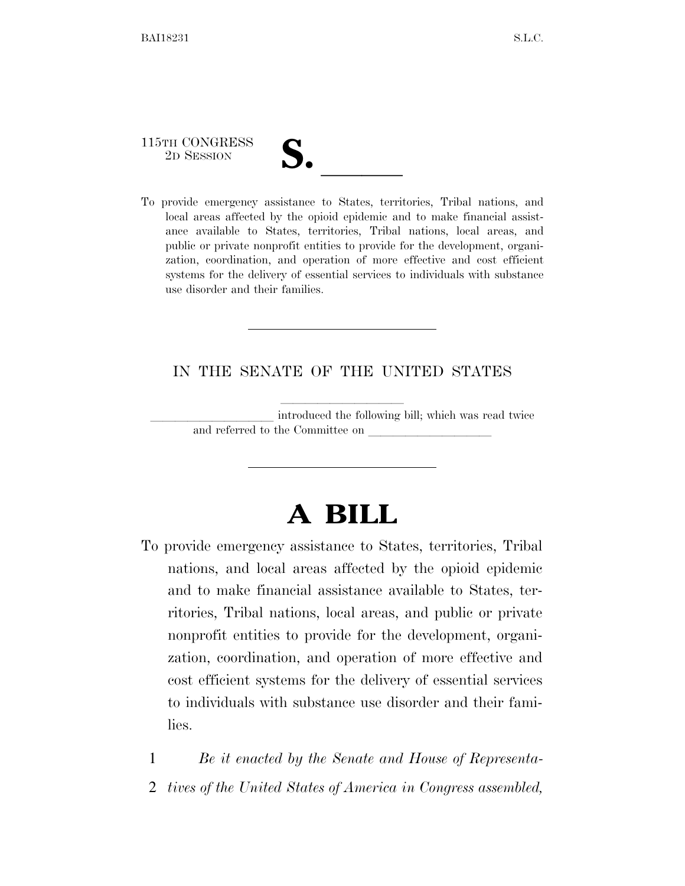115TH CONGRESS
2D SESSION

# S. \_\_\_\_\_\_

To provide emergency assistance to States, territories, Tribal nations, and local areas affected by the opioid epidemic and to make financial assistance available to States, territories, Tribal nations, local areas, and public or private nonprofit entities to provide for the development, organization, coordination, and operation of more effective and cost efficient systems for the delivery of essential services to individuals with substance use disorder and their families.

---

IN THE SENATE OF THE UNITED STATES

\_\_\_\_\_\_\_\_\_\_\_\_\_\_\_\_\_\_\_\_

\_\_\_\_\_\_\_\_\_\_\_\_\_\_\_\_\_\_\_\_ introduced the following bill; which was read twice and referred to the Committee on \_\_\_\_\_\_\_\_\_\_\_\_\_\_\_\_\_\_\_\_

---

# A BILL

To provide emergency assistance to States, territories, Tribal nations, and local areas affected by the opioid epidemic and to make financial assistance available to States, territories, Tribal nations, local areas, and public or private nonprofit entities to provide for the development, organization, coordination, and operation of more effective and cost efficient systems for the delivery of essential services to individuals with substance use disorder and their families.

1 *Be it enacted by the Senate and House of Representa-*
2 *tives of the United States of America in Congress assembled,*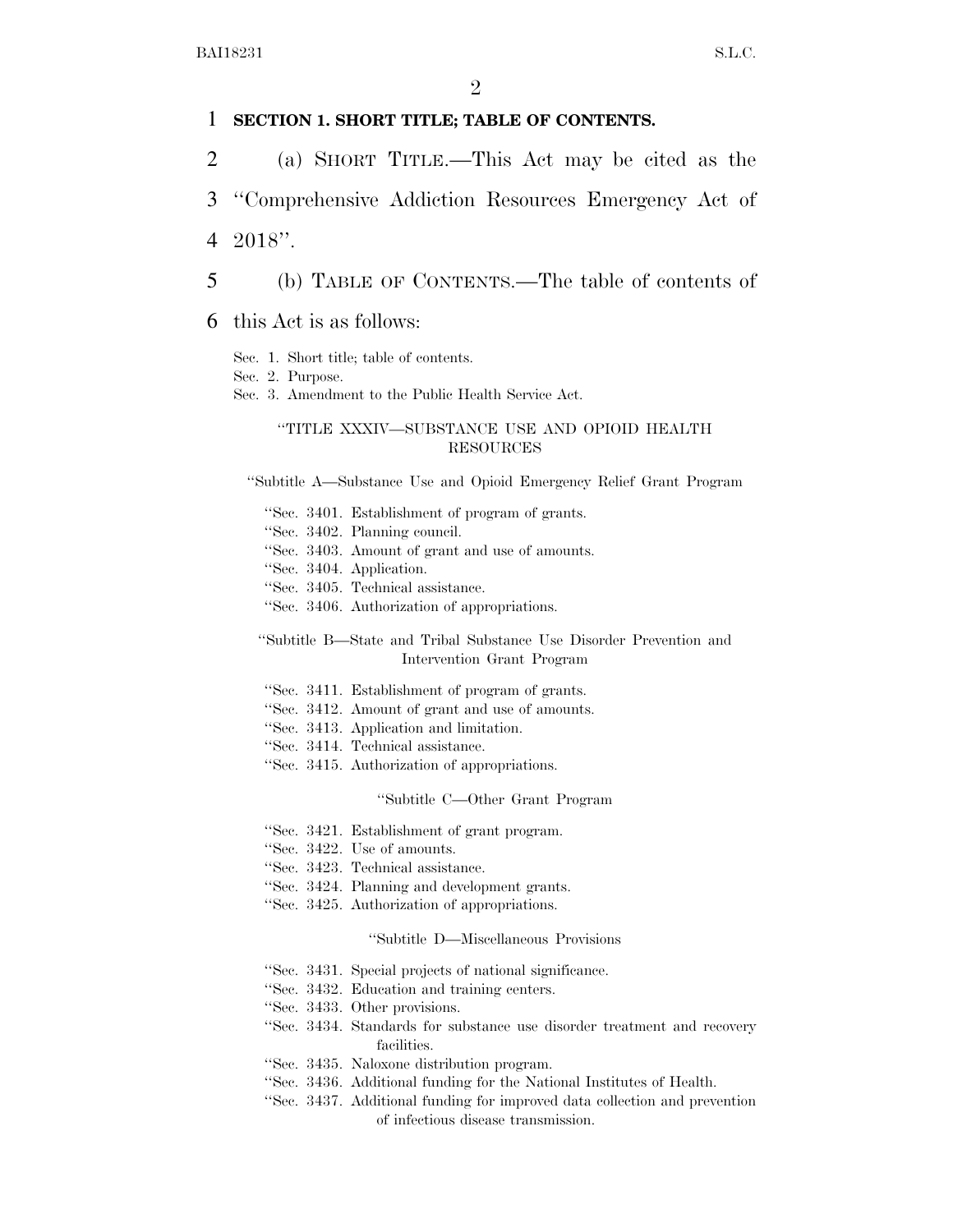**SECTION 1. SHORT TITLE; TABLE OF CONTENTS.**

(a) SHORT TITLE.—This Act may be cited as the "Comprehensive Addiction Resources Emergency Act of 2018".

(b) TABLE OF CONTENTS.—The table of contents of this Act is as follows:

Sec. 1. Short title; table of contents.
Sec. 2. Purpose.
Sec. 3. Amendment to the Public Health Service Act.

"TITLE XXXIV—SUBSTANCE USE AND OPIOID HEALTH RESOURCES

"Subtitle A—Substance Use and Opioid Emergency Relief Grant Program

"Sec. 3401. Establishment of program of grants.
"Sec. 3402. Planning council.
"Sec. 3403. Amount of grant and use of amounts.
"Sec. 3404. Application.
"Sec. 3405. Technical assistance.
"Sec. 3406. Authorization of appropriations.

"Subtitle B—State and Tribal Substance Use Disorder Prevention and Intervention Grant Program

"Sec. 3411. Establishment of program of grants.
"Sec. 3412. Amount of grant and use of amounts.
"Sec. 3413. Application and limitation.
"Sec. 3414. Technical assistance.
"Sec. 3415. Authorization of appropriations.

"Subtitle C—Other Grant Program

"Sec. 3421. Establishment of grant program.
"Sec. 3422. Use of amounts.
"Sec. 3423. Technical assistance.
"Sec. 3424. Planning and development grants.
"Sec. 3425. Authorization of appropriations.

"Subtitle D—Miscellaneous Provisions

"Sec. 3431. Special projects of national significance.
"Sec. 3432. Education and training centers.
"Sec. 3433. Other provisions.
"Sec. 3434. Standards for substance use disorder treatment and recovery facilities.
"Sec. 3435. Naloxone distribution program.
"Sec. 3436. Additional funding for the National Institutes of Health.
"Sec. 3437. Additional funding for improved data collection and prevention of infectious disease transmission.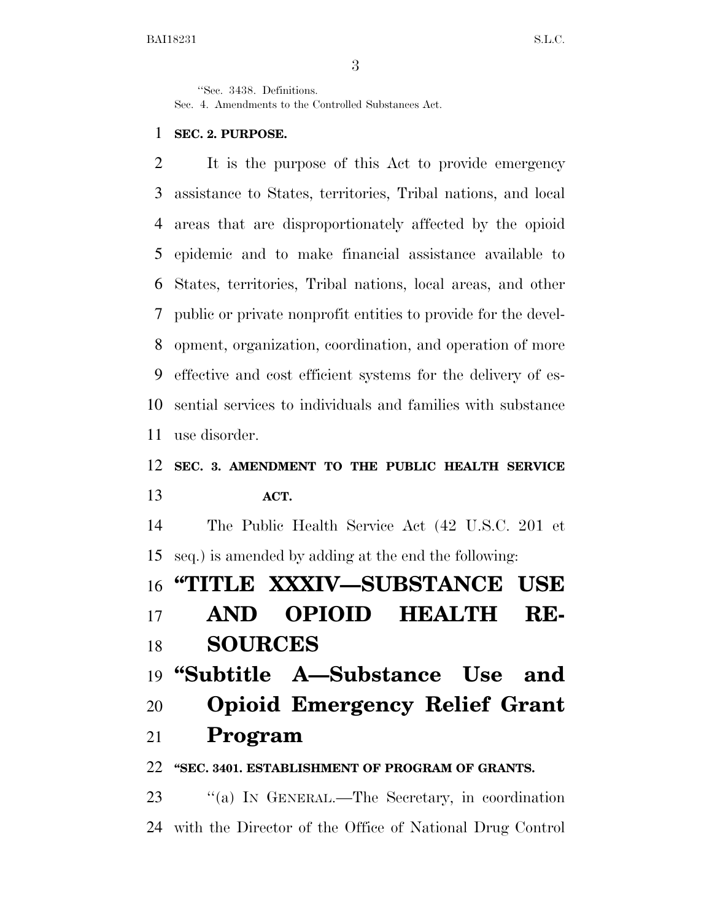"Sec. 3438. Definitions.
Sec. 4. Amendments to the Controlled Substances Act.

**SEC. 2. PURPOSE.**

It is the purpose of this Act to provide emergency assistance to States, territories, Tribal nations, and local areas that are disproportionately affected by the opioid epidemic and to make financial assistance available to States, territories, Tribal nations, local areas, and other public or private nonprofit entities to provide for the development, organization, coordination, and operation of more effective and cost efficient systems for the delivery of essential services to individuals and families with substance use disorder.

**SEC. 3. AMENDMENT TO THE PUBLIC HEALTH SERVICE ACT.**

The Public Health Service Act (42 U.S.C. 201 et seq.) is amended by adding at the end the following:

# "TITLE XXXIV—SUBSTANCE USE AND OPIOID HEALTH RESOURCES

## "Subtitle A—Substance Use and Opioid Emergency Relief Grant Program

**"SEC. 3401. ESTABLISHMENT OF PROGRAM OF GRANTS.**

"(a) IN GENERAL.—The Secretary, in coordination with the Director of the Office of National Drug Control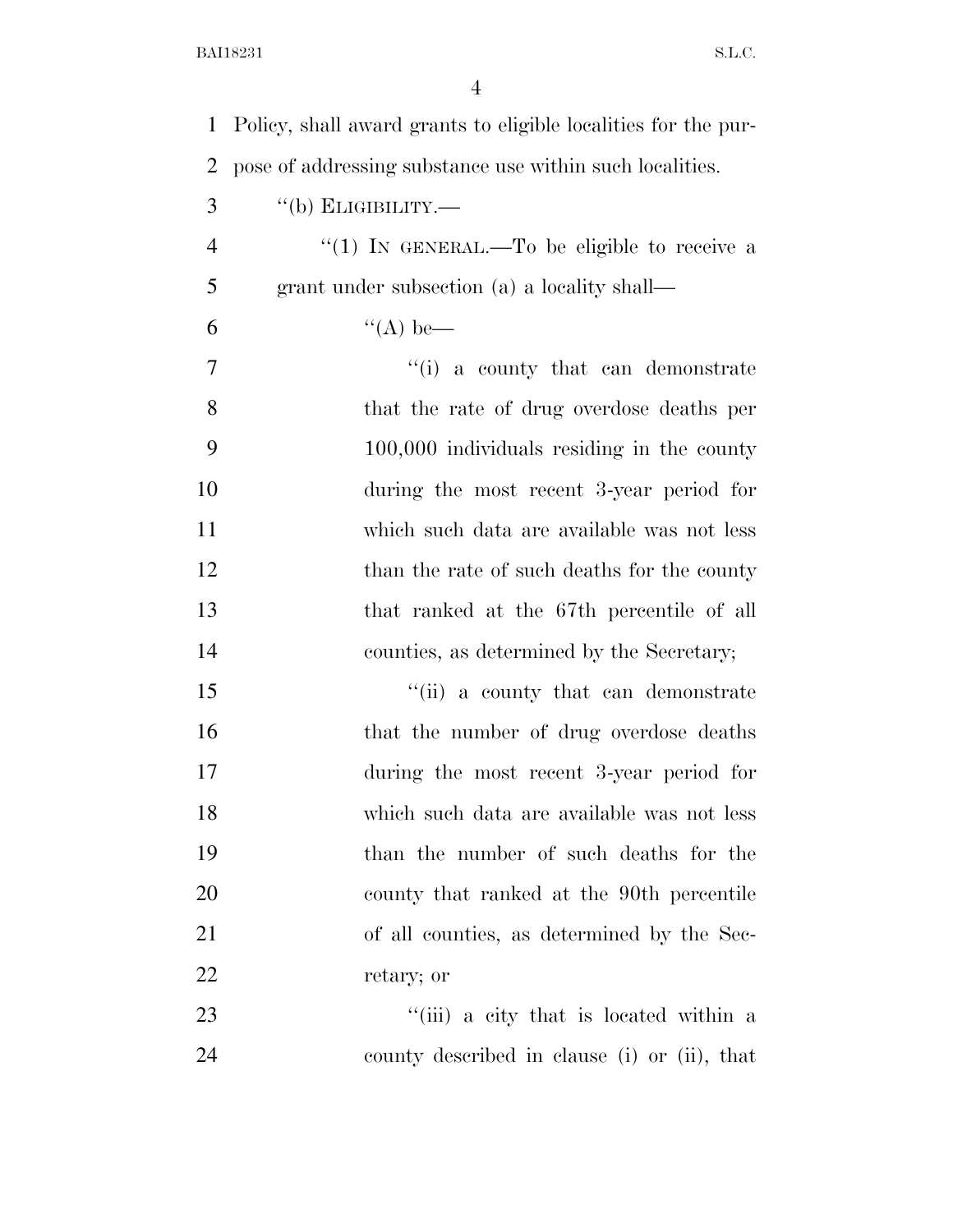Policy, shall award grants to eligible localities for the purpose of addressing substance use within such localities.

"(b) ELIGIBILITY.—

"(1) IN GENERAL.—To be eligible to receive a grant under subsection (a) a locality shall—

"(A) be—

"(i) a county that can demonstrate that the rate of drug overdose deaths per 100,000 individuals residing in the county during the most recent 3-year period for which such data are available was not less than the rate of such deaths for the county that ranked at the 67th percentile of all counties, as determined by the Secretary;

"(ii) a county that can demonstrate that the number of drug overdose deaths during the most recent 3-year period for which such data are available was not less than the number of such deaths for the county that ranked at the 90th percentile of all counties, as determined by the Secretary; or

"(iii) a city that is located within a county described in clause (i) or (ii), that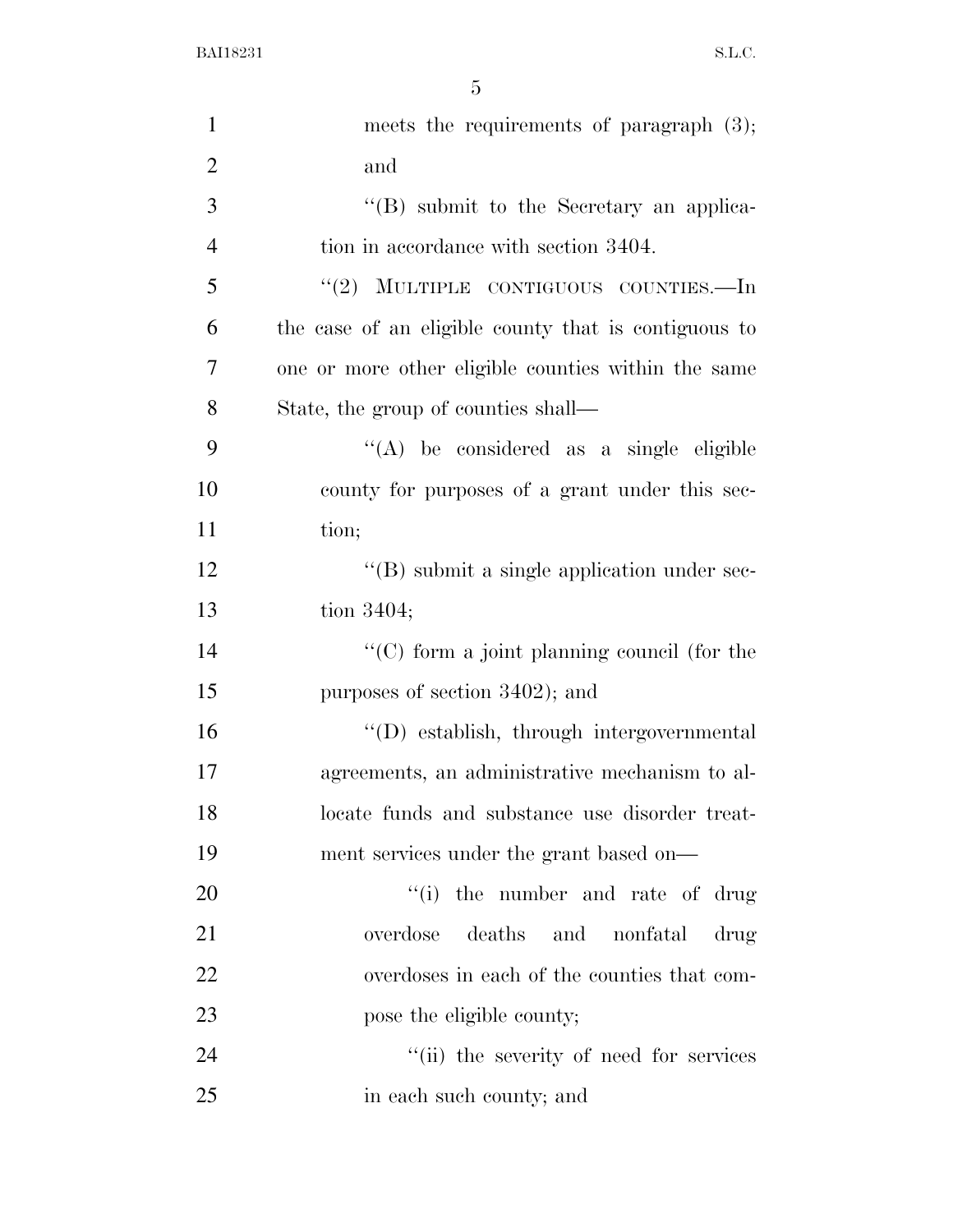meets the requirements of paragraph (3); and

''(B) submit to the Secretary an application in accordance with section 3404.

''(2) MULTIPLE CONTIGUOUS COUNTIES.—In the case of an eligible county that is contiguous to one or more other eligible counties within the same State, the group of counties shall—

''(A) be considered as a single eligible county for purposes of a grant under this section;

''(B) submit a single application under section 3404;

''(C) form a joint planning council (for the purposes of section 3402); and

''(D) establish, through intergovernmental agreements, an administrative mechanism to allocate funds and substance use disorder treatment services under the grant based on—

''(i) the number and rate of drug overdose deaths and nonfatal drug overdoses in each of the counties that compose the eligible county;

''(ii) the severity of need for services in each such county; and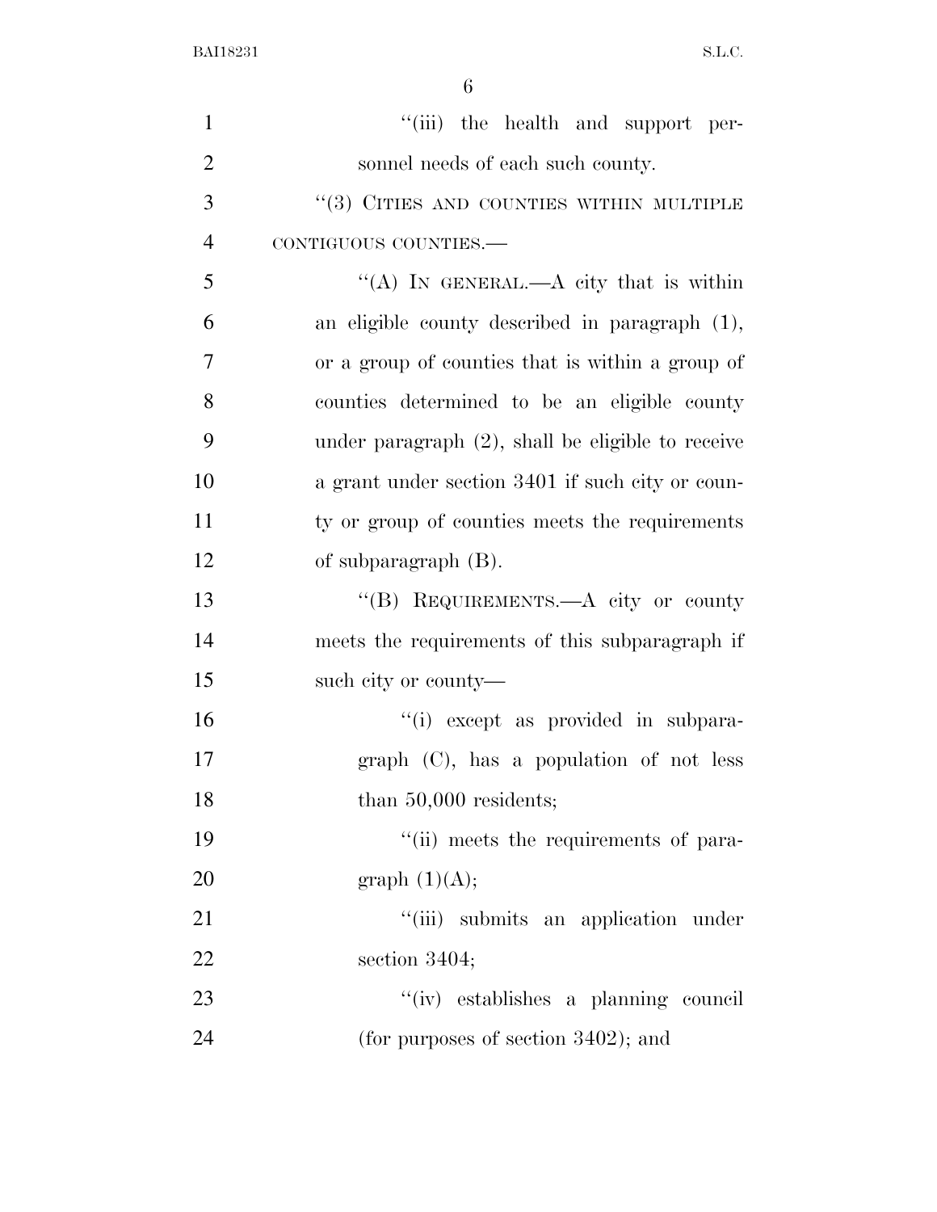"(iii) the health and support personnel needs of each such county.

"(3) CITIES AND COUNTIES WITHIN MULTIPLE CONTIGUOUS COUNTIES.—

"(A) IN GENERAL.—A city that is within an eligible county described in paragraph (1), or a group of counties that is within a group of counties determined to be an eligible county under paragraph (2), shall be eligible to receive a grant under section 3401 if such city or county or group of counties meets the requirements of subparagraph (B).

"(B) REQUIREMENTS.—A city or county meets the requirements of this subparagraph if such city or county—

"(i) except as provided in subparagraph (C), has a population of not less than 50,000 residents;

"(ii) meets the requirements of paragraph (1)(A);

"(iii) submits an application under section 3404;

"(iv) establishes a planning council (for purposes of section 3402); and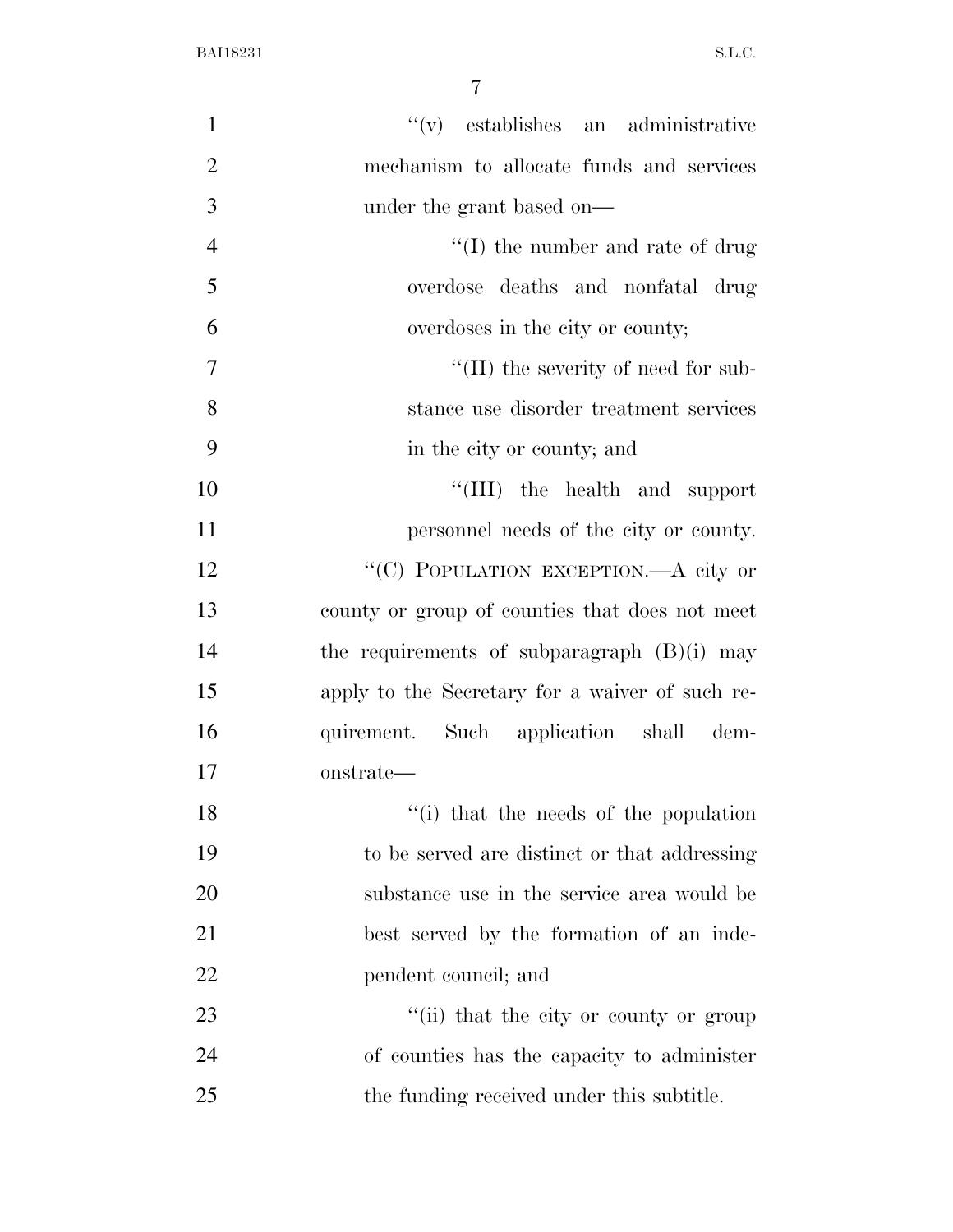"(v) establishes an administrative mechanism to allocate funds and services under the grant based on—

"(I) the number and rate of drug overdose deaths and nonfatal drug overdoses in the city or county;

"(II) the severity of need for substance use disorder treatment services in the city or county; and

"(III) the health and support personnel needs of the city or county.

"(C) POPULATION EXCEPTION.—A city or county or group of counties that does not meet the requirements of subparagraph (B)(i) may apply to the Secretary for a waiver of such requirement. Such application shall demonstrate—

"(i) that the needs of the population to be served are distinct or that addressing substance use in the service area would be best served by the formation of an independent council; and

"(ii) that the city or county or group of counties has the capacity to administer the funding received under this subtitle.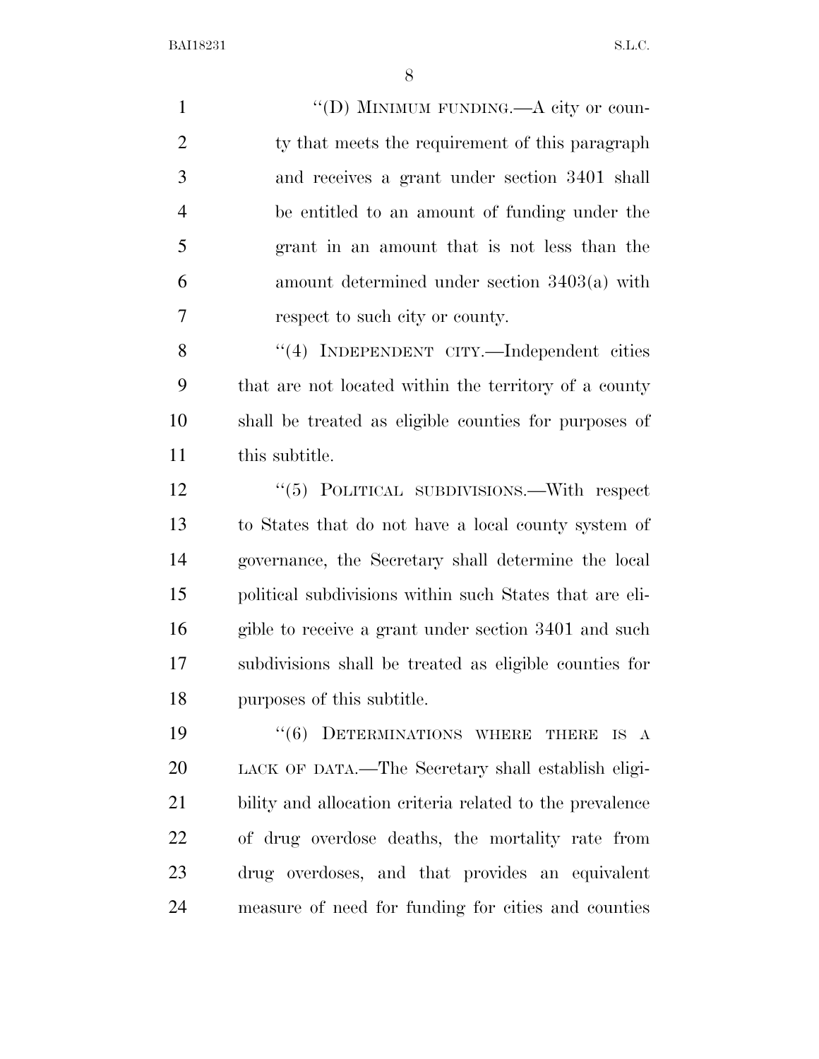"(D) MINIMUM FUNDING.—A city or county that meets the requirement of this paragraph and receives a grant under section 3401 shall be entitled to an amount of funding under the grant in an amount that is not less than the amount determined under section 3403(a) with respect to such city or county.

"(4) INDEPENDENT CITY.—Independent cities that are not located within the territory of a county shall be treated as eligible counties for purposes of this subtitle.

"(5) POLITICAL SUBDIVISIONS.—With respect to States that do not have a local county system of governance, the Secretary shall determine the local political subdivisions within such States that are eligible to receive a grant under section 3401 and such subdivisions shall be treated as eligible counties for purposes of this subtitle.

"(6) DETERMINATIONS WHERE THERE IS A LACK OF DATA.—The Secretary shall establish eligibility and allocation criteria related to the prevalence of drug overdose deaths, the mortality rate from drug overdoses, and that provides an equivalent measure of need for funding for cities and counties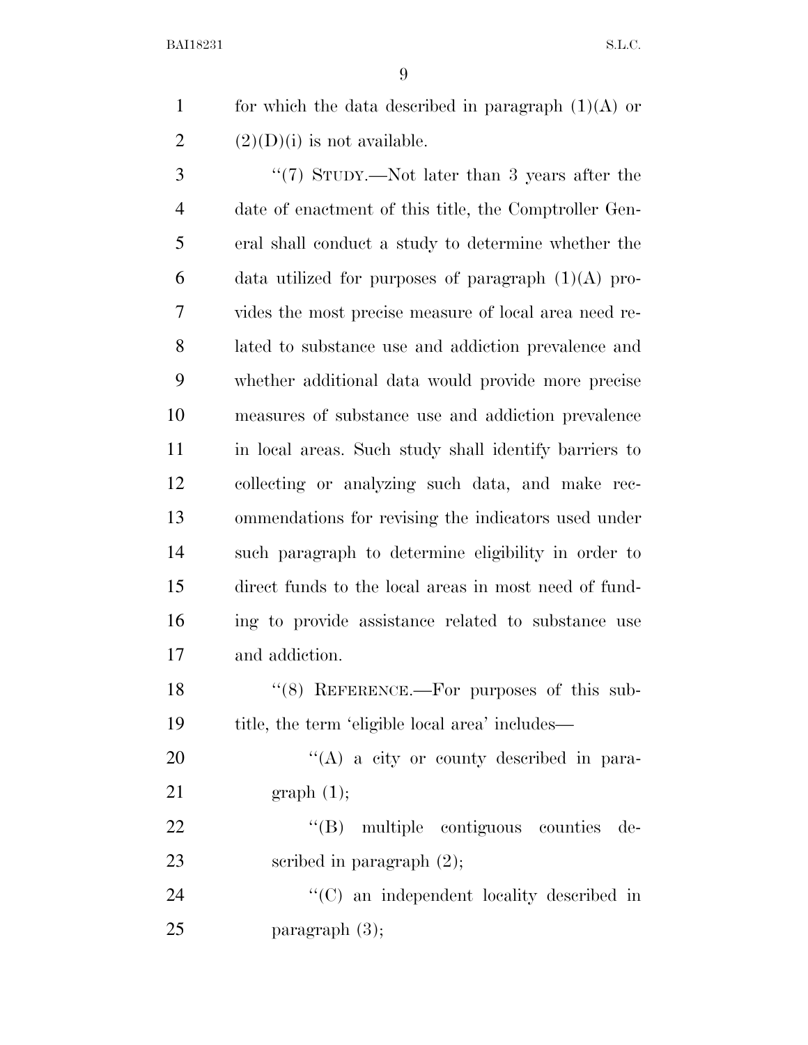for which the data described in paragraph (1)(A) or (2)(D)(i) is not available.

"(7) STUDY.—Not later than 3 years after the date of enactment of this title, the Comptroller General shall conduct a study to determine whether the data utilized for purposes of paragraph (1)(A) provides the most precise measure of local area need related to substance use and addiction prevalence and whether additional data would provide more precise measures of substance use and addiction prevalence in local areas. Such study shall identify barriers to collecting or analyzing such data, and make recommendations for revising the indicators used under such paragraph to determine eligibility in order to direct funds to the local areas in most need of funding to provide assistance related to substance use and addiction.

"(8) REFERENCE.—For purposes of this subtitle, the term 'eligible local area' includes—

"(A) a city or county described in paragraph (1);

"(B) multiple contiguous counties described in paragraph (2);

"(C) an independent locality described in paragraph (3);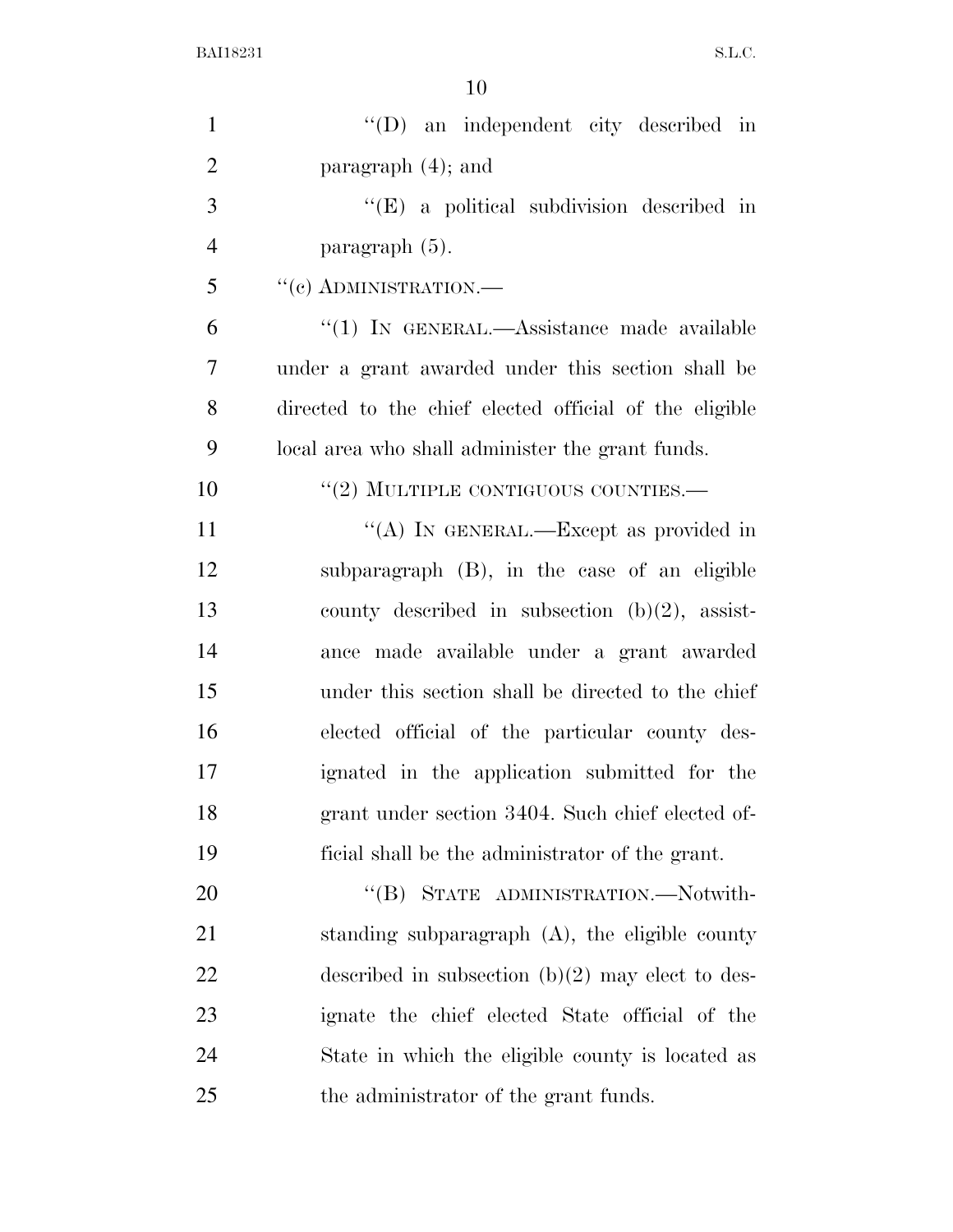"(D) an independent city described in paragraph (4); and

"(E) a political subdivision described in paragraph (5).

"(c) ADMINISTRATION.—

"(1) IN GENERAL.—Assistance made available under a grant awarded under this section shall be directed to the chief elected official of the eligible local area who shall administer the grant funds.

"(2) MULTIPLE CONTIGUOUS COUNTIES.—

"(A) IN GENERAL.—Except as provided in subparagraph (B), in the case of an eligible county described in subsection (b)(2), assistance made available under a grant awarded under this section shall be directed to the chief elected official of the particular county designated in the application submitted for the grant under section 3404. Such chief elected official shall be the administrator of the grant.

"(B) STATE ADMINISTRATION.—Notwithstanding subparagraph (A), the eligible county described in subsection (b)(2) may elect to designate the chief elected State official of the State in which the eligible county is located as the administrator of the grant funds.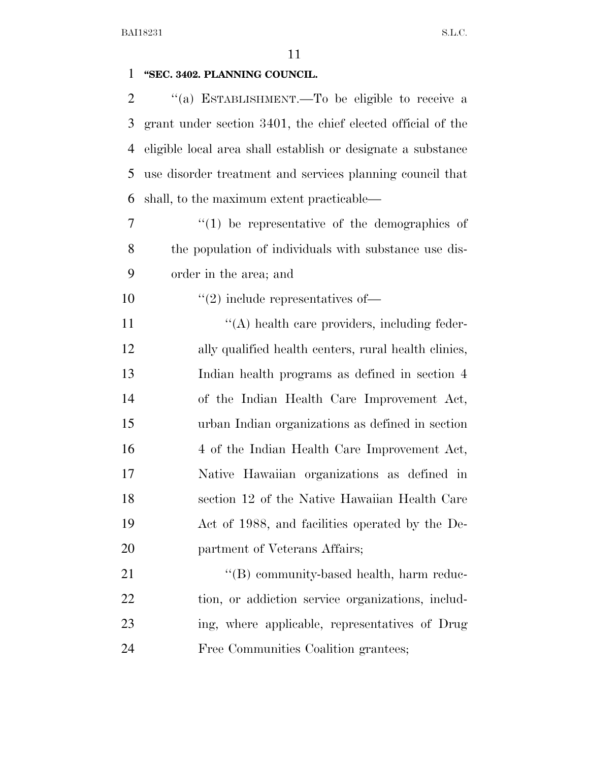**"SEC. 3402. PLANNING COUNCIL.**

"(a) ESTABLISHMENT.—To be eligible to receive a grant under section 3401, the chief elected official of the eligible local area shall establish or designate a substance use disorder treatment and services planning council that shall, to the maximum extent practicable—

"(1) be representative of the demographics of the population of individuals with substance use disorder in the area; and

"(2) include representatives of—

"(A) health care providers, including federally qualified health centers, rural health clinics, Indian health programs as defined in section 4 of the Indian Health Care Improvement Act, urban Indian organizations as defined in section 4 of the Indian Health Care Improvement Act, Native Hawaiian organizations as defined in section 12 of the Native Hawaiian Health Care Act of 1988, and facilities operated by the Department of Veterans Affairs;

"(B) community-based health, harm reduction, or addiction service organizations, including, where applicable, representatives of Drug Free Communities Coalition grantees;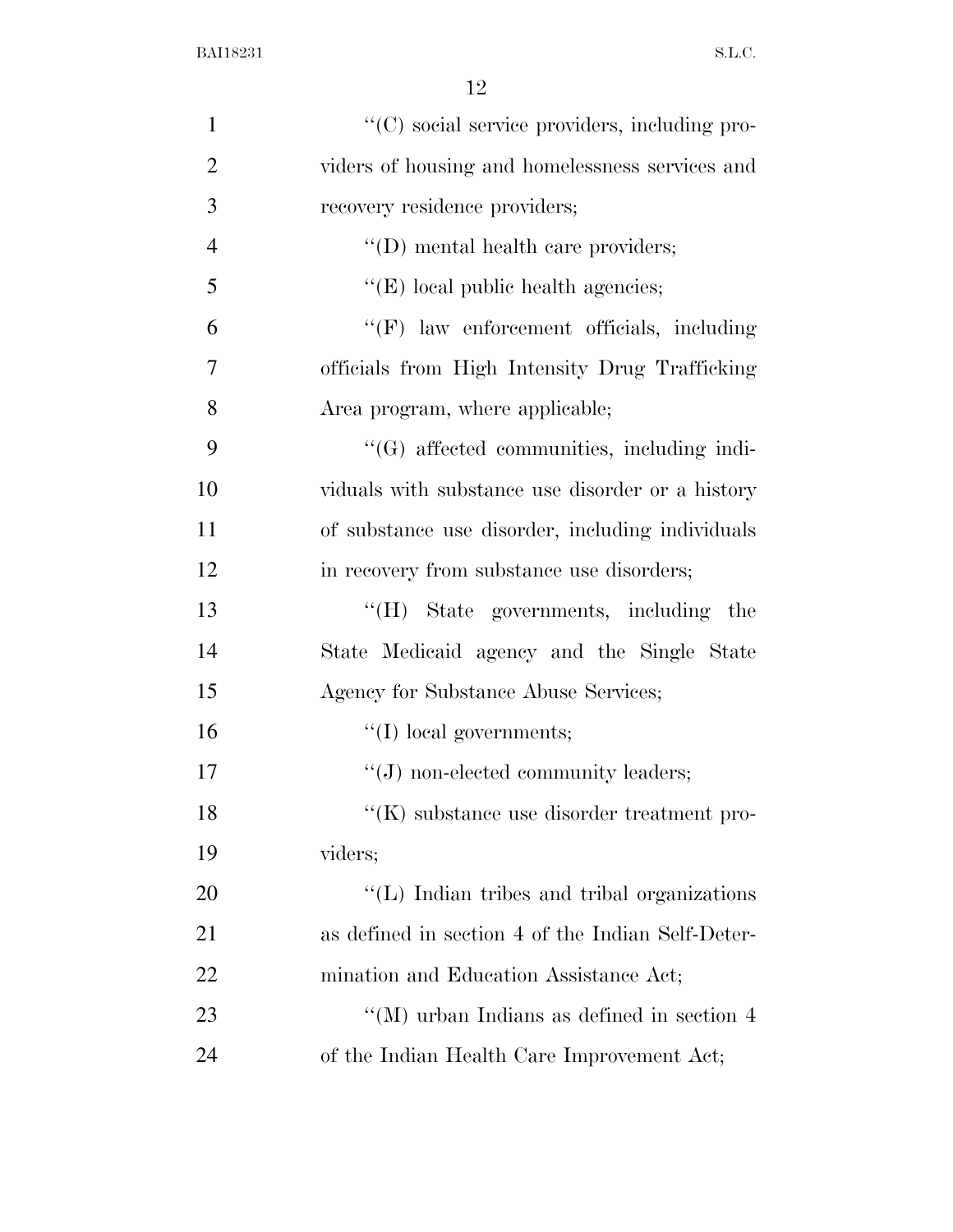''(C) social service providers, including providers of housing and homelessness services and recovery residence providers;

''(D) mental health care providers;

''(E) local public health agencies;

''(F) law enforcement officials, including officials from High Intensity Drug Trafficking Area program, where applicable;

''(G) affected communities, including individuals with substance use disorder or a history of substance use disorder, including individuals in recovery from substance use disorders;

''(H) State governments, including the State Medicaid agency and the Single State Agency for Substance Abuse Services;

''(I) local governments;

''(J) non-elected community leaders;

''(K) substance use disorder treatment providers;

''(L) Indian tribes and tribal organizations as defined in section 4 of the Indian Self-Determination and Education Assistance Act;

''(M) urban Indians as defined in section 4 of the Indian Health Care Improvement Act;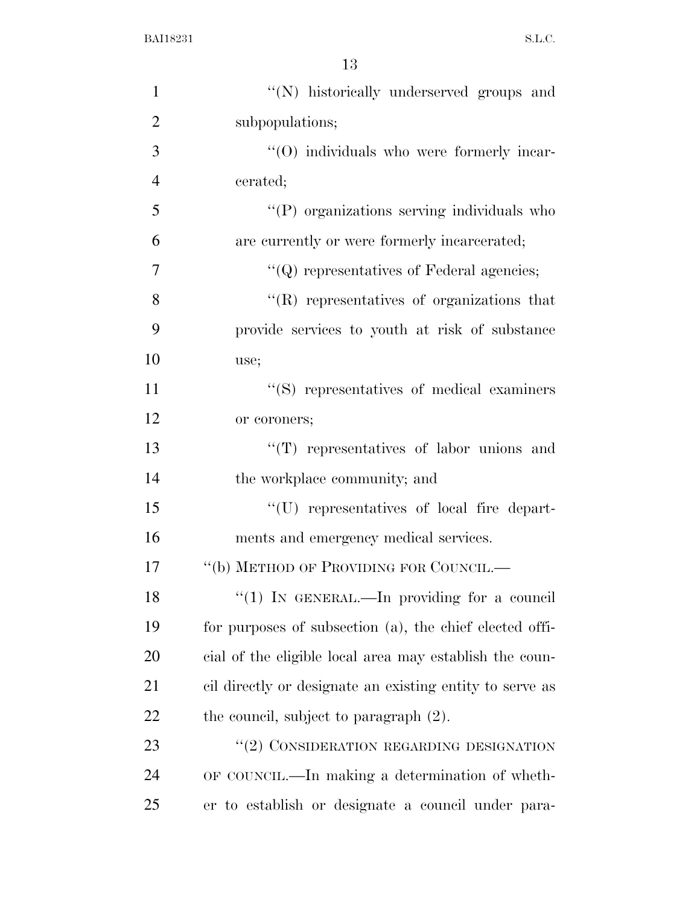''(N) historically underserved groups and subpopulations;

''(O) individuals who were formerly incarcerated;

''(P) organizations serving individuals who are currently or were formerly incarcerated;

''(Q) representatives of Federal agencies;

''(R) representatives of organizations that provide services to youth at risk of substance use;

''(S) representatives of medical examiners or coroners;

''(T) representatives of labor unions and the workplace community; and

''(U) representatives of local fire departments and emergency medical services.

''(b) METHOD OF PROVIDING FOR COUNCIL.—

''(1) IN GENERAL.—In providing for a council for purposes of subsection (a), the chief elected official of the eligible local area may establish the council directly or designate an existing entity to serve as the council, subject to paragraph (2).

''(2) CONSIDERATION REGARDING DESIGNATION OF COUNCIL.—In making a determination of whether to establish or designate a council under para-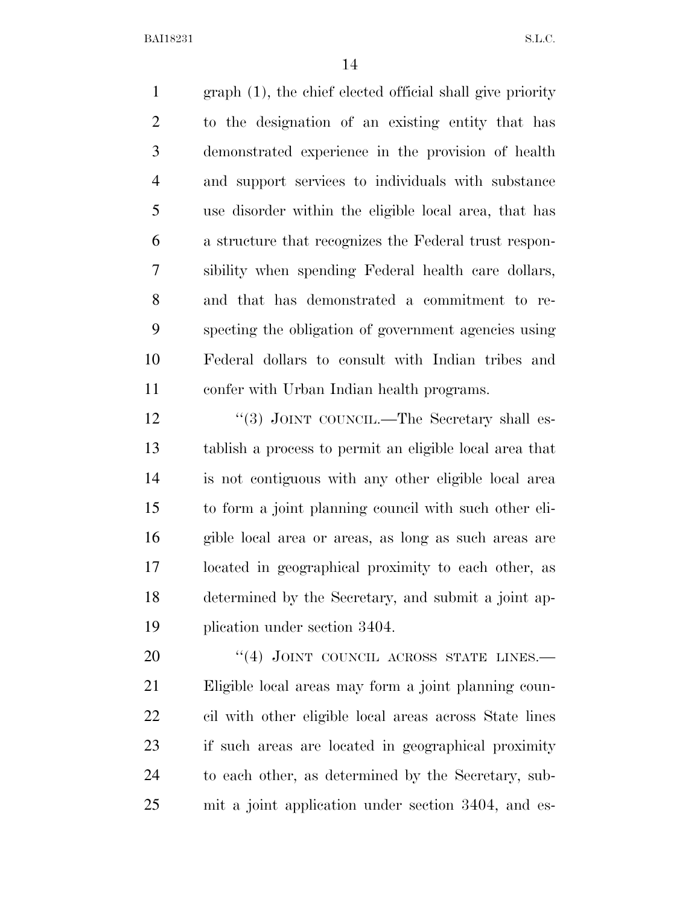graph (1), the chief elected official shall give priority to the designation of an existing entity that has demonstrated experience in the provision of health and support services to individuals with substance use disorder within the eligible local area, that has a structure that recognizes the Federal trust responsibility when spending Federal health care dollars, and that has demonstrated a commitment to respecting the obligation of government agencies using Federal dollars to consult with Indian tribes and confer with Urban Indian health programs.

''(3) JOINT COUNCIL.—The Secretary shall establish a process to permit an eligible local area that is not contiguous with any other eligible local area to form a joint planning council with such other eligible local area or areas, as long as such areas are located in geographical proximity to each other, as determined by the Secretary, and submit a joint application under section 3404.

''(4) JOINT COUNCIL ACROSS STATE LINES.—Eligible local areas may form a joint planning council with other eligible local areas across State lines if such areas are located in geographical proximity to each other, as determined by the Secretary, submit a joint application under section 3404, and es-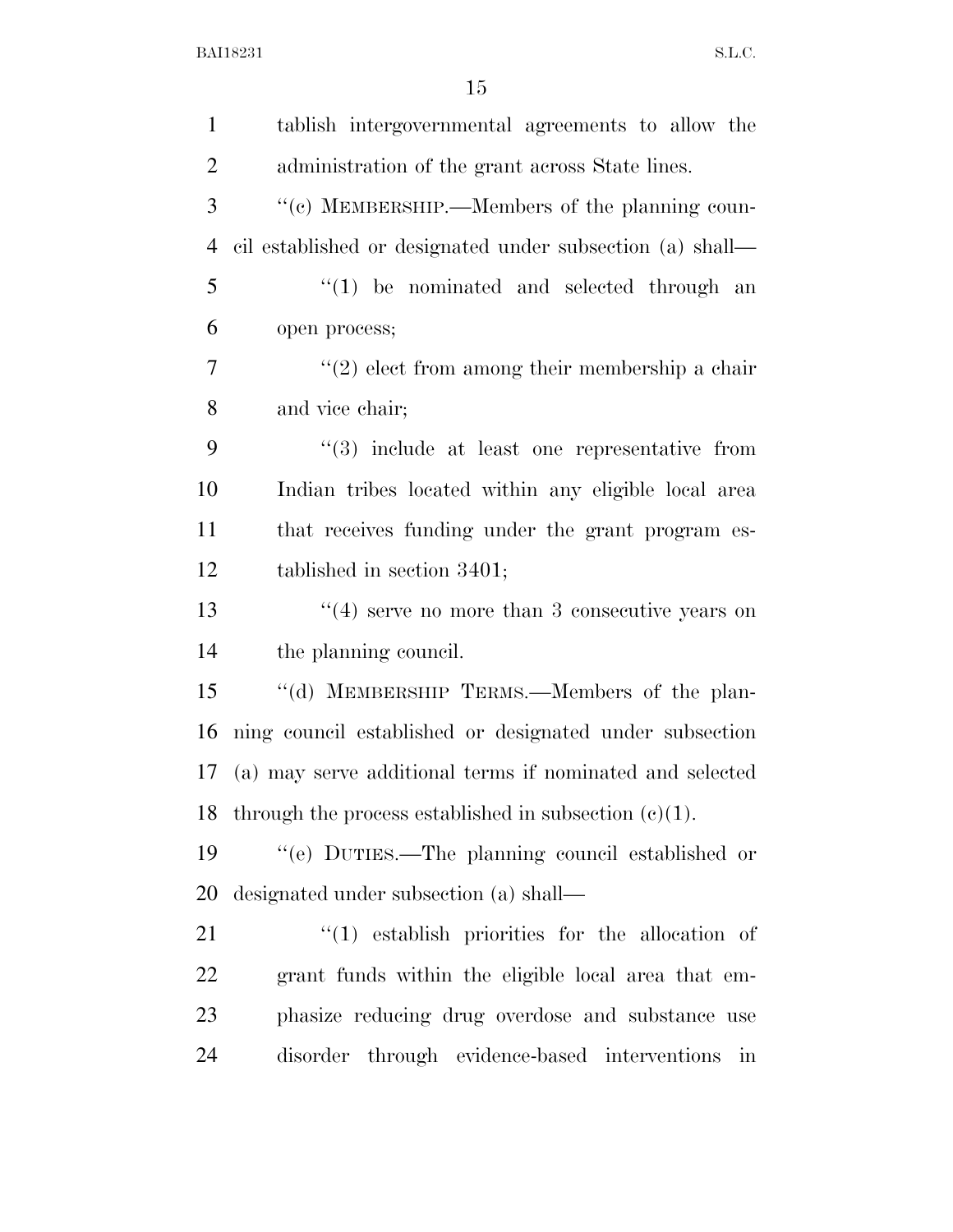tablish intergovernmental agreements to allow the administration of the grant across State lines.

"(c) MEMBERSHIP.—Members of the planning council established or designated under subsection (a) shall—

"(1) be nominated and selected through an open process;

"(2) elect from among their membership a chair and vice chair;

"(3) include at least one representative from Indian tribes located within any eligible local area that receives funding under the grant program established in section 3401;

"(4) serve no more than 3 consecutive years on the planning council.

"(d) MEMBERSHIP TERMS.—Members of the planning council established or designated under subsection (a) may serve additional terms if nominated and selected through the process established in subsection (c)(1).

"(e) DUTIES.—The planning council established or designated under subsection (a) shall—

"(1) establish priorities for the allocation of grant funds within the eligible local area that emphasize reducing drug overdose and substance use disorder through evidence-based interventions in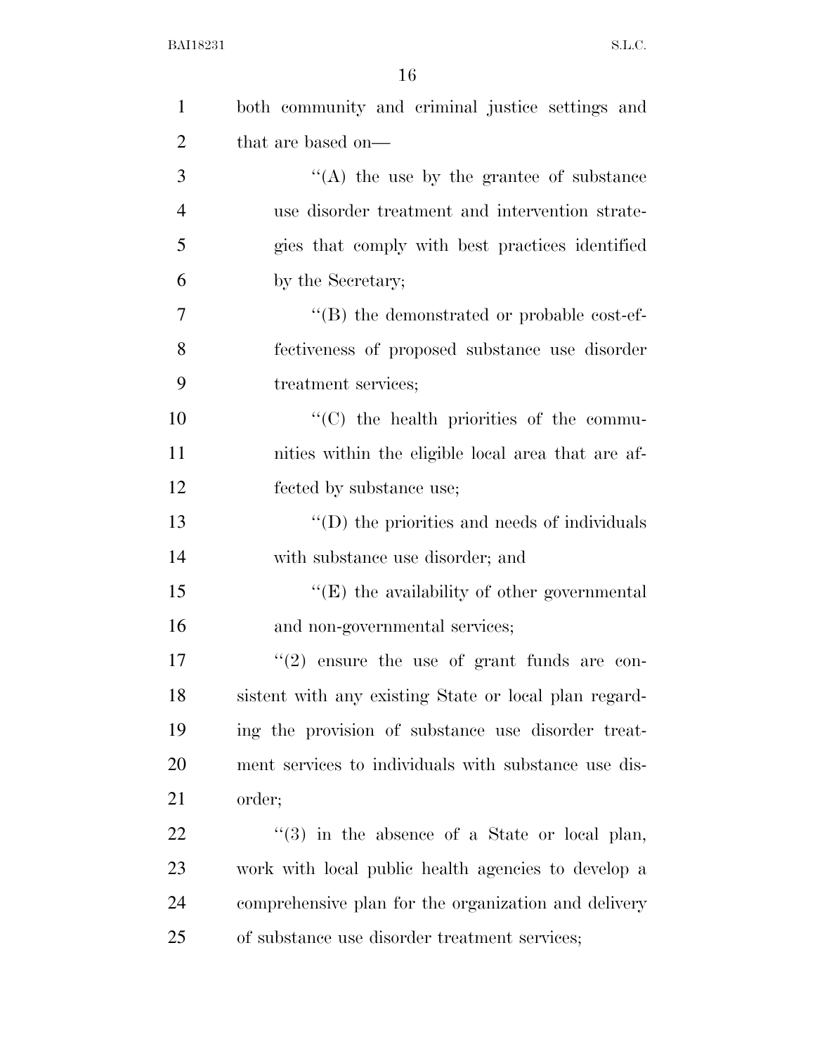both community and criminal justice settings and that are based on—

''(A) the use by the grantee of substance use disorder treatment and intervention strategies that comply with best practices identified by the Secretary;

''(B) the demonstrated or probable cost-effectiveness of proposed substance use disorder treatment services;

''(C) the health priorities of the communities within the eligible local area that are affected by substance use;

''(D) the priorities and needs of individuals with substance use disorder; and

''(E) the availability of other governmental and non-governmental services;

''(2) ensure the use of grant funds are consistent with any existing State or local plan regarding the provision of substance use disorder treatment services to individuals with substance use disorder;

''(3) in the absence of a State or local plan, work with local public health agencies to develop a comprehensive plan for the organization and delivery of substance use disorder treatment services;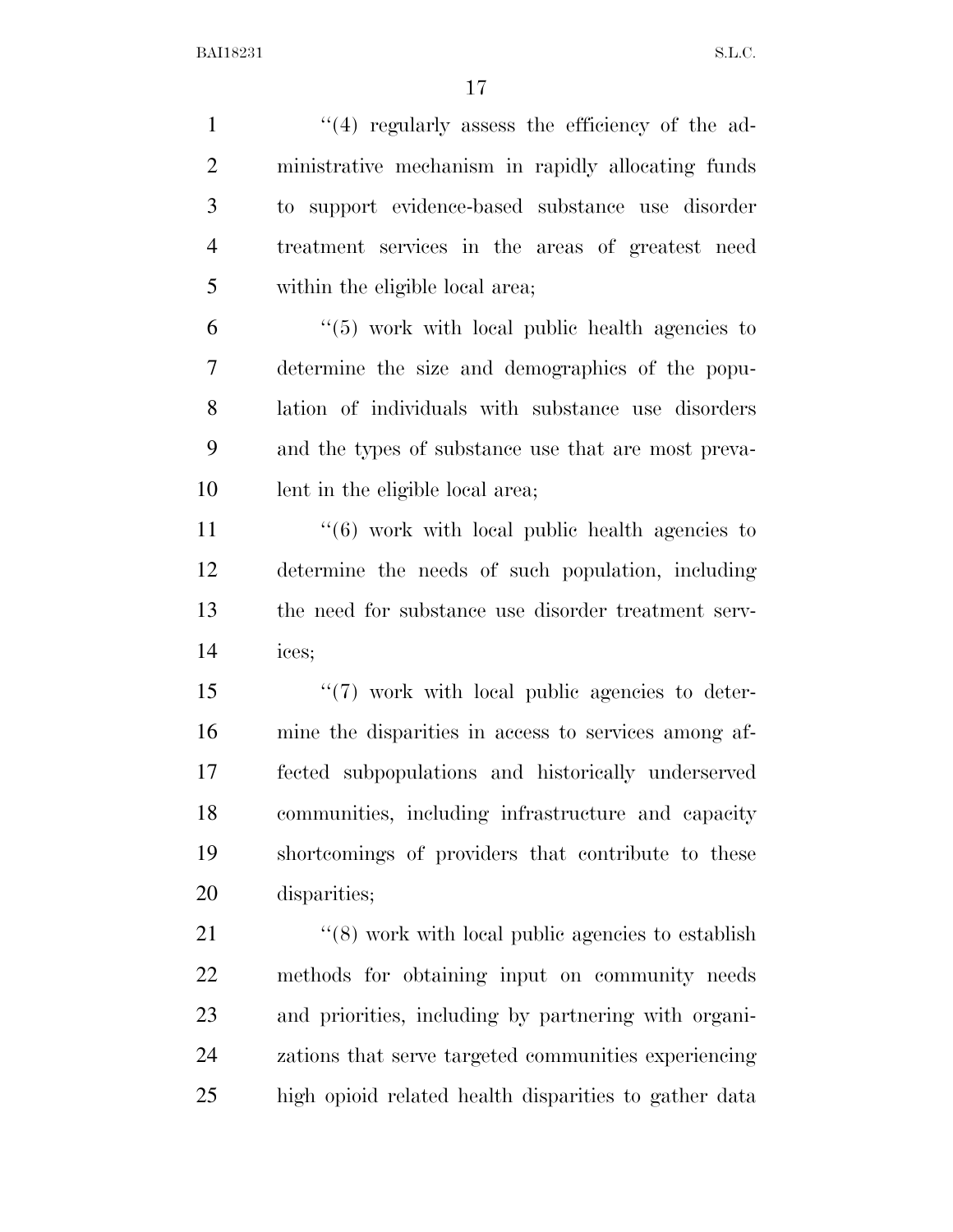''(4) regularly assess the efficiency of the administrative mechanism in rapidly allocating funds to support evidence-based substance use disorder treatment services in the areas of greatest need within the eligible local area;

''(5) work with local public health agencies to determine the size and demographics of the population of individuals with substance use disorders and the types of substance use that are most prevalent in the eligible local area;

''(6) work with local public health agencies to determine the needs of such population, including the need for substance use disorder treatment services;

''(7) work with local public agencies to determine the disparities in access to services among affected subpopulations and historically underserved communities, including infrastructure and capacity shortcomings of providers that contribute to these disparities;

''(8) work with local public agencies to establish methods for obtaining input on community needs and priorities, including by partnering with organizations that serve targeted communities experiencing high opioid related health disparities to gather data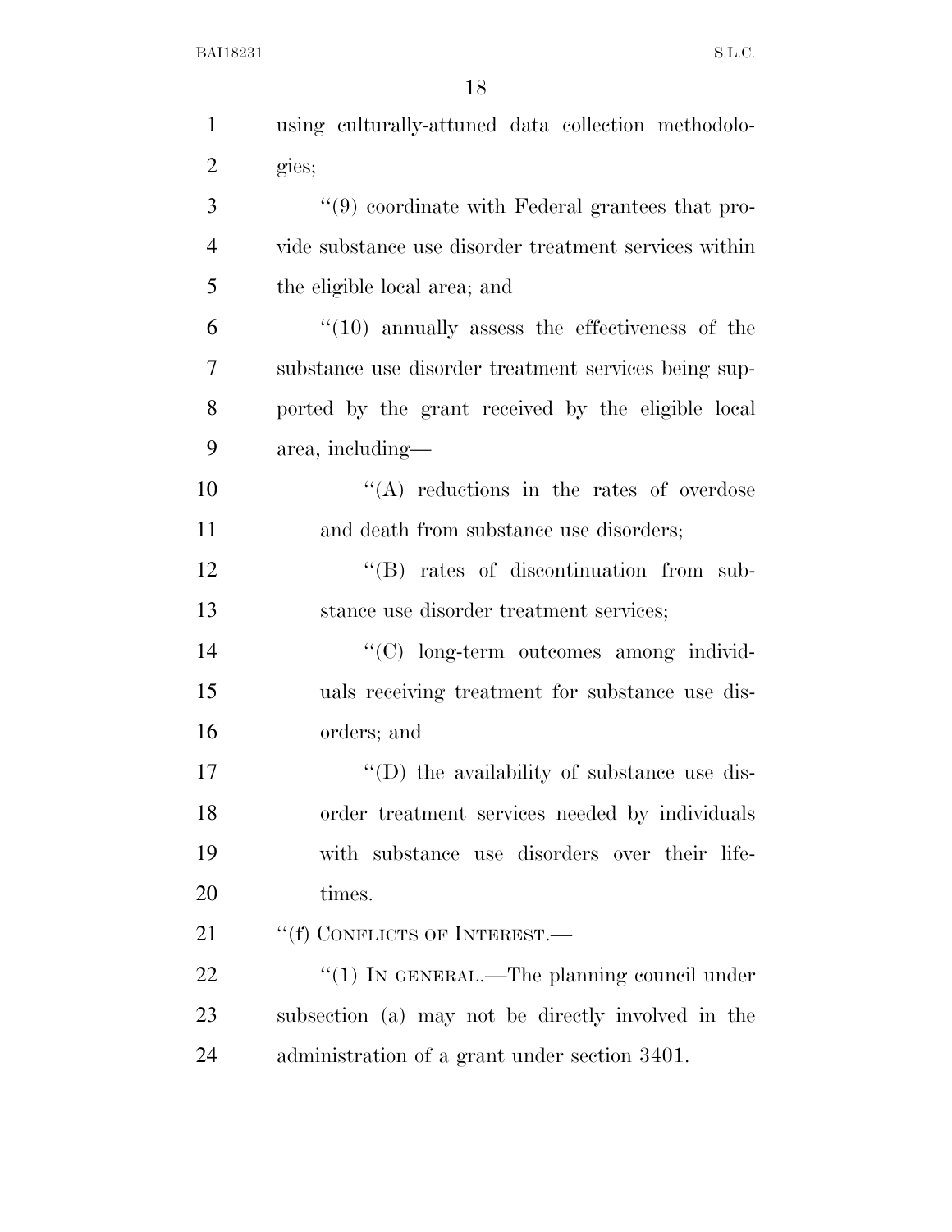using culturally-attuned data collection methodologies;

''(9) coordinate with Federal grantees that provide substance use disorder treatment services within the eligible local area; and

''(10) annually assess the effectiveness of the substance use disorder treatment services being supported by the grant received by the eligible local area, including—

''(A) reductions in the rates of overdose and death from substance use disorders;

''(B) rates of discontinuation from substance use disorder treatment services;

''(C) long-term outcomes among individuals receiving treatment for substance use disorders; and

''(D) the availability of substance use disorder treatment services needed by individuals with substance use disorders over their lifetimes.

''(f) CONFLICTS OF INTEREST.—

''(1) IN GENERAL.—The planning council under subsection (a) may not be directly involved in the administration of a grant under section 3401.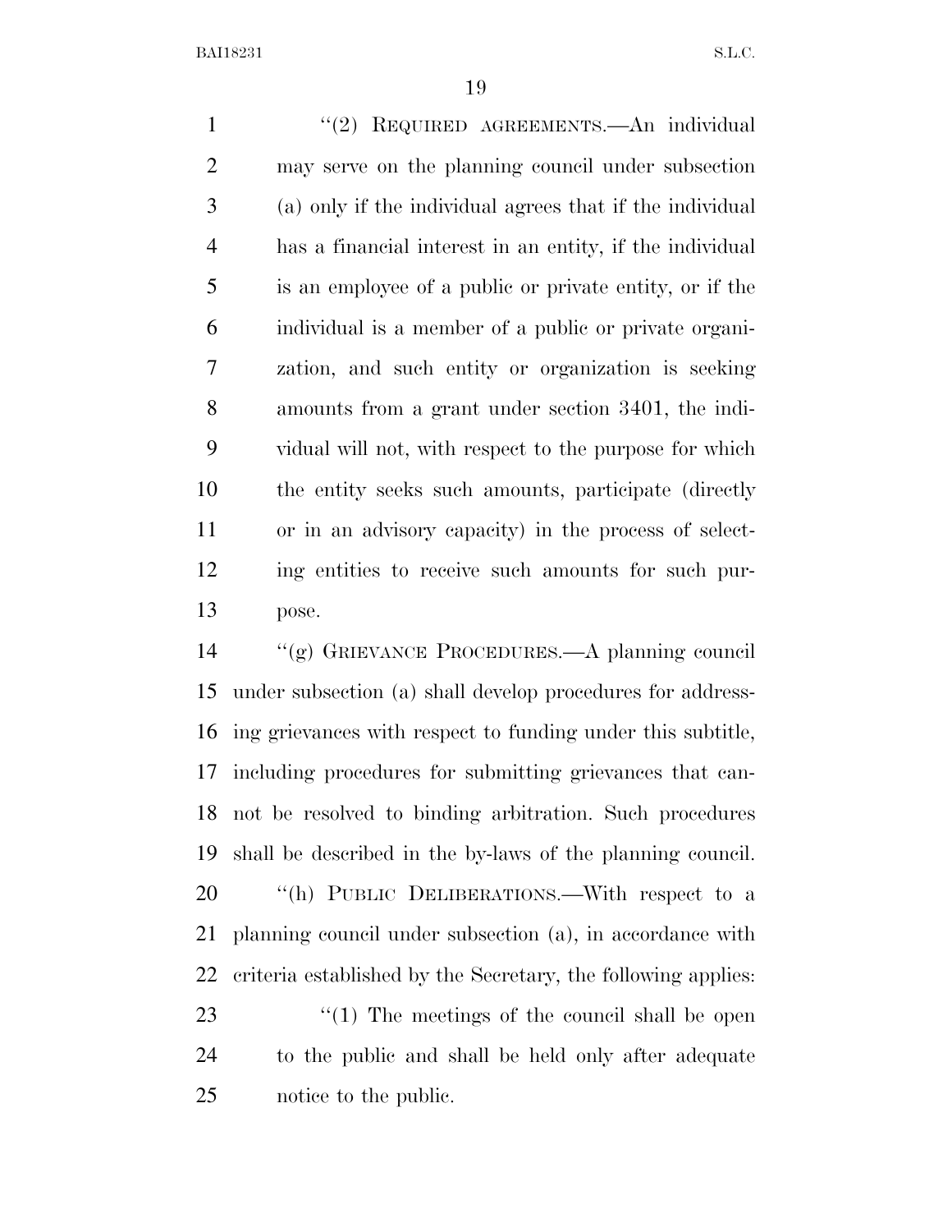"(2) REQUIRED AGREEMENTS.—An individual may serve on the planning council under subsection (a) only if the individual agrees that if the individual has a financial interest in an entity, if the individual is an employee of a public or private entity, or if the individual is a member of a public or private organization, and such entity or organization is seeking amounts from a grant under section 3401, the individual will not, with respect to the purpose for which the entity seeks such amounts, participate (directly or in an advisory capacity) in the process of selecting entities to receive such amounts for such purpose.

"(g) GRIEVANCE PROCEDURES.—A planning council under subsection (a) shall develop procedures for addressing grievances with respect to funding under this subtitle, including procedures for submitting grievances that cannot be resolved to binding arbitration. Such procedures shall be described in the by-laws of the planning council.

"(h) PUBLIC DELIBERATIONS.—With respect to a planning council under subsection (a), in accordance with criteria established by the Secretary, the following applies:

"(1) The meetings of the council shall be open to the public and shall be held only after adequate notice to the public.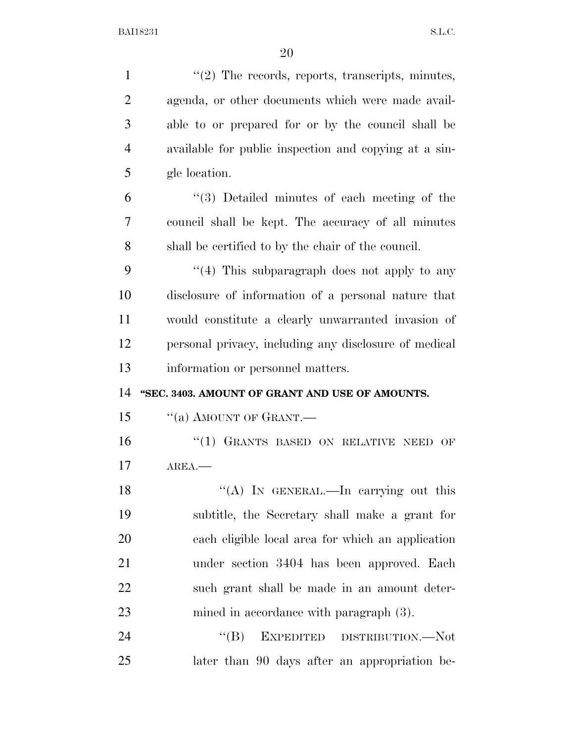''(2) The records, reports, transcripts, minutes, agenda, or other documents which were made available to or prepared for or by the council shall be available for public inspection and copying at a single location.

''(3) Detailed minutes of each meeting of the council shall be kept. The accuracy of all minutes shall be certified to by the chair of the council.

''(4) This subparagraph does not apply to any disclosure of information of a personal nature that would constitute a clearly unwarranted invasion of personal privacy, including any disclosure of medical information or personnel matters.

**''SEC. 3403. AMOUNT OF GRANT AND USE OF AMOUNTS.**

''(a) AMOUNT OF GRANT.—

''(1) GRANTS BASED ON RELATIVE NEED OF AREA.—

''(A) IN GENERAL.—In carrying out this subtitle, the Secretary shall make a grant for each eligible local area for which an application under section 3404 has been approved. Each such grant shall be made in an amount determined in accordance with paragraph (3).

''(B) EXPEDITED DISTRIBUTION.—Not later than 90 days after an appropriation be-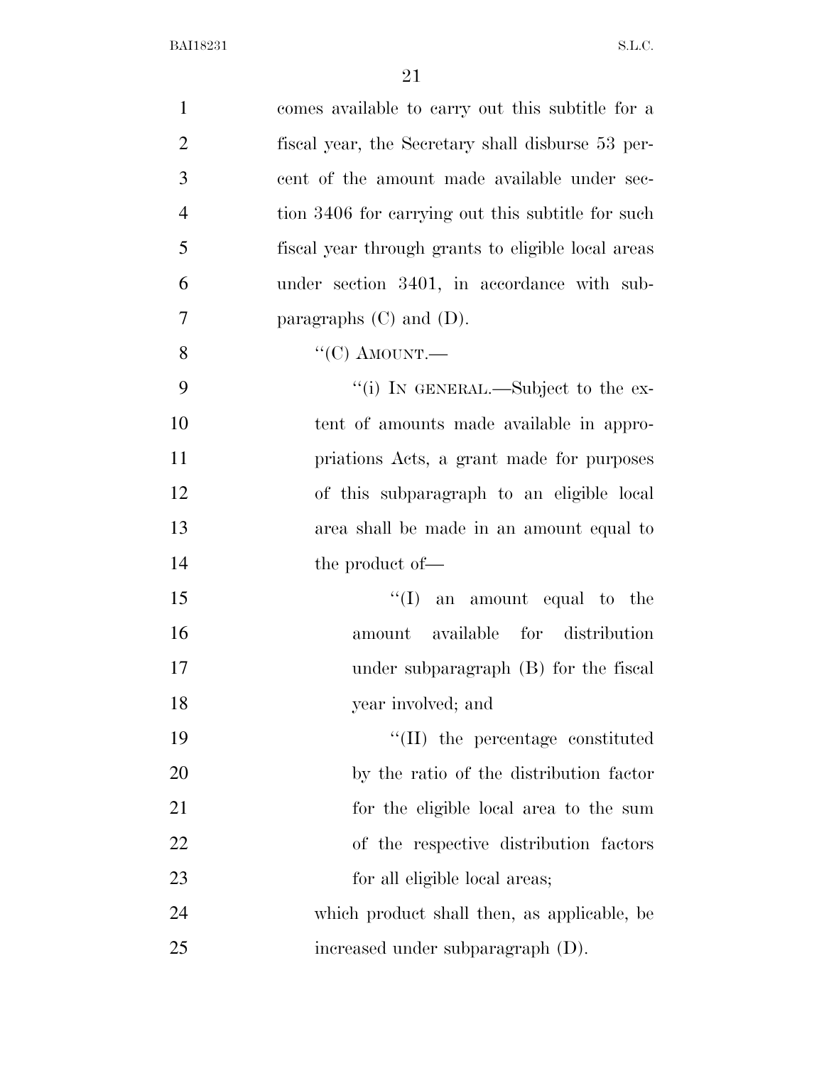comes available to carry out this subtitle for a fiscal year, the Secretary shall disburse 53 percent of the amount made available under section 3406 for carrying out this subtitle for such fiscal year through grants to eligible local areas under section 3401, in accordance with subparagraphs (C) and (D).

"(C) AMOUNT.—

"(i) IN GENERAL.—Subject to the extent of amounts made available in appropriations Acts, a grant made for purposes of this subparagraph to an eligible local area shall be made in an amount equal to the product of—

"(I) an amount equal to the amount available for distribution under subparagraph (B) for the fiscal year involved; and

"(II) the percentage constituted by the ratio of the distribution factor for the eligible local area to the sum of the respective distribution factors for all eligible local areas;

which product shall then, as applicable, be increased under subparagraph (D).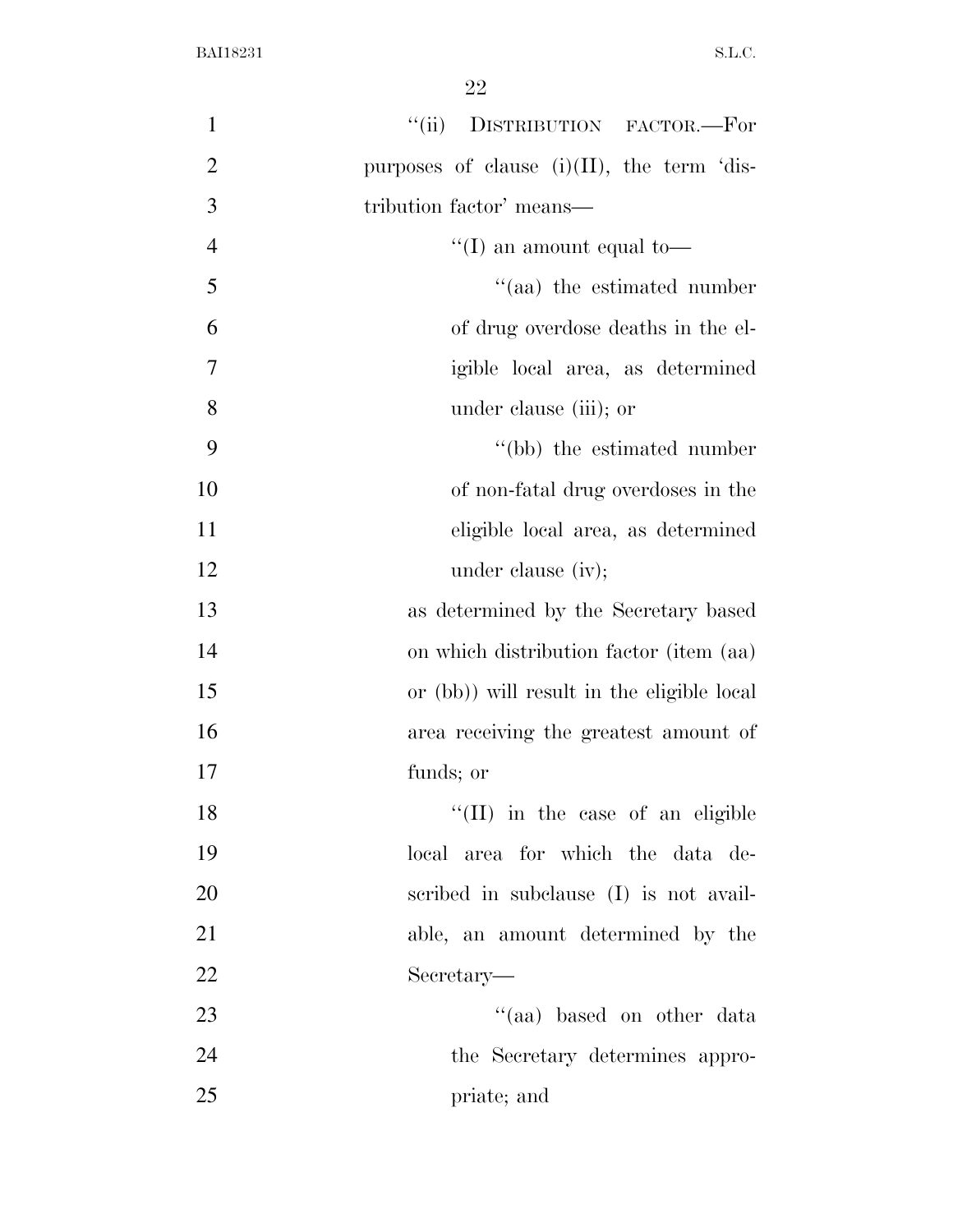"(ii) DISTRIBUTION FACTOR.—For purposes of clause (i)(II), the term 'distribution factor' means—

"(I) an amount equal to—

"(aa) the estimated number of drug overdose deaths in the eligible local area, as determined under clause (iii); or

"(bb) the estimated number of non-fatal drug overdoses in the eligible local area, as determined under clause (iv);

as determined by the Secretary based on which distribution factor (item (aa) or (bb)) will result in the eligible local area receiving the greatest amount of funds; or

"(II) in the case of an eligible local area for which the data described in subclause (I) is not available, an amount determined by the Secretary—

"(aa) based on other data the Secretary determines appropriate; and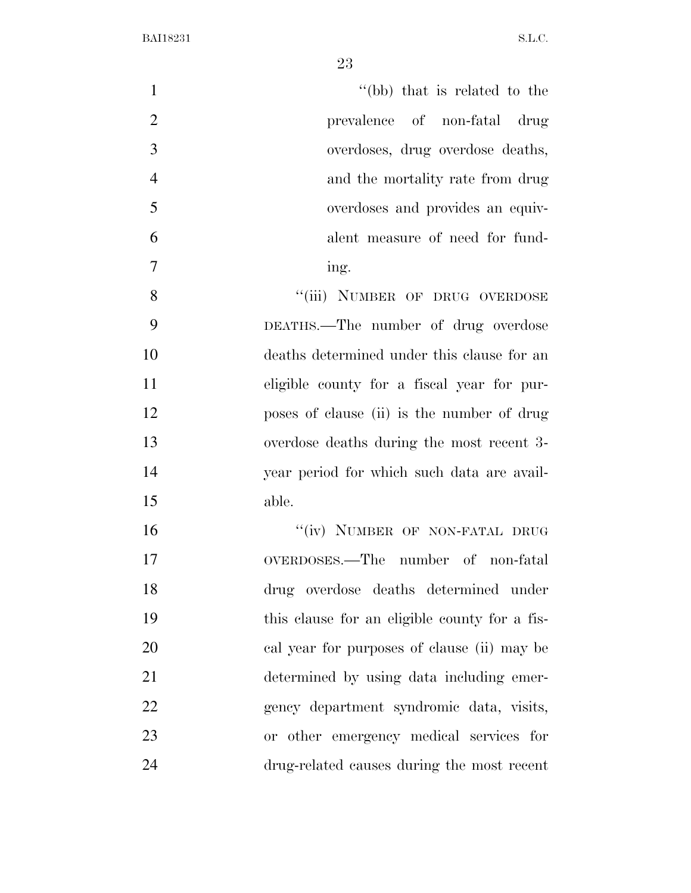"(bb) that is related to the prevalence of non-fatal drug overdoses, drug overdose deaths, and the mortality rate from drug overdoses and provides an equivalent measure of need for funding.

"(iii) NUMBER OF DRUG OVERDOSE DEATHS.—The number of drug overdose deaths determined under this clause for an eligible county for a fiscal year for purposes of clause (ii) is the number of drug overdose deaths during the most recent 3-year period for which such data are available.

"(iv) NUMBER OF NON-FATAL DRUG OVERDOSES.—The number of non-fatal drug overdose deaths determined under this clause for an eligible county for a fiscal year for purposes of clause (ii) may be determined by using data including emergency department syndromic data, visits, or other emergency medical services for drug-related causes during the most recent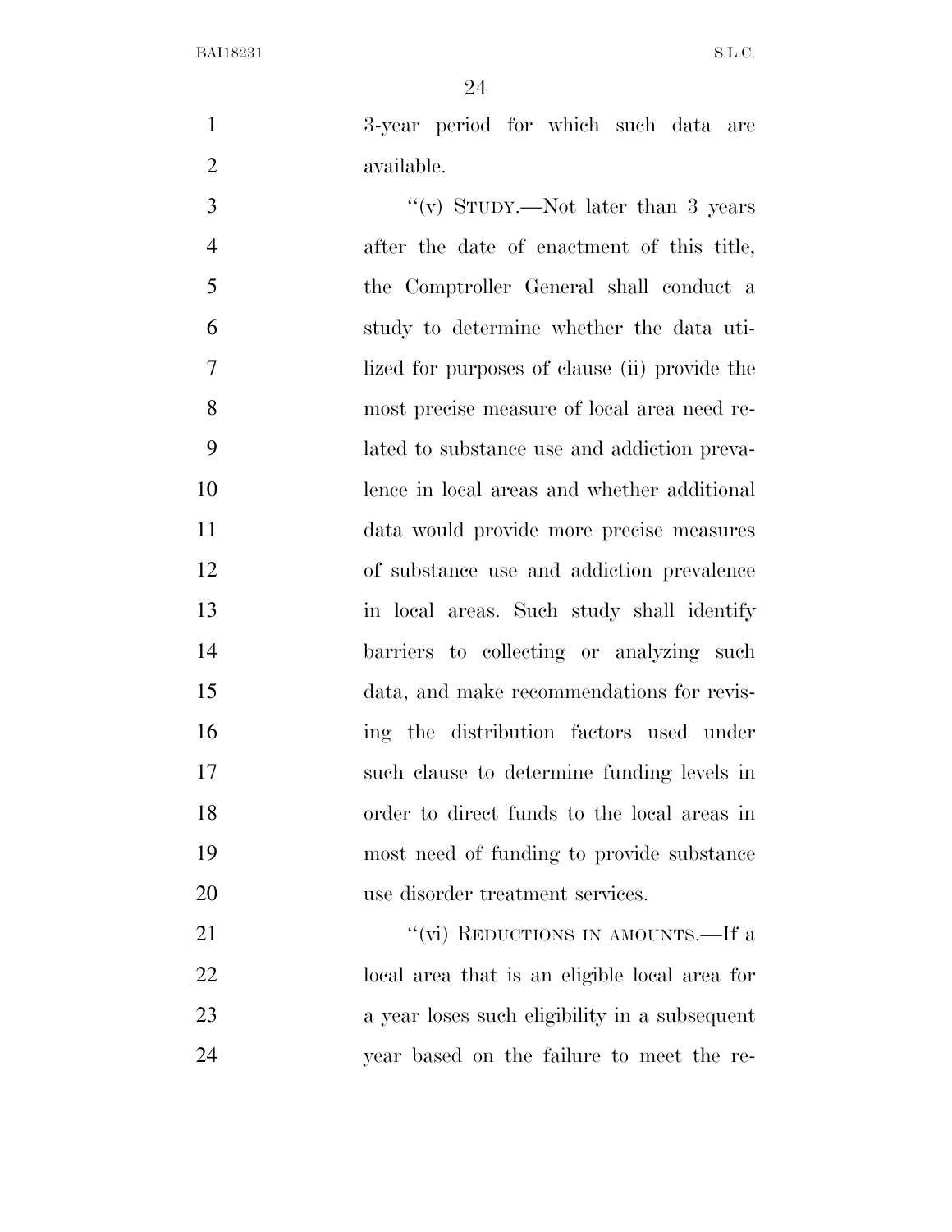3-year period for which such data are available.

"(v) STUDY.—Not later than 3 years after the date of enactment of this title, the Comptroller General shall conduct a study to determine whether the data utilized for purposes of clause (ii) provide the most precise measure of local area need related to substance use and addiction prevalence in local areas and whether additional data would provide more precise measures of substance use and addiction prevalence in local areas. Such study shall identify barriers to collecting or analyzing such data, and make recommendations for revising the distribution factors used under such clause to determine funding levels in order to direct funds to the local areas in most need of funding to provide substance use disorder treatment services.

"(vi) REDUCTIONS IN AMOUNTS.—If a local area that is an eligible local area for a year loses such eligibility in a subsequent year based on the failure to meet the re-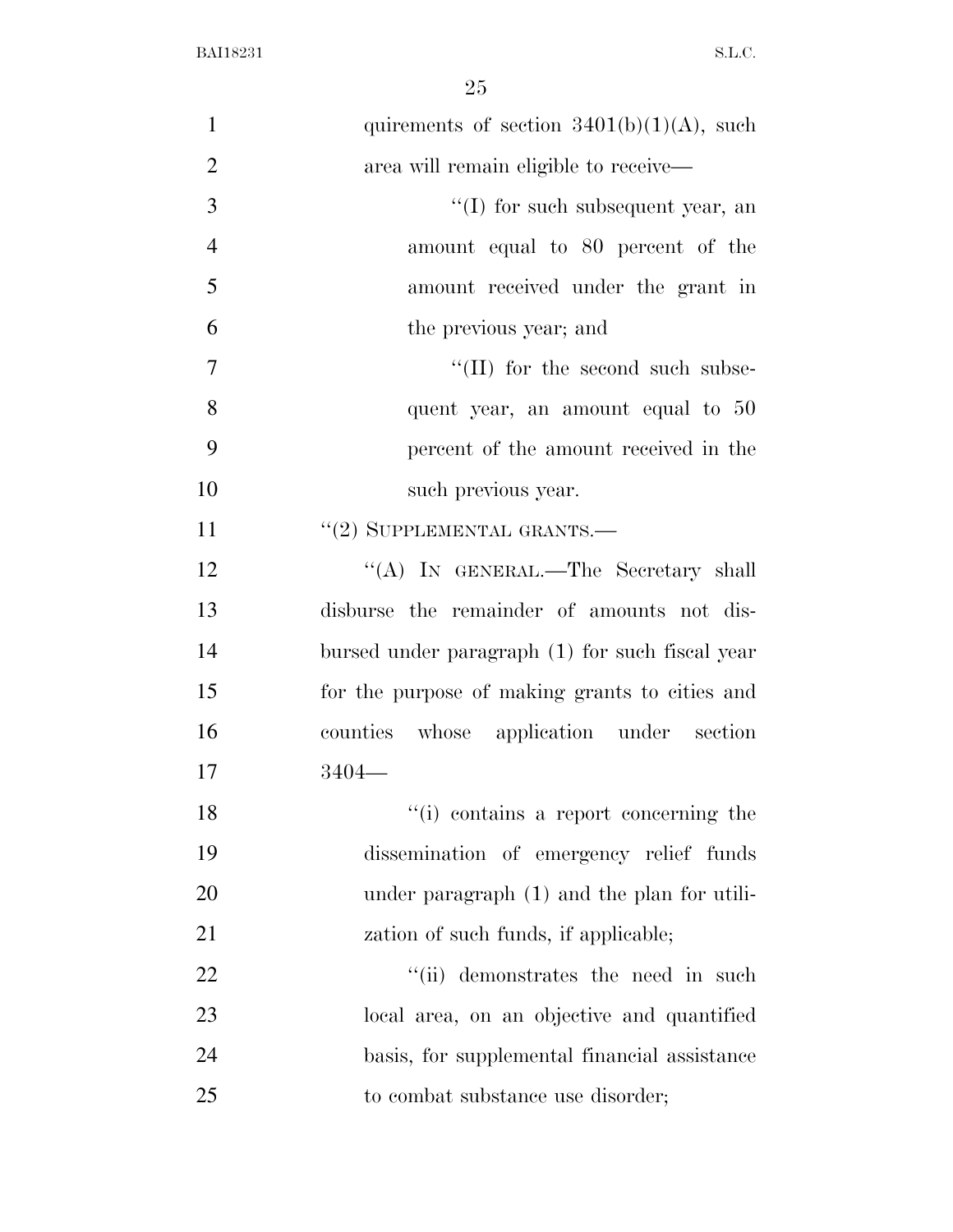quirements of section 3401(b)(1)(A), such area will remain eligible to receive—

"(I) for such subsequent year, an amount equal to 80 percent of the amount received under the grant in the previous year; and

"(II) for the second such subsequent year, an amount equal to 50 percent of the amount received in the such previous year.

"(2) SUPPLEMENTAL GRANTS.—

"(A) IN GENERAL.—The Secretary shall disburse the remainder of amounts not disbursed under paragraph (1) for such fiscal year for the purpose of making grants to cities and counties whose application under section 3404—

"(i) contains a report concerning the dissemination of emergency relief funds under paragraph (1) and the plan for utilization of such funds, if applicable;

"(ii) demonstrates the need in such local area, on an objective and quantified basis, for supplemental financial assistance to combat substance use disorder;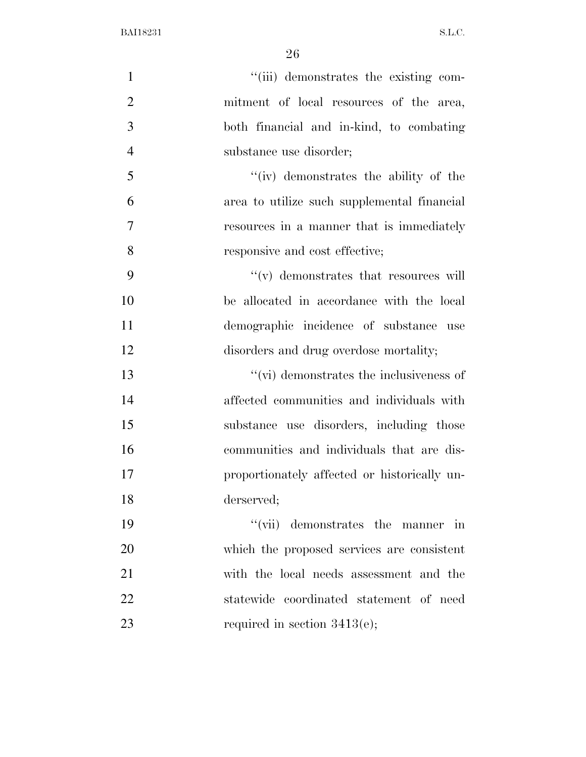''(iii) demonstrates the existing commitment of local resources of the area, both financial and in-kind, to combating substance use disorder;

''(iv) demonstrates the ability of the area to utilize such supplemental financial resources in a manner that is immediately responsive and cost effective;

''(v) demonstrates that resources will be allocated in accordance with the local demographic incidence of substance use disorders and drug overdose mortality;

''(vi) demonstrates the inclusiveness of affected communities and individuals with substance use disorders, including those communities and individuals that are disproportionately affected or historically underserved;

''(vii) demonstrates the manner in which the proposed services are consistent with the local needs assessment and the statewide coordinated statement of need required in section 3413(e);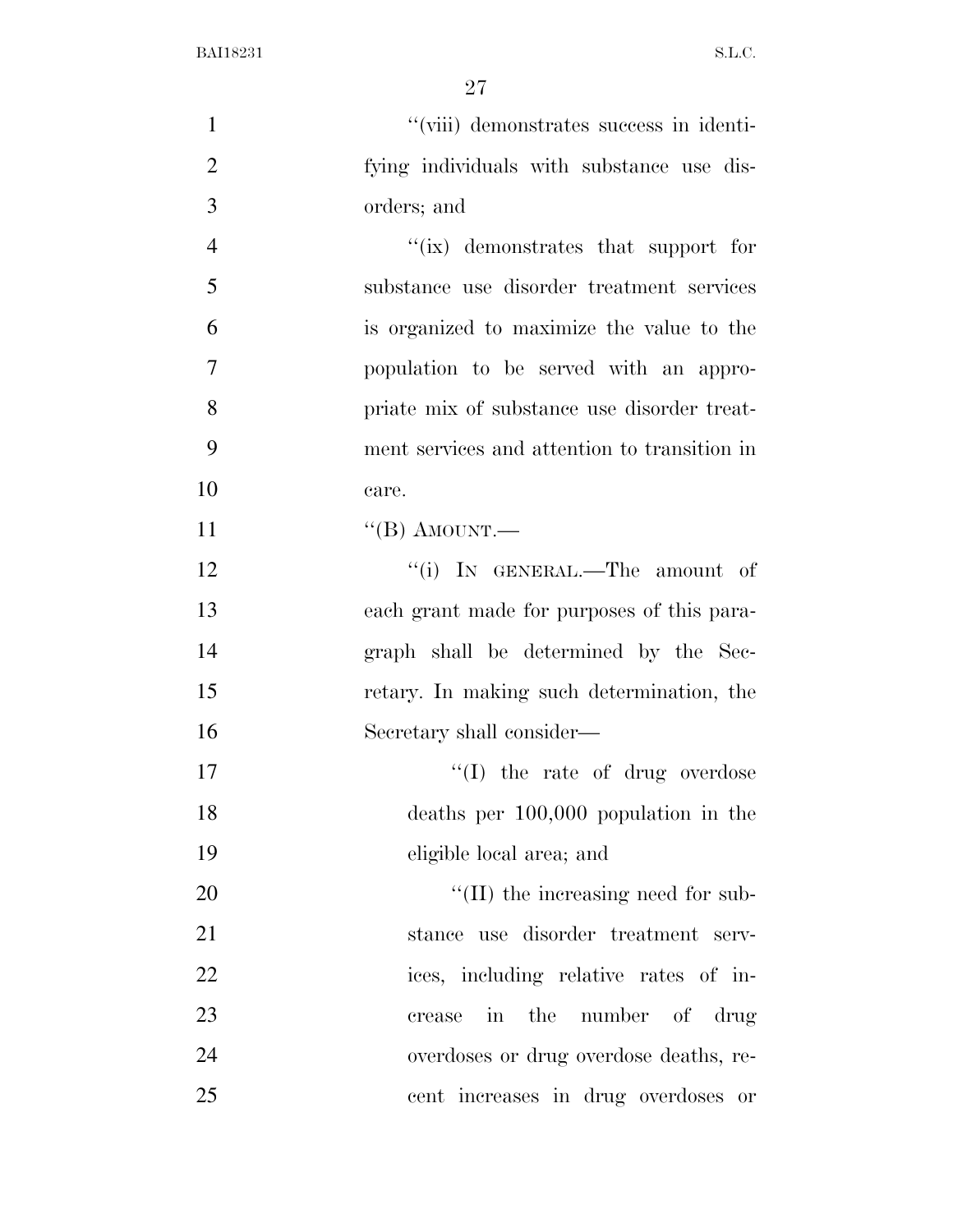''(viii) demonstrates success in identifying individuals with substance use disorders; and

''(ix) demonstrates that support for substance use disorder treatment services is organized to maximize the value to the population to be served with an appropriate mix of substance use disorder treatment services and attention to transition in care.

''(B) AMOUNT.—

''(i) IN GENERAL.—The amount of each grant made for purposes of this paragraph shall be determined by the Secretary. In making such determination, the Secretary shall consider—

''(I) the rate of drug overdose deaths per 100,000 population in the eligible local area; and

''(II) the increasing need for substance use disorder treatment services, including relative rates of increase in the number of drug overdoses or drug overdose deaths, recent increases in drug overdoses or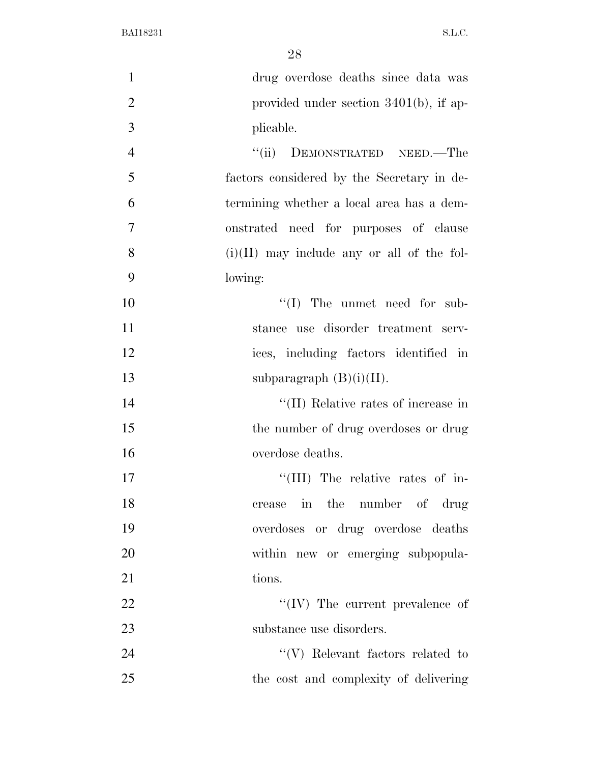drug overdose deaths since data was provided under section 3401(b), if applicable.

''(ii) DEMONSTRATED NEED.—The factors considered by the Secretary in determining whether a local area has a demonstrated need for purposes of clause (i)(II) may include any or all of the following:

''(I) The unmet need for substance use disorder treatment services, including factors identified in subparagraph (B)(i)(II).

''(II) Relative rates of increase in the number of drug overdoses or drug overdose deaths.

''(III) The relative rates of increase in the number of drug overdoses or drug overdose deaths within new or emerging subpopulations.

''(IV) The current prevalence of substance use disorders.

''(V) Relevant factors related to the cost and complexity of delivering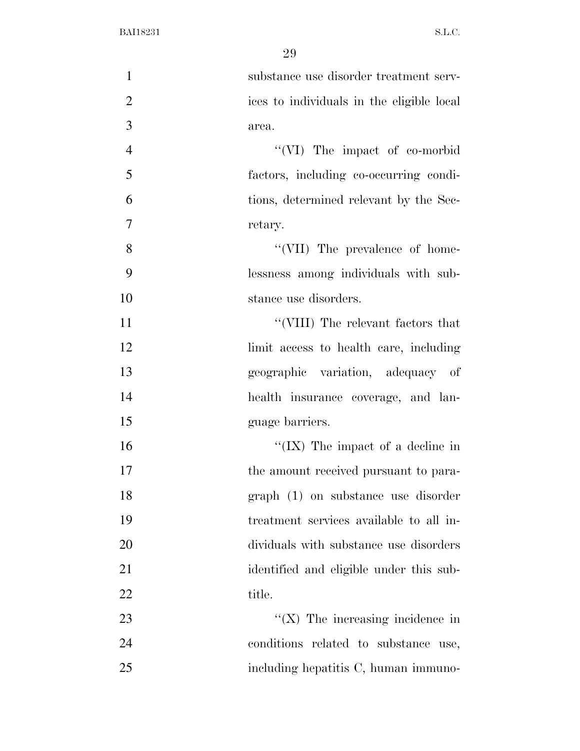substance use disorder treatment services to individuals in the eligible local area.

''(VI) The impact of co-morbid factors, including co-occurring conditions, determined relevant by the Secretary.

''(VII) The prevalence of homelessness among individuals with substance use disorders.

''(VIII) The relevant factors that limit access to health care, including geographic variation, adequacy of health insurance coverage, and language barriers.

''(IX) The impact of a decline in the amount received pursuant to paragraph (1) on substance use disorder treatment services available to all individuals with substance use disorders identified and eligible under this subtitle.

''(X) The increasing incidence in conditions related to substance use, including hepatitis C, human immuno-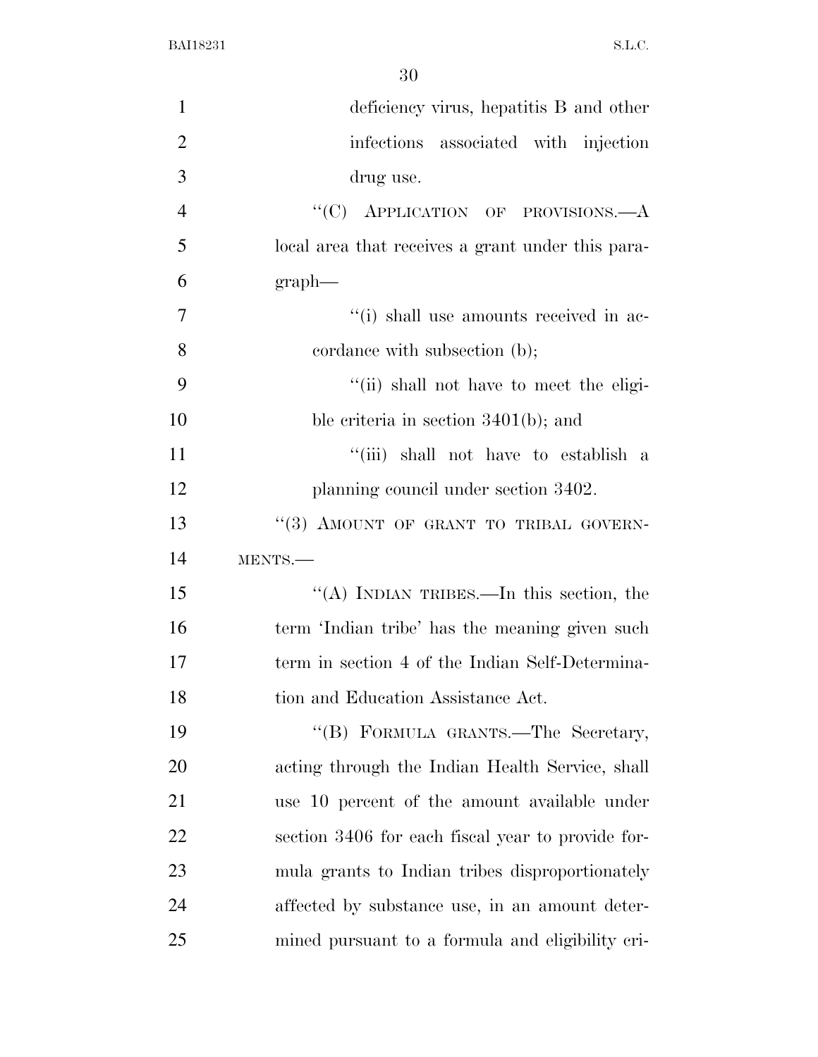deficiency virus, hepatitis B and other infections associated with injection drug use.

"(C) APPLICATION OF PROVISIONS.—A local area that receives a grant under this paragraph—

"(i) shall use amounts received in accordance with subsection (b);

"(ii) shall not have to meet the eligible criteria in section 3401(b); and

"(iii) shall not have to establish a planning council under section 3402.

"(3) AMOUNT OF GRANT TO TRIBAL GOVERNMENTS.—

"(A) INDIAN TRIBES.—In this section, the term 'Indian tribe' has the meaning given such term in section 4 of the Indian Self-Determination and Education Assistance Act.

"(B) FORMULA GRANTS.—The Secretary, acting through the Indian Health Service, shall use 10 percent of the amount available under section 3406 for each fiscal year to provide formula grants to Indian tribes disproportionately affected by substance use, in an amount determined pursuant to a formula and eligibility cri-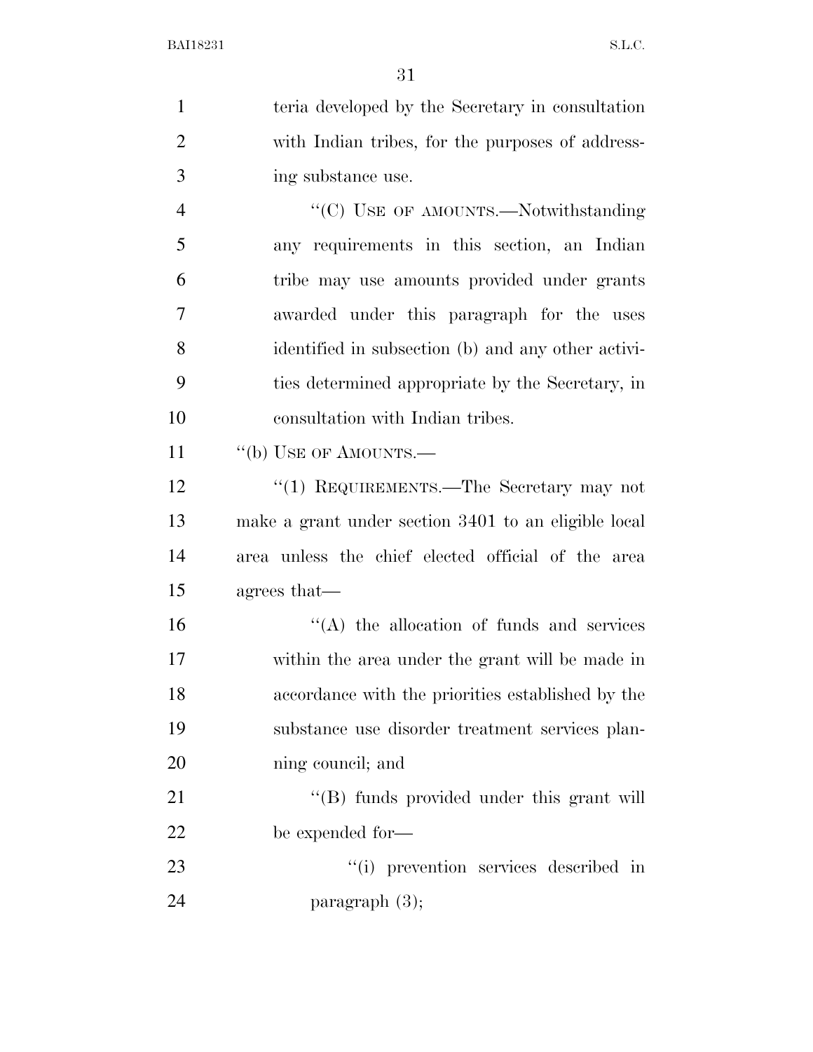teria developed by the Secretary in consultation with Indian tribes, for the purposes of addressing substance use.

"(C) USE OF AMOUNTS.—Notwithstanding any requirements in this section, an Indian tribe may use amounts provided under grants awarded under this paragraph for the uses identified in subsection (b) and any other activities determined appropriate by the Secretary, in consultation with Indian tribes.

"(b) USE OF AMOUNTS.—

"(1) REQUIREMENTS.—The Secretary may not make a grant under section 3401 to an eligible local area unless the chief elected official of the area agrees that—

"(A) the allocation of funds and services within the area under the grant will be made in accordance with the priorities established by the substance use disorder treatment services planning council; and

"(B) funds provided under this grant will be expended for—

"(i) prevention services described in paragraph (3);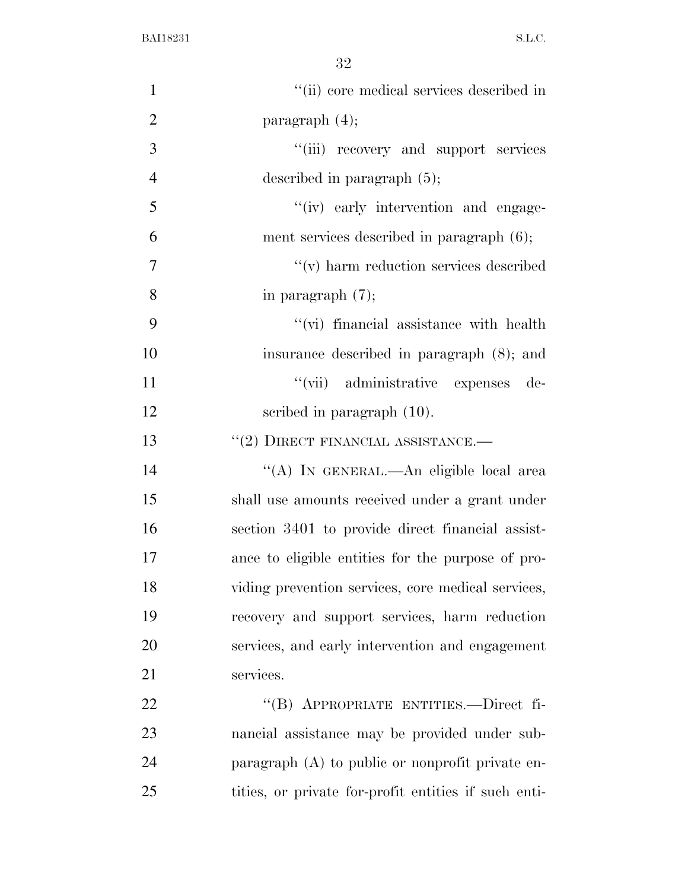"(ii) core medical services described in paragraph (4);

"(iii) recovery and support services described in paragraph (5);

"(iv) early intervention and engagement services described in paragraph (6);

"(v) harm reduction services described in paragraph (7);

"(vi) financial assistance with health insurance described in paragraph (8); and

"(vii) administrative expenses described in paragraph (10).

"(2) DIRECT FINANCIAL ASSISTANCE.—

"(A) IN GENERAL.—An eligible local area shall use amounts received under a grant under section 3401 to provide direct financial assistance to eligible entities for the purpose of providing prevention services, core medical services, recovery and support services, harm reduction services, and early intervention and engagement services.

"(B) APPROPRIATE ENTITIES.—Direct financial assistance may be provided under subparagraph (A) to public or nonprofit private entities, or private for-profit entities if such enti-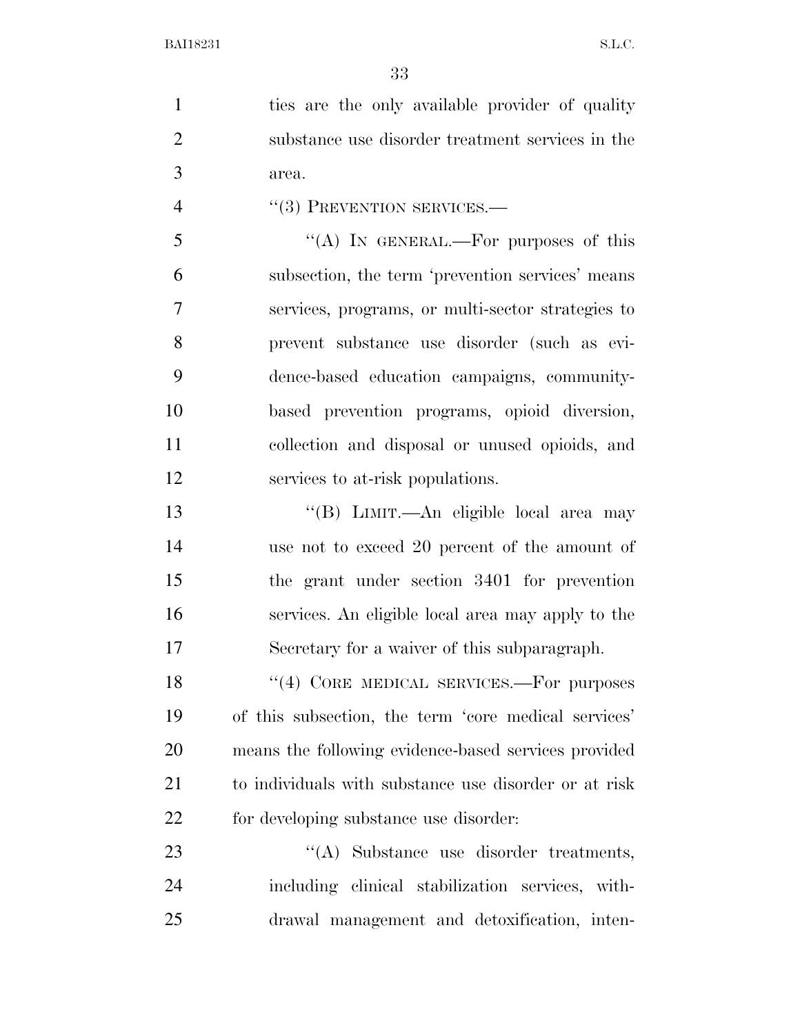ties are the only available provider of quality substance use disorder treatment services in the area.

"(3) PREVENTION SERVICES.—

"(A) IN GENERAL.—For purposes of this subsection, the term 'prevention services' means services, programs, or multi-sector strategies to prevent substance use disorder (such as evidence-based education campaigns, community-based prevention programs, opioid diversion, collection and disposal or unused opioids, and services to at-risk populations.

"(B) LIMIT.—An eligible local area may use not to exceed 20 percent of the amount of the grant under section 3401 for prevention services. An eligible local area may apply to the Secretary for a waiver of this subparagraph.

"(4) CORE MEDICAL SERVICES.—For purposes of this subsection, the term 'core medical services' means the following evidence-based services provided to individuals with substance use disorder or at risk for developing substance use disorder:

"(A) Substance use disorder treatments, including clinical stabilization services, withdrawal management and detoxification, inten-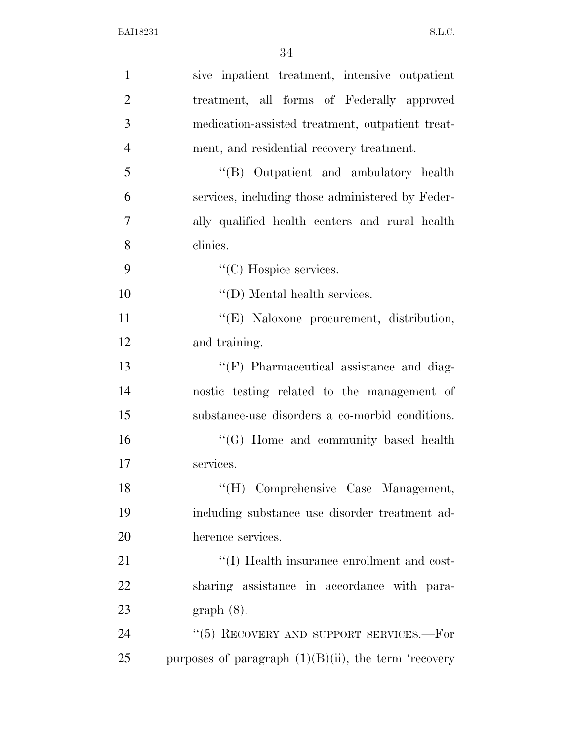sive inpatient treatment, intensive outpatient treatment, all forms of Federally approved medication-assisted treatment, outpatient treatment, and residential recovery treatment.

"(B) Outpatient and ambulatory health services, including those administered by Federally qualified health centers and rural health clinics.

"(C) Hospice services.

"(D) Mental health services.

"(E) Naloxone procurement, distribution, and training.

"(F) Pharmaceutical assistance and diagnostic testing related to the management of substance-use disorders a co-morbid conditions.

"(G) Home and community based health services.

"(H) Comprehensive Case Management, including substance use disorder treatment adherence services.

"(I) Health insurance enrollment and cost-sharing assistance in accordance with paragraph (8).

"(5) RECOVERY AND SUPPORT SERVICES.—For purposes of paragraph (1)(B)(ii), the term 'recovery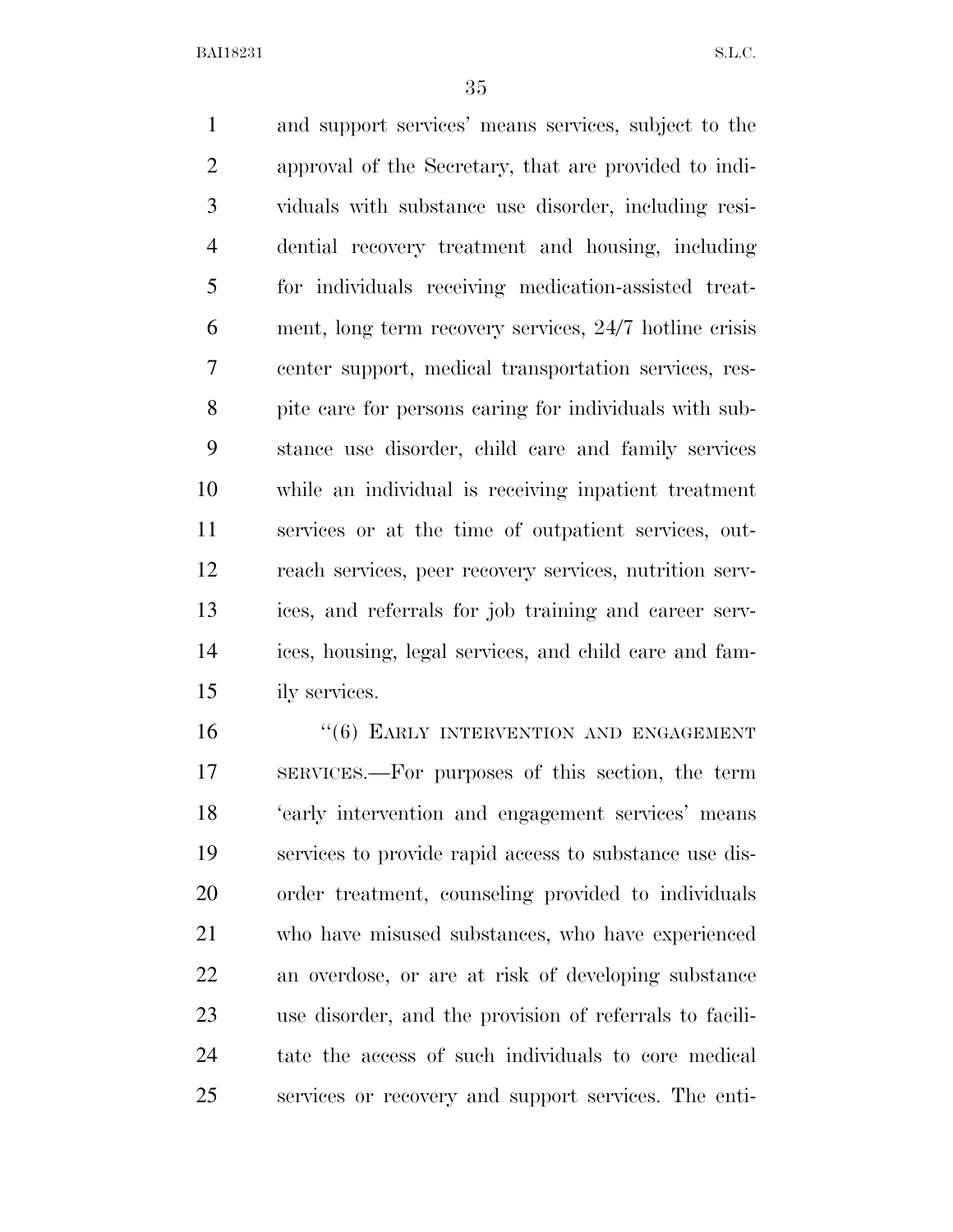and support services' means services, subject to the approval of the Secretary, that are provided to individuals with substance use disorder, including residential recovery treatment and housing, including for individuals receiving medication-assisted treatment, long term recovery services, 24/7 hotline crisis center support, medical transportation services, respite care for persons caring for individuals with substance use disorder, child care and family services while an individual is receiving inpatient treatment services or at the time of outpatient services, outreach services, peer recovery services, nutrition services, and referrals for job training and career services, housing, legal services, and child care and family services.

"(6) EARLY INTERVENTION AND ENGAGEMENT SERVICES.—For purposes of this section, the term 'early intervention and engagement services' means services to provide rapid access to substance use disorder treatment, counseling provided to individuals who have misused substances, who have experienced an overdose, or are at risk of developing substance use disorder, and the provision of referrals to facilitate the access of such individuals to core medical services or recovery and support services. The enti-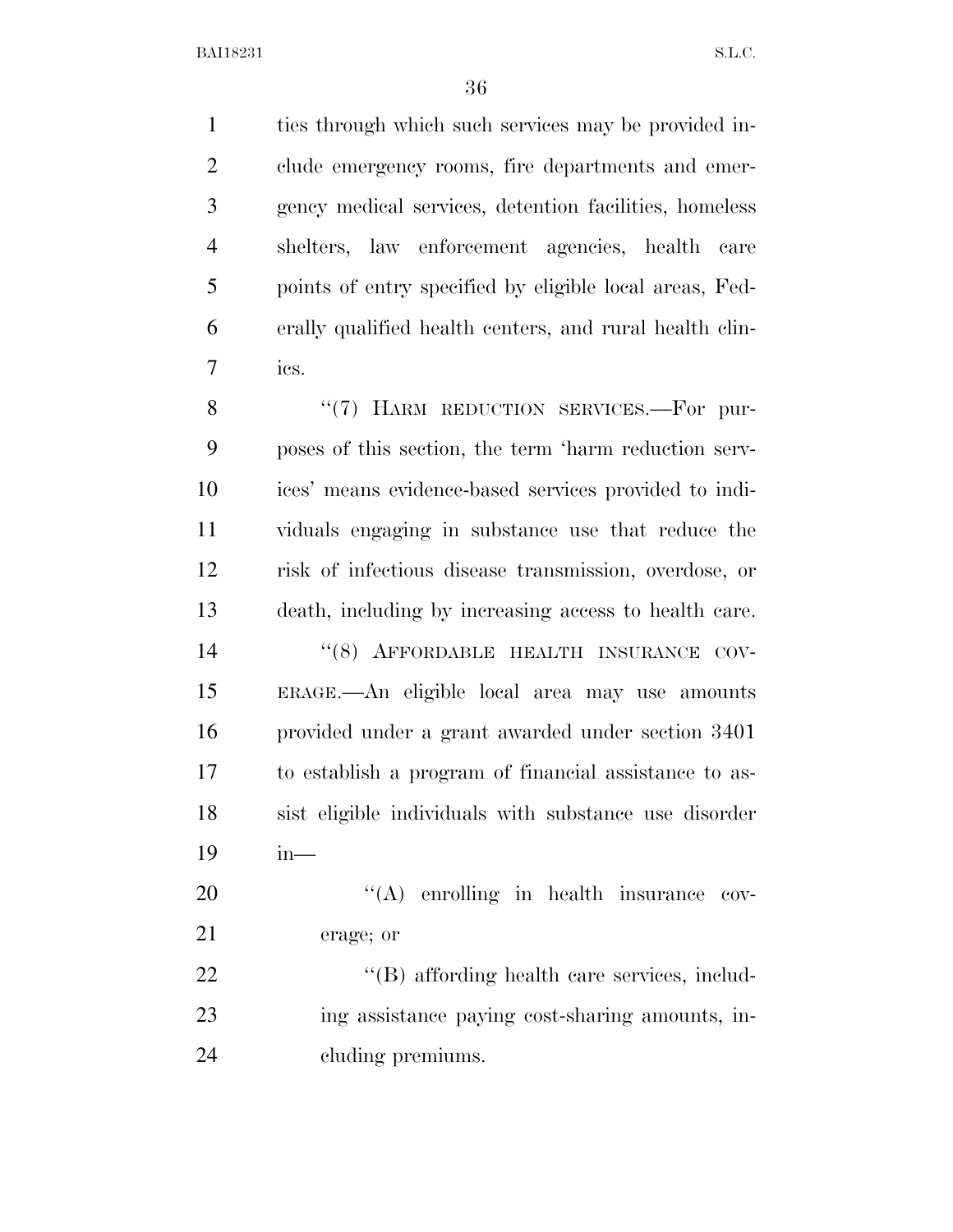ties through which such services may be provided include emergency rooms, fire departments and emergency medical services, detention facilities, homeless shelters, law enforcement agencies, health care points of entry specified by eligible local areas, Federally qualified health centers, and rural health clinics.

"(7) HARM REDUCTION SERVICES.—For purposes of this section, the term 'harm reduction services' means evidence-based services provided to individuals engaging in substance use that reduce the risk of infectious disease transmission, overdose, or death, including by increasing access to health care.

"(8) AFFORDABLE HEALTH INSURANCE COVERAGE.—An eligible local area may use amounts provided under a grant awarded under section 3401 to establish a program of financial assistance to assist eligible individuals with substance use disorder in—

"(A) enrolling in health insurance coverage; or

"(B) affording health care services, including assistance paying cost-sharing amounts, including premiums.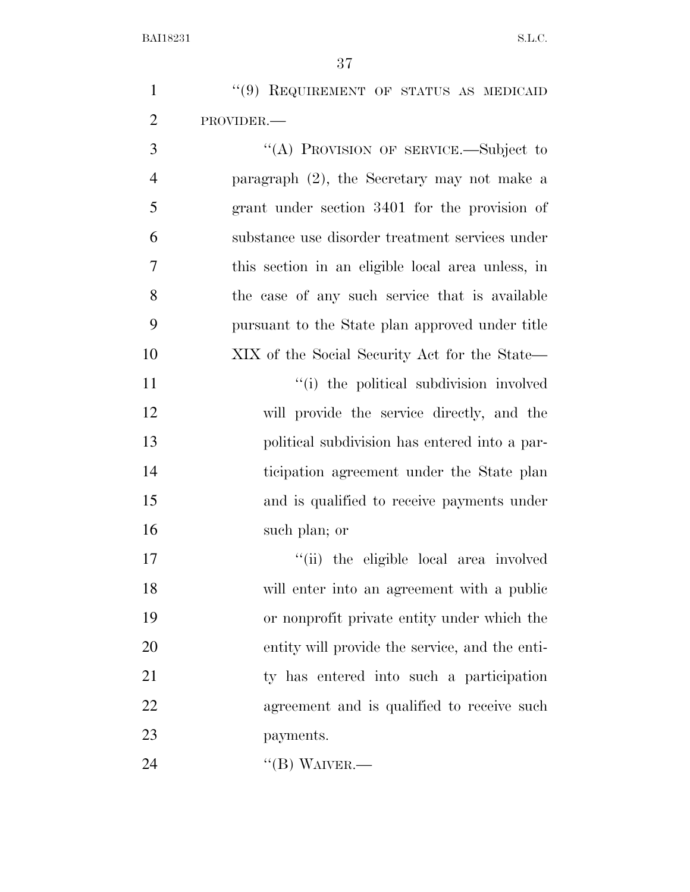“(9) REQUIREMENT OF STATUS AS MEDICAID PROVIDER.—

“(A) PROVISION OF SERVICE.—Subject to paragraph (2), the Secretary may not make a grant under section 3401 for the provision of substance use disorder treatment services under this section in an eligible local area unless, in the case of any such service that is available pursuant to the State plan approved under title XIX of the Social Security Act for the State—

“(i) the political subdivision involved will provide the service directly, and the political subdivision has entered into a participation agreement under the State plan and is qualified to receive payments under such plan; or

“(ii) the eligible local area involved will enter into an agreement with a public or nonprofit private entity under which the entity will provide the service, and the entity has entered into such a participation agreement and is qualified to receive such payments.

“(B) WAIVER.—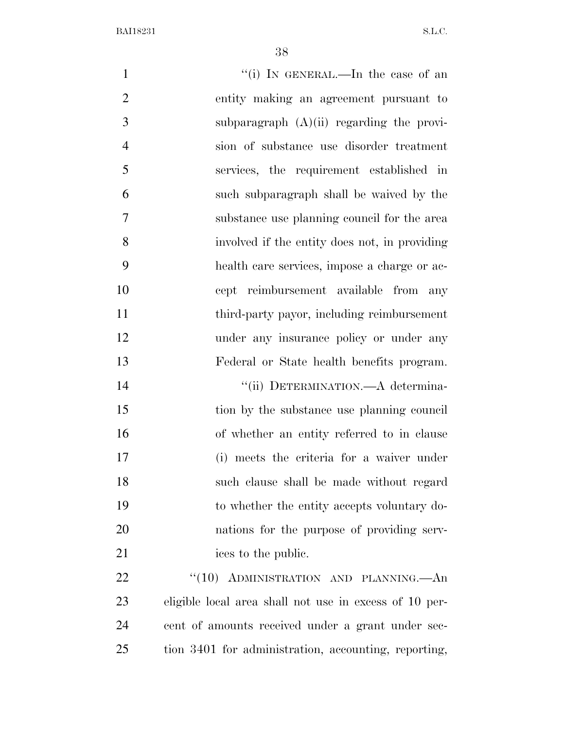"(i) IN GENERAL.—In the case of an entity making an agreement pursuant to subparagraph (A)(ii) regarding the provision of substance use disorder treatment services, the requirement established in such subparagraph shall be waived by the substance use planning council for the area involved if the entity does not, in providing health care services, impose a charge or accept reimbursement available from any third-party payor, including reimbursement under any insurance policy or under any Federal or State health benefits program.

"(ii) DETERMINATION.—A determination by the substance use planning council of whether an entity referred to in clause (i) meets the criteria for a waiver under such clause shall be made without regard to whether the entity accepts voluntary donations for the purpose of providing services to the public.

"(10) ADMINISTRATION AND PLANNING.—An eligible local area shall not use in excess of 10 percent of amounts received under a grant under section 3401 for administration, accounting, reporting,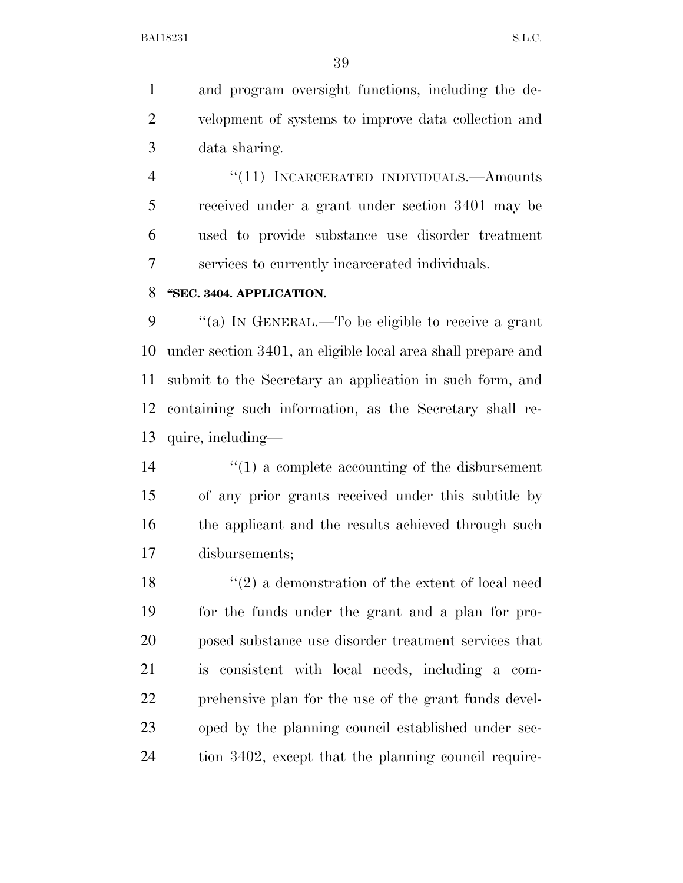and program oversight functions, including the development of systems to improve data collection and data sharing.

"(11) INCARCERATED INDIVIDUALS.—Amounts received under a grant under section 3401 may be used to provide substance use disorder treatment services to currently incarcerated individuals.

**"SEC. 3404. APPLICATION.**

"(a) IN GENERAL.—To be eligible to receive a grant under section 3401, an eligible local area shall prepare and submit to the Secretary an application in such form, and containing such information, as the Secretary shall require, including—

"(1) a complete accounting of the disbursement of any prior grants received under this subtitle by the applicant and the results achieved through such disbursements;

"(2) a demonstration of the extent of local need for the funds under the grant and a plan for proposed substance use disorder treatment services that is consistent with local needs, including a comprehensive plan for the use of the grant funds developed by the planning council established under section 3402, except that the planning council require-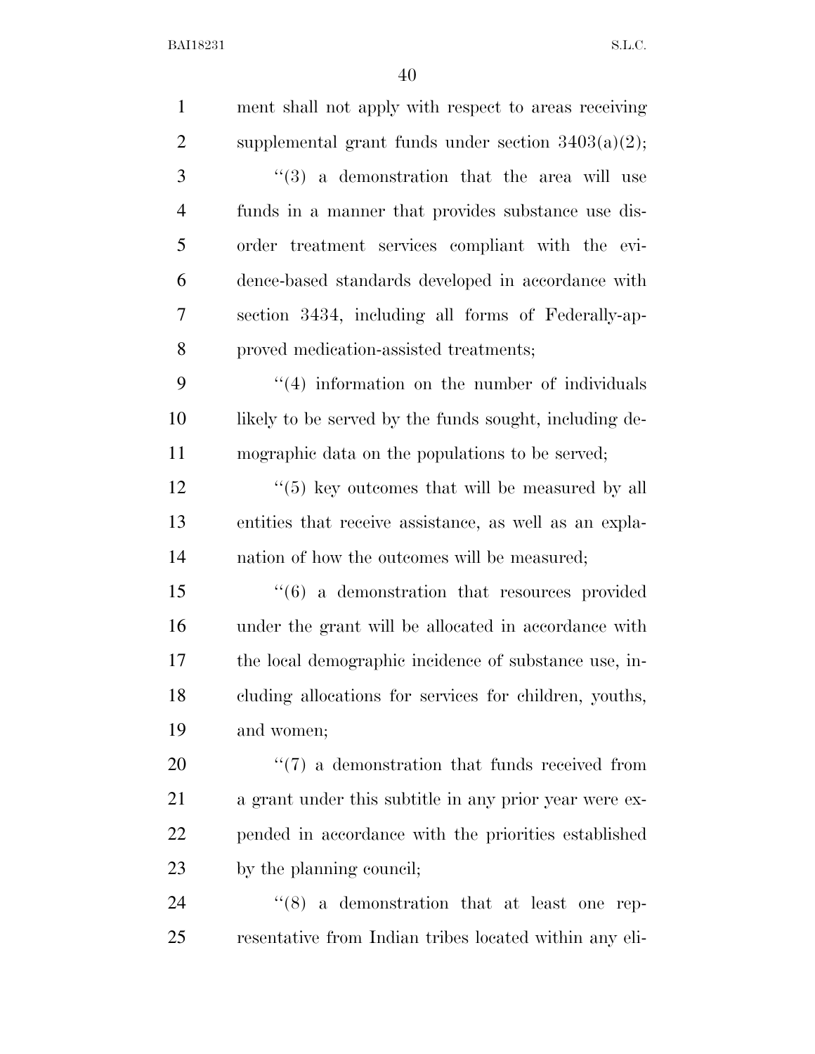ment shall not apply with respect to areas receiving supplemental grant funds under section 3403(a)(2);

"(3) a demonstration that the area will use funds in a manner that provides substance use disorder treatment services compliant with the evidence-based standards developed in accordance with section 3434, including all forms of Federally-approved medication-assisted treatments;

"(4) information on the number of individuals likely to be served by the funds sought, including demographic data on the populations to be served;

"(5) key outcomes that will be measured by all entities that receive assistance, as well as an explanation of how the outcomes will be measured;

"(6) a demonstration that resources provided under the grant will be allocated in accordance with the local demographic incidence of substance use, including allocations for services for children, youths, and women;

"(7) a demonstration that funds received from a grant under this subtitle in any prior year were expended in accordance with the priorities established by the planning council;

"(8) a demonstration that at least one representative from Indian tribes located within any eli-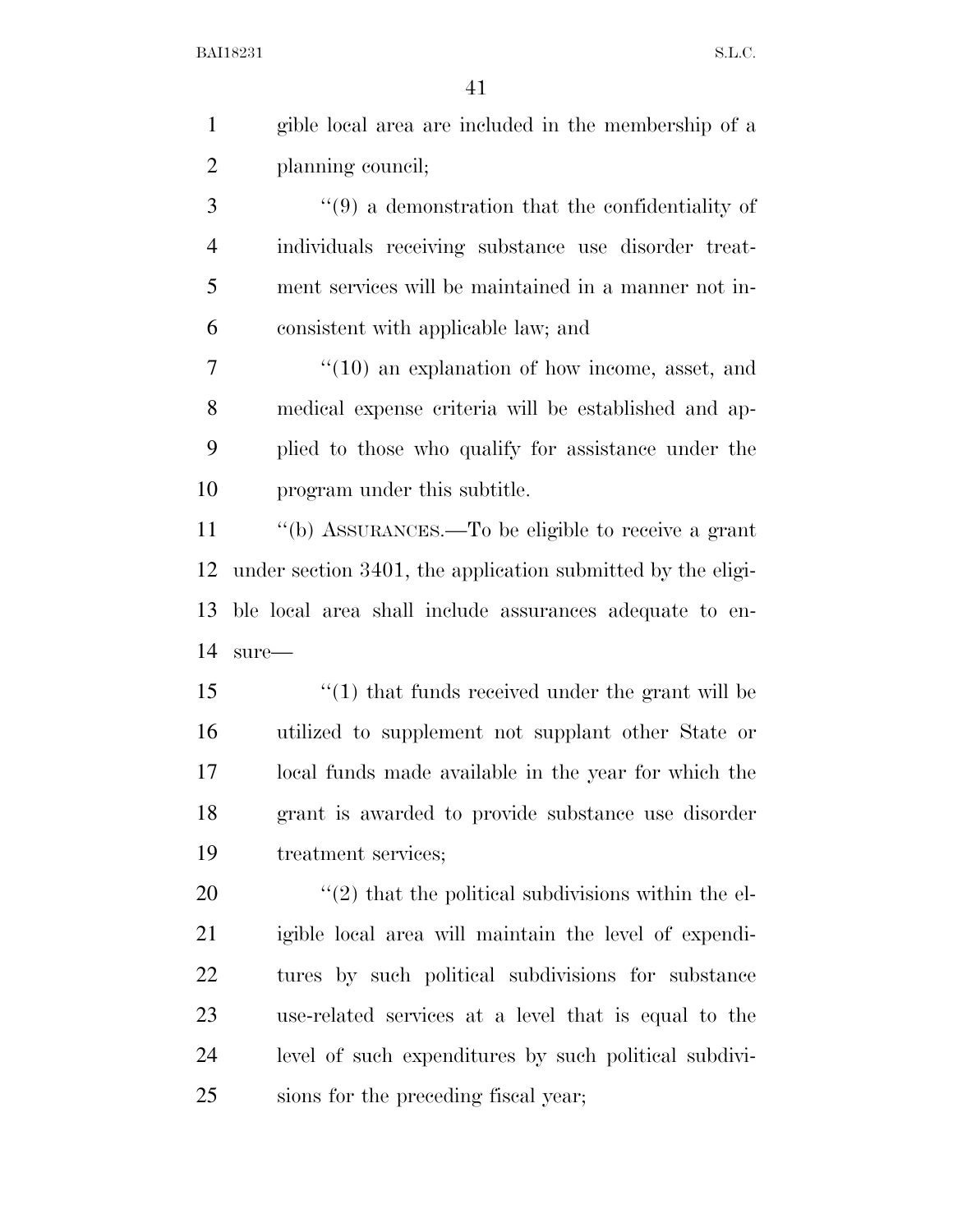gible local area are included in the membership of a planning council;

"(9) a demonstration that the confidentiality of individuals receiving substance use disorder treatment services will be maintained in a manner not inconsistent with applicable law; and

"(10) an explanation of how income, asset, and medical expense criteria will be established and applied to those who qualify for assistance under the program under this subtitle.

"(b) ASSURANCES.—To be eligible to receive a grant under section 3401, the application submitted by the eligible local area shall include assurances adequate to ensure—

"(1) that funds received under the grant will be utilized to supplement not supplant other State or local funds made available in the year for which the grant is awarded to provide substance use disorder treatment services;

"(2) that the political subdivisions within the eligible local area will maintain the level of expenditures by such political subdivisions for substance use-related services at a level that is equal to the level of such expenditures by such political subdivisions for the preceding fiscal year;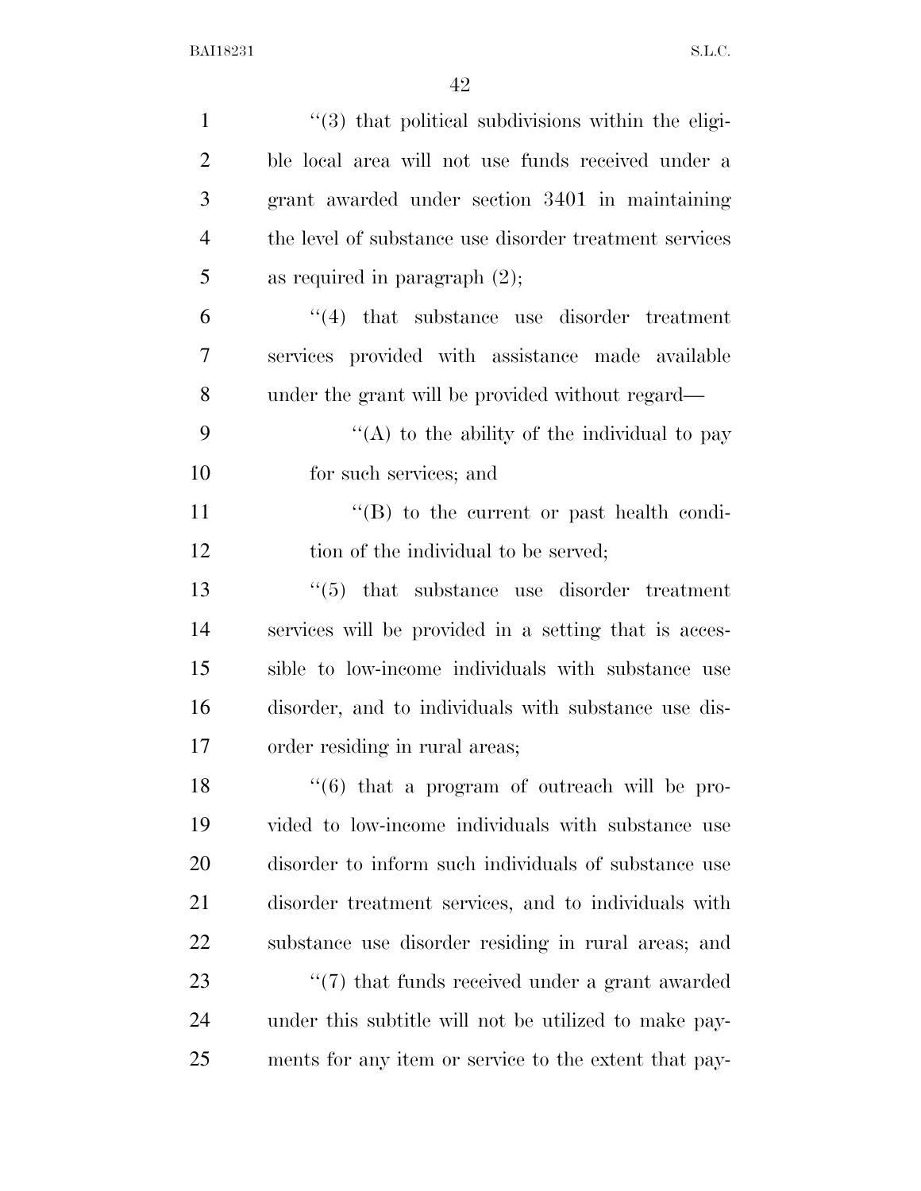"(3) that political subdivisions within the eligible local area will not use funds received under a grant awarded under section 3401 in maintaining the level of substance use disorder treatment services as required in paragraph (2);

"(4) that substance use disorder treatment services provided with assistance made available under the grant will be provided without regard—

"(A) to the ability of the individual to pay for such services; and

"(B) to the current or past health condition of the individual to be served;

"(5) that substance use disorder treatment services will be provided in a setting that is accessible to low-income individuals with substance use disorder, and to individuals with substance use disorder residing in rural areas;

"(6) that a program of outreach will be provided to low-income individuals with substance use disorder to inform such individuals of substance use disorder treatment services, and to individuals with substance use disorder residing in rural areas; and

"(7) that funds received under a grant awarded under this subtitle will not be utilized to make payments for any item or service to the extent that pay-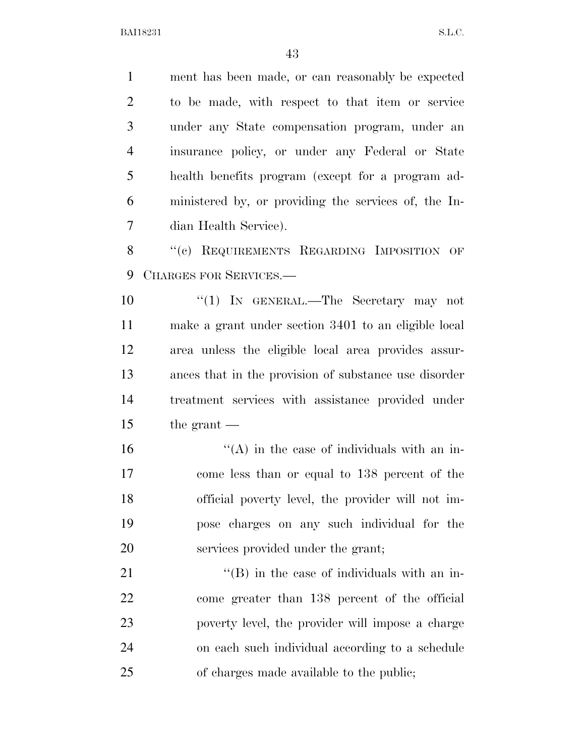ment has been made, or can reasonably be expected to be made, with respect to that item or service under any State compensation program, under an insurance policy, or under any Federal or State health benefits program (except for a program administered by, or providing the services of, the Indian Health Service).

''(c) REQUIREMENTS REGARDING IMPOSITION OF CHARGES FOR SERVICES.—

''(1) IN GENERAL.—The Secretary may not make a grant under section 3401 to an eligible local area unless the eligible local area provides assurances that in the provision of substance use disorder treatment services with assistance provided under the grant —

''(A) in the case of individuals with an income less than or equal to 138 percent of the official poverty level, the provider will not impose charges on any such individual for the services provided under the grant;

''(B) in the case of individuals with an income greater than 138 percent of the official poverty level, the provider will impose a charge on each such individual according to a schedule of charges made available to the public;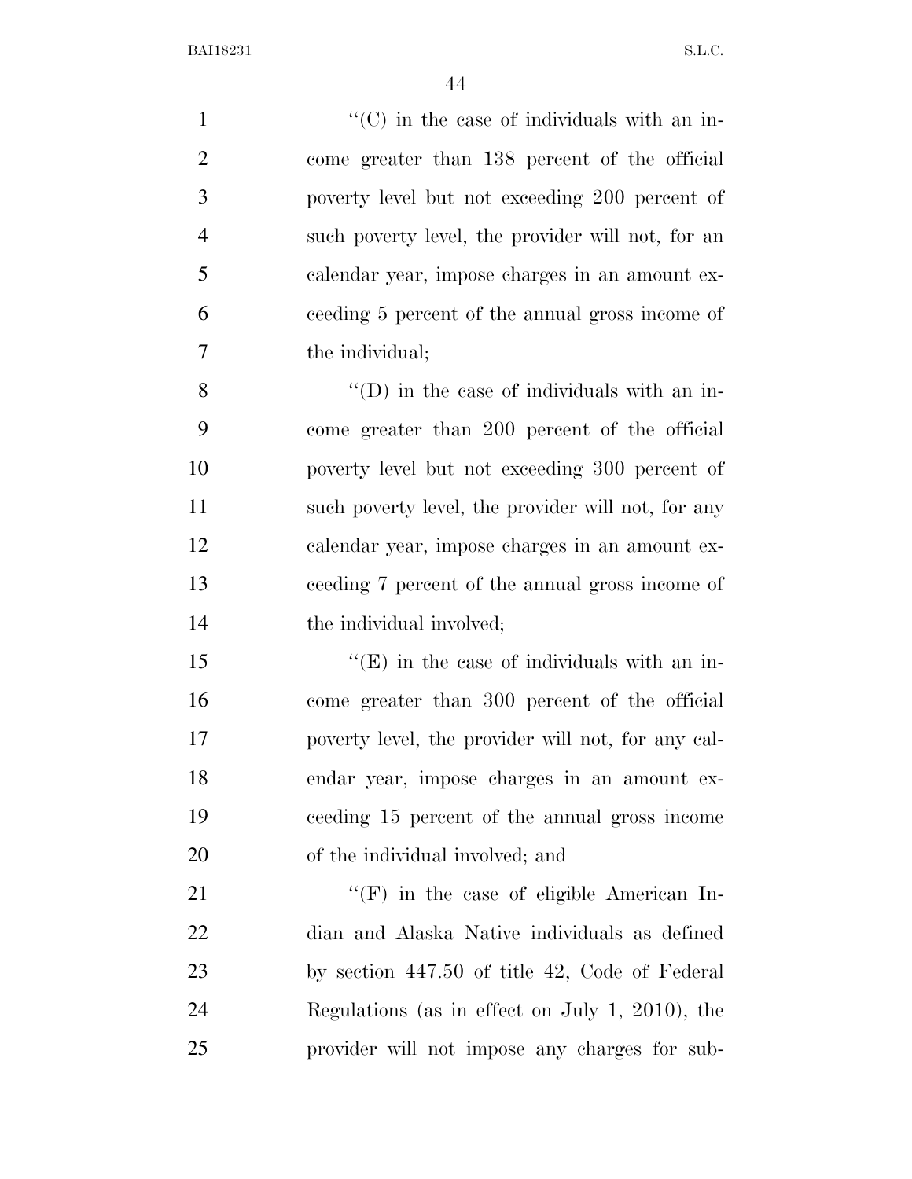"(C) in the case of individuals with an income greater than 138 percent of the official poverty level but not exceeding 200 percent of such poverty level, the provider will not, for an calendar year, impose charges in an amount exceeding 5 percent of the annual gross income of the individual;

"(D) in the case of individuals with an income greater than 200 percent of the official poverty level but not exceeding 300 percent of such poverty level, the provider will not, for any calendar year, impose charges in an amount exceeding 7 percent of the annual gross income of the individual involved;

"(E) in the case of individuals with an income greater than 300 percent of the official poverty level, the provider will not, for any calendar year, impose charges in an amount exceeding 15 percent of the annual gross income of the individual involved; and

"(F) in the case of eligible American Indian and Alaska Native individuals as defined by section 447.50 of title 42, Code of Federal Regulations (as in effect on July 1, 2010), the provider will not impose any charges for sub-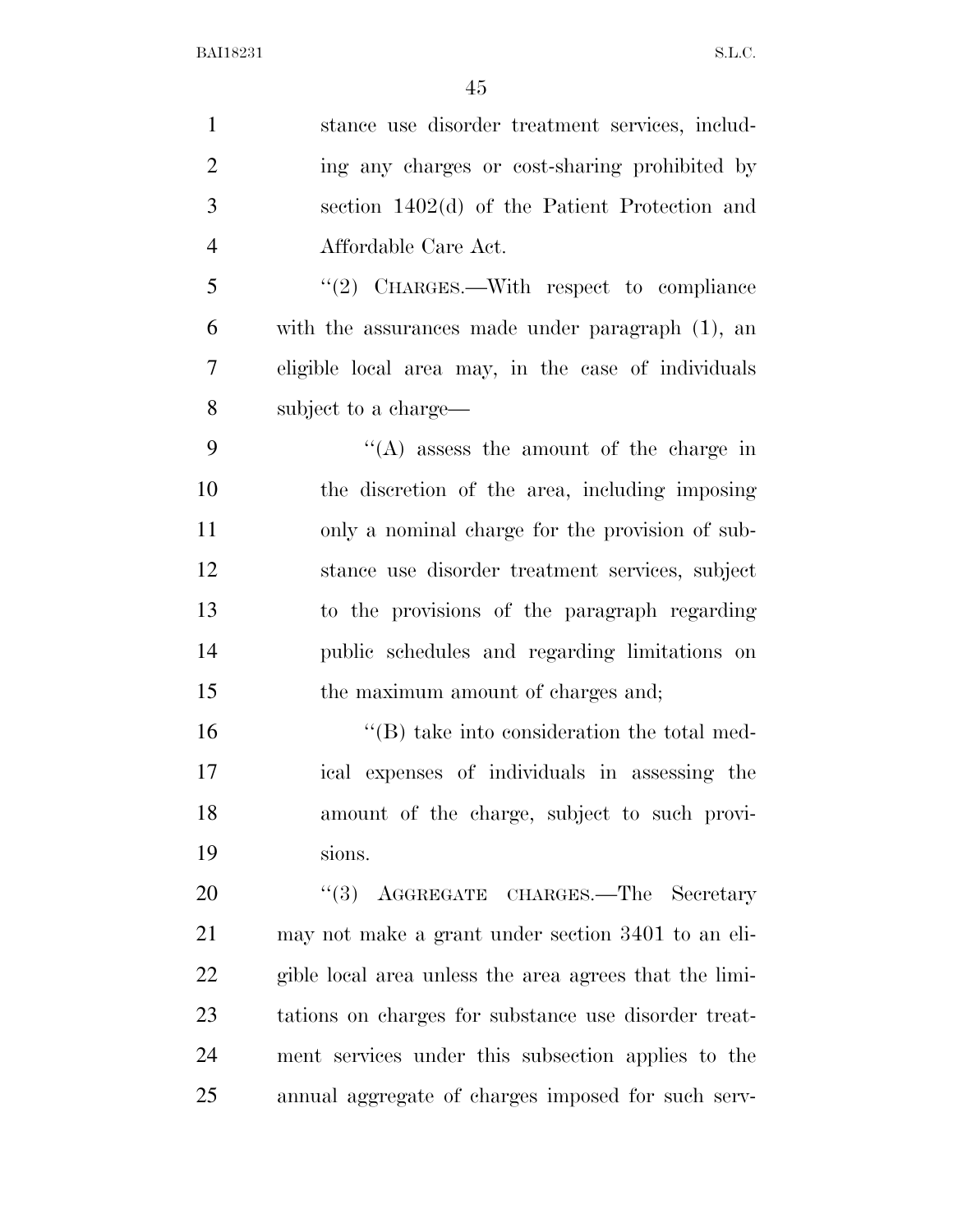stance use disorder treatment services, including any charges or cost-sharing prohibited by section 1402(d) of the Patient Protection and Affordable Care Act.

''(2) CHARGES.—With respect to compliance with the assurances made under paragraph (1), an eligible local area may, in the case of individuals subject to a charge—

''(A) assess the amount of the charge in the discretion of the area, including imposing only a nominal charge for the provision of substance use disorder treatment services, subject to the provisions of the paragraph regarding public schedules and regarding limitations on the maximum amount of charges and;

''(B) take into consideration the total medical expenses of individuals in assessing the amount of the charge, subject to such provisions.

''(3) AGGREGATE CHARGES.—The Secretary may not make a grant under section 3401 to an eligible local area unless the area agrees that the limitations on charges for substance use disorder treatment services under this subsection applies to the annual aggregate of charges imposed for such serv-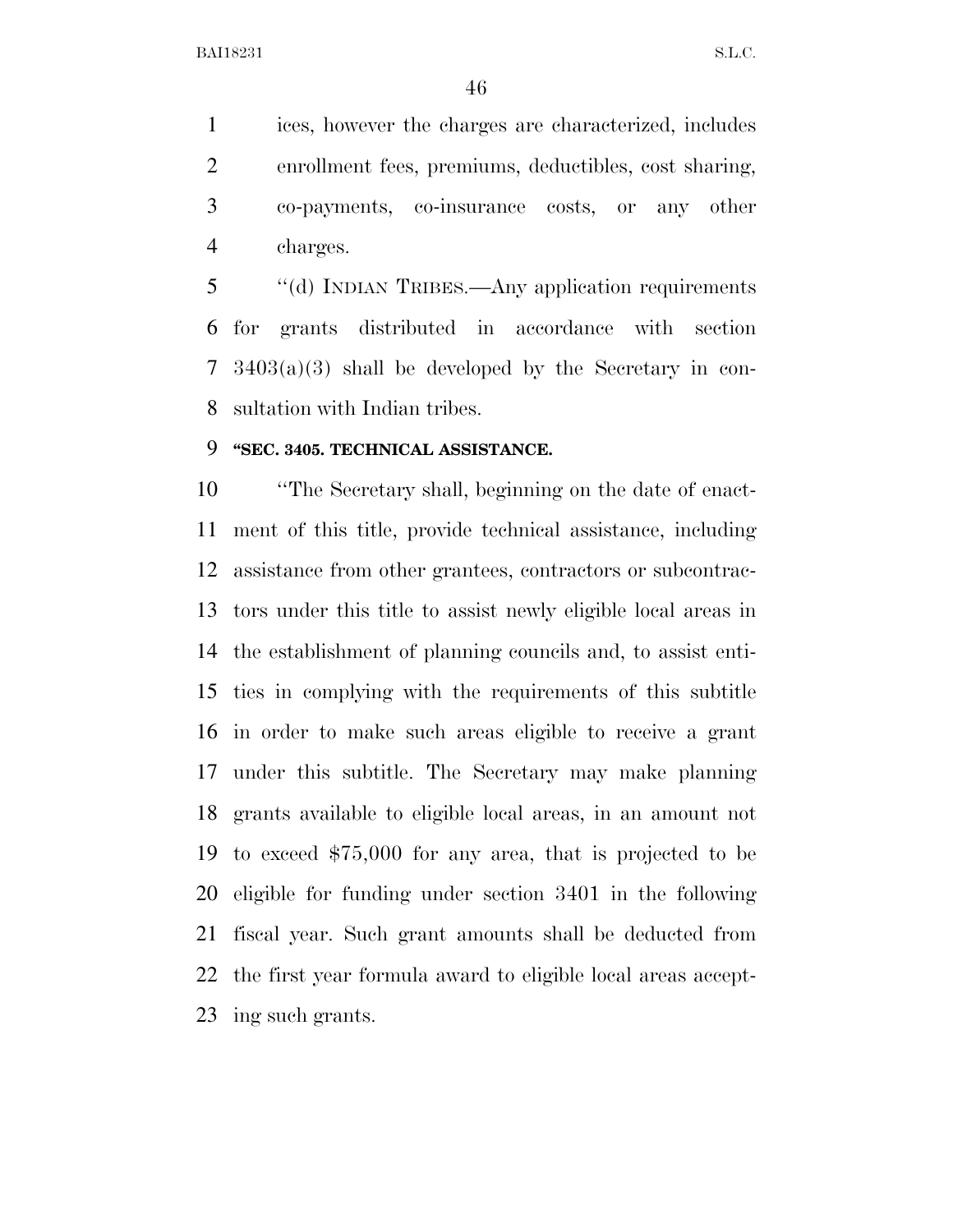ices, however the charges are characterized, includes enrollment fees, premiums, deductibles, cost sharing, co-payments, co-insurance costs, or any other charges.

''(d) INDIAN TRIBES.—Any application requirements for grants distributed in accordance with section 3403(a)(3) shall be developed by the Secretary in consultation with Indian tribes.

**''SEC. 3405. TECHNICAL ASSISTANCE.**

''The Secretary shall, beginning on the date of enactment of this title, provide technical assistance, including assistance from other grantees, contractors or subcontractors under this title to assist newly eligible local areas in the establishment of planning councils and, to assist entities in complying with the requirements of this subtitle in order to make such areas eligible to receive a grant under this subtitle. The Secretary may make planning grants available to eligible local areas, in an amount not to exceed $75,000 for any area, that is projected to be eligible for funding under section 3401 in the following fiscal year. Such grant amounts shall be deducted from the first year formula award to eligible local areas accepting such grants.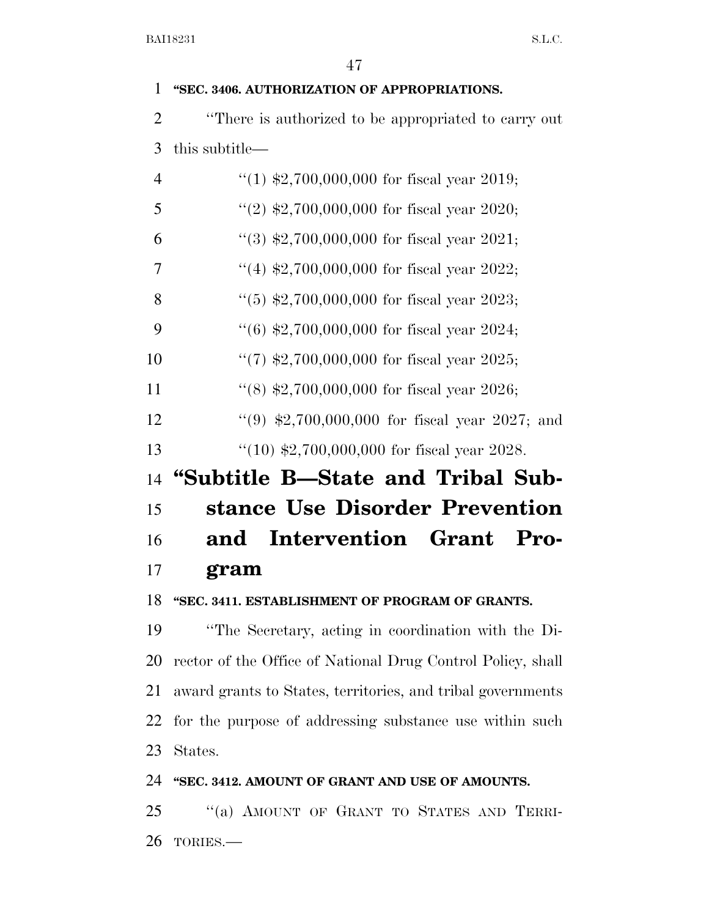**"SEC. 3406. AUTHORIZATION OF APPROPRIATIONS.**

"There is authorized to be appropriated to carry out this subtitle—

"(1) $2,700,000,000 for fiscal year 2019;

"(2) $2,700,000,000 for fiscal year 2020;

"(3) $2,700,000,000 for fiscal year 2021;

"(4) $2,700,000,000 for fiscal year 2022;

"(5) $2,700,000,000 for fiscal year 2023;

"(6) $2,700,000,000 for fiscal year 2024;

"(7) $2,700,000,000 for fiscal year 2025;

"(8) $2,700,000,000 for fiscal year 2026;

"(9) $2,700,000,000 for fiscal year 2027; and

"(10) $2,700,000,000 for fiscal year 2028.

# "Subtitle B—State and Tribal Substance Use Disorder Prevention and Intervention Grant Program

**"SEC. 3411. ESTABLISHMENT OF PROGRAM OF GRANTS.**

"The Secretary, acting in coordination with the Director of the Office of National Drug Control Policy, shall award grants to States, territories, and tribal governments for the purpose of addressing substance use within such States.

**"SEC. 3412. AMOUNT OF GRANT AND USE OF AMOUNTS.**

"(a) AMOUNT OF GRANT TO STATES AND TERRITORIES.—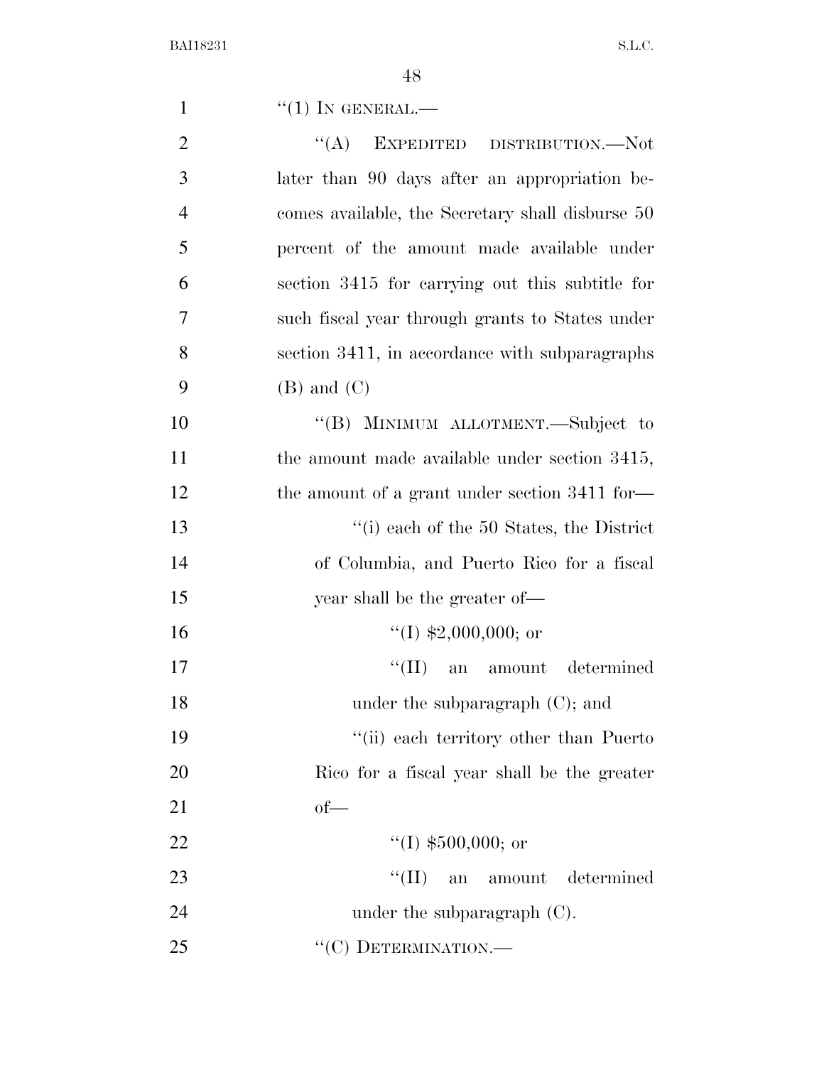"(1) IN GENERAL.—

"(A) EXPEDITED DISTRIBUTION.—Not later than 90 days after an appropriation becomes available, the Secretary shall disburse 50 percent of the amount made available under section 3415 for carrying out this subtitle for such fiscal year through grants to States under section 3411, in accordance with subparagraphs (B) and (C)

"(B) MINIMUM ALLOTMENT.—Subject to the amount made available under section 3415, the amount of a grant under section 3411 for—

"(i) each of the 50 States, the District of Columbia, and Puerto Rico for a fiscal year shall be the greater of—

"(I) $2,000,000; or

"(II) an amount determined under the subparagraph (C); and

"(ii) each territory other than Puerto Rico for a fiscal year shall be the greater of—

"(I) $500,000; or

"(II) an amount determined under the subparagraph (C).

"(C) DETERMINATION.—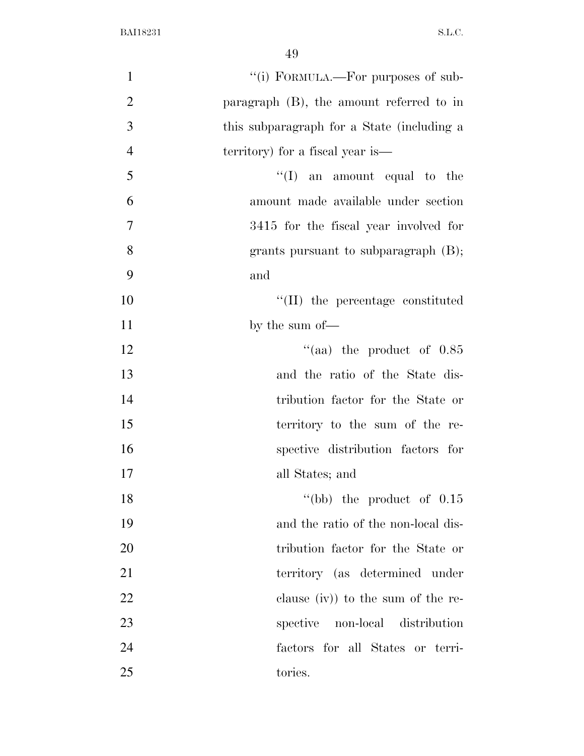"(i) FORMULA.—For purposes of subparagraph (B), the amount referred to in this subparagraph for a State (including a territory) for a fiscal year is—

"(I) an amount equal to the amount made available under section 3415 for the fiscal year involved for grants pursuant to subparagraph (B); and

"(II) the percentage constituted by the sum of—

"(aa) the product of 0.85 and the ratio of the State distribution factor for the State or territory to the sum of the respective distribution factors for all States; and

"(bb) the product of 0.15 and the ratio of the non-local distribution factor for the State or territory (as determined under clause (iv)) to the sum of the respective non-local distribution factors for all States or territories.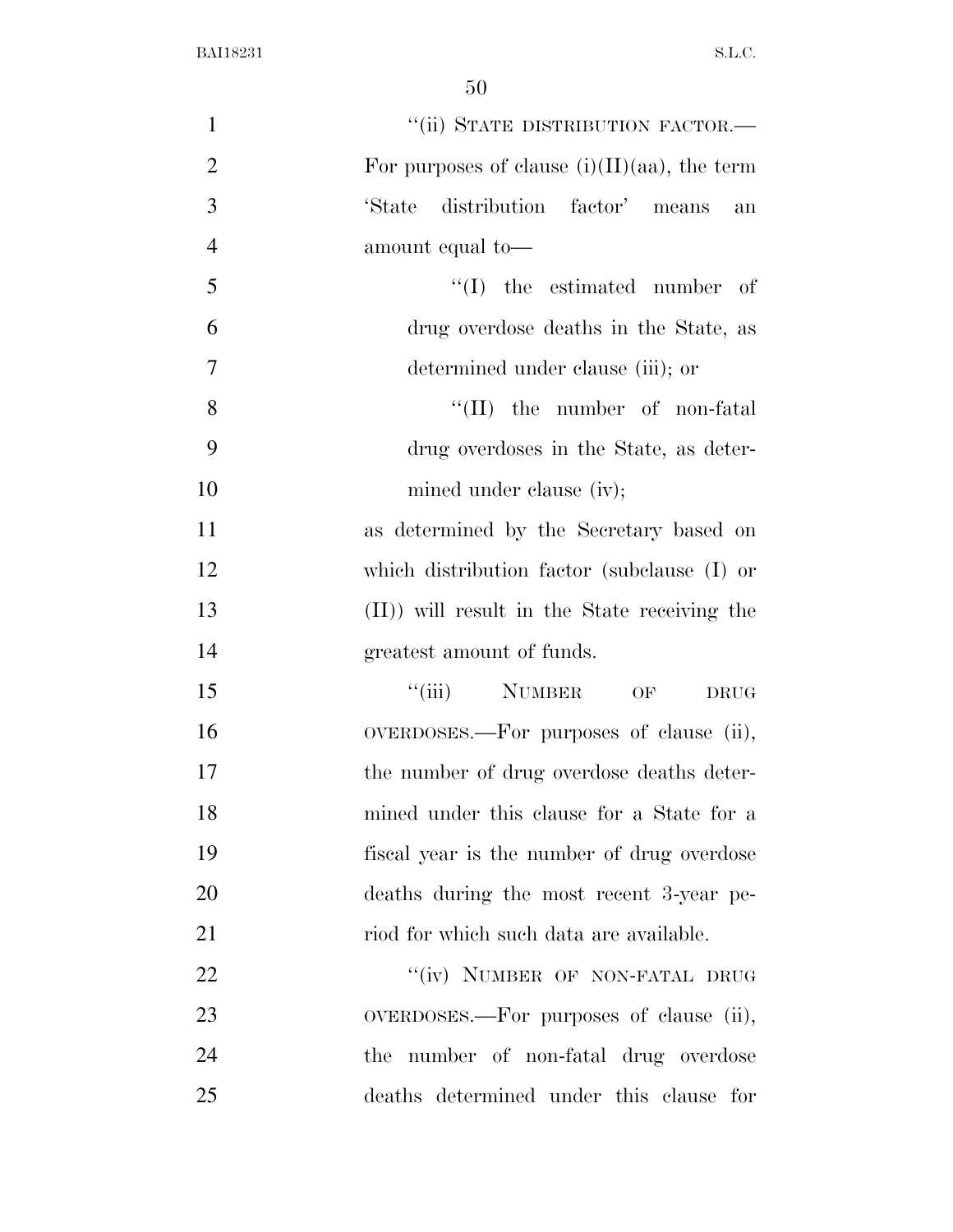"(ii) STATE DISTRIBUTION FACTOR.—For purposes of clause (i)(II)(aa), the term 'State distribution factor' means an amount equal to—

"(I) the estimated number of drug overdose deaths in the State, as determined under clause (iii); or

"(II) the number of non-fatal drug overdoses in the State, as determined under clause (iv);

as determined by the Secretary based on which distribution factor (subclause (I) or (II)) will result in the State receiving the greatest amount of funds.

"(iii) NUMBER OF DRUG OVERDOSES.—For purposes of clause (ii), the number of drug overdose deaths determined under this clause for a State for a fiscal year is the number of drug overdose deaths during the most recent 3-year period for which such data are available.

"(iv) NUMBER OF NON-FATAL DRUG OVERDOSES.—For purposes of clause (ii), the number of non-fatal drug overdose deaths determined under this clause for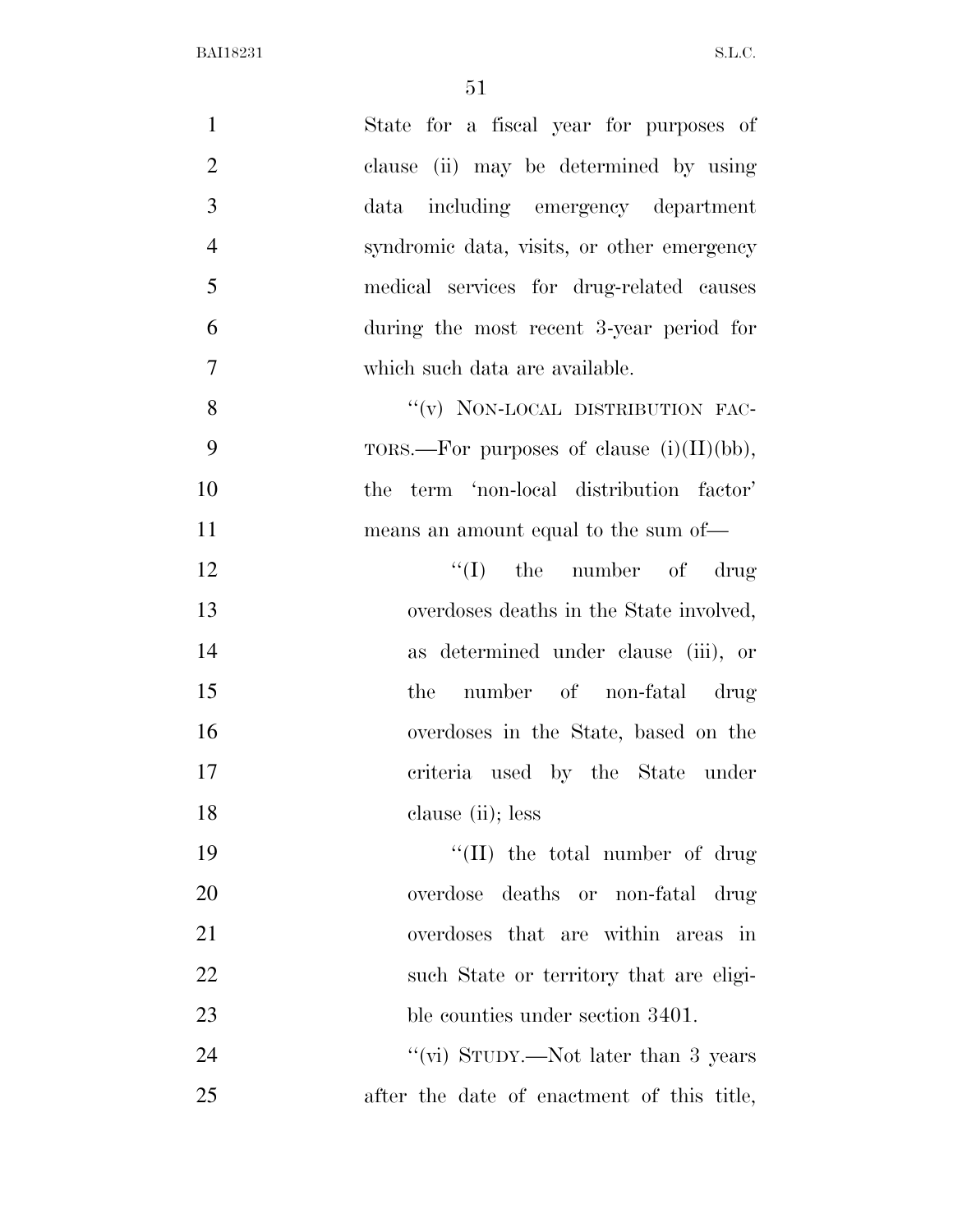State for a fiscal year for purposes of clause (ii) may be determined by using data including emergency department syndromic data, visits, or other emergency medical services for drug-related causes during the most recent 3-year period for which such data are available.

"(v) NON-LOCAL DISTRIBUTION FACTORS.—For purposes of clause (i)(II)(bb), the term 'non-local distribution factor' means an amount equal to the sum of—

"(I) the number of drug overdoses deaths in the State involved, as determined under clause (iii), or the number of non-fatal drug overdoses in the State, based on the criteria used by the State under clause (ii); less

"(II) the total number of drug overdose deaths or non-fatal drug overdoses that are within areas in such State or territory that are eligible counties under section 3401.

"(vi) STUDY.—Not later than 3 years after the date of enactment of this title,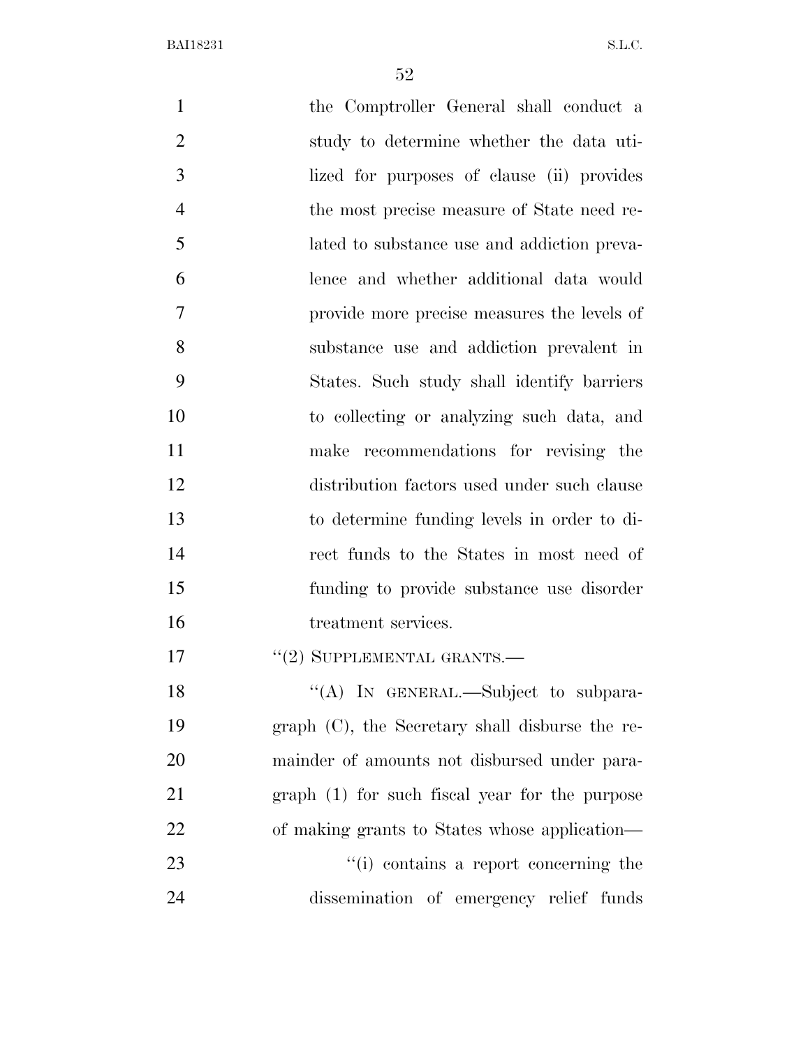the Comptroller General shall conduct a study to determine whether the data utilized for purposes of clause (ii) provides the most precise measure of State need related to substance use and addiction prevalence and whether additional data would provide more precise measures the levels of substance use and addiction prevalent in States. Such study shall identify barriers to collecting or analyzing such data, and make recommendations for revising the distribution factors used under such clause to determine funding levels in order to direct funds to the States in most need of funding to provide substance use disorder treatment services.

"(2) SUPPLEMENTAL GRANTS.—

"(A) IN GENERAL.—Subject to subparagraph (C), the Secretary shall disburse the remainder of amounts not disbursed under paragraph (1) for such fiscal year for the purpose of making grants to States whose application—

"(i) contains a report concerning the dissemination of emergency relief funds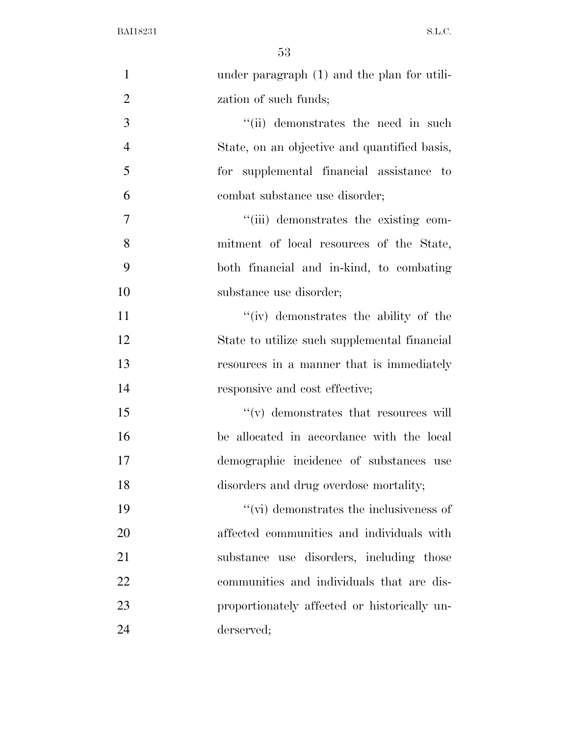under paragraph (1) and the plan for utilization of such funds;

''(ii) demonstrates the need in such State, on an objective and quantified basis, for supplemental financial assistance to combat substance use disorder;

''(iii) demonstrates the existing commitment of local resources of the State, both financial and in-kind, to combating substance use disorder;

''(iv) demonstrates the ability of the State to utilize such supplemental financial resources in a manner that is immediately responsive and cost effective;

''(v) demonstrates that resources will be allocated in accordance with the local demographic incidence of substances use disorders and drug overdose mortality;

''(vi) demonstrates the inclusiveness of affected communities and individuals with substance use disorders, including those communities and individuals that are disproportionately affected or historically underserved;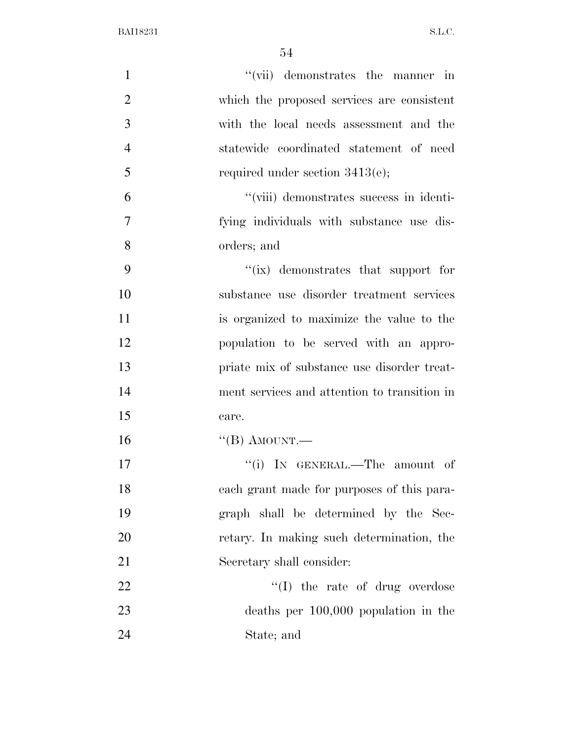"(vii) demonstrates the manner in which the proposed services are consistent with the local needs assessment and the statewide coordinated statement of need required under section 3413(e);

"(viii) demonstrates success in identifying individuals with substance use disorders; and

"(ix) demonstrates that support for substance use disorder treatment services is organized to maximize the value to the population to be served with an appropriate mix of substance use disorder treatment services and attention to transition in care.

"(B) AMOUNT.—

"(i) IN GENERAL.—The amount of each grant made for purposes of this paragraph shall be determined by the Secretary. In making such determination, the Secretary shall consider:

"(I) the rate of drug overdose deaths per 100,000 population in the State; and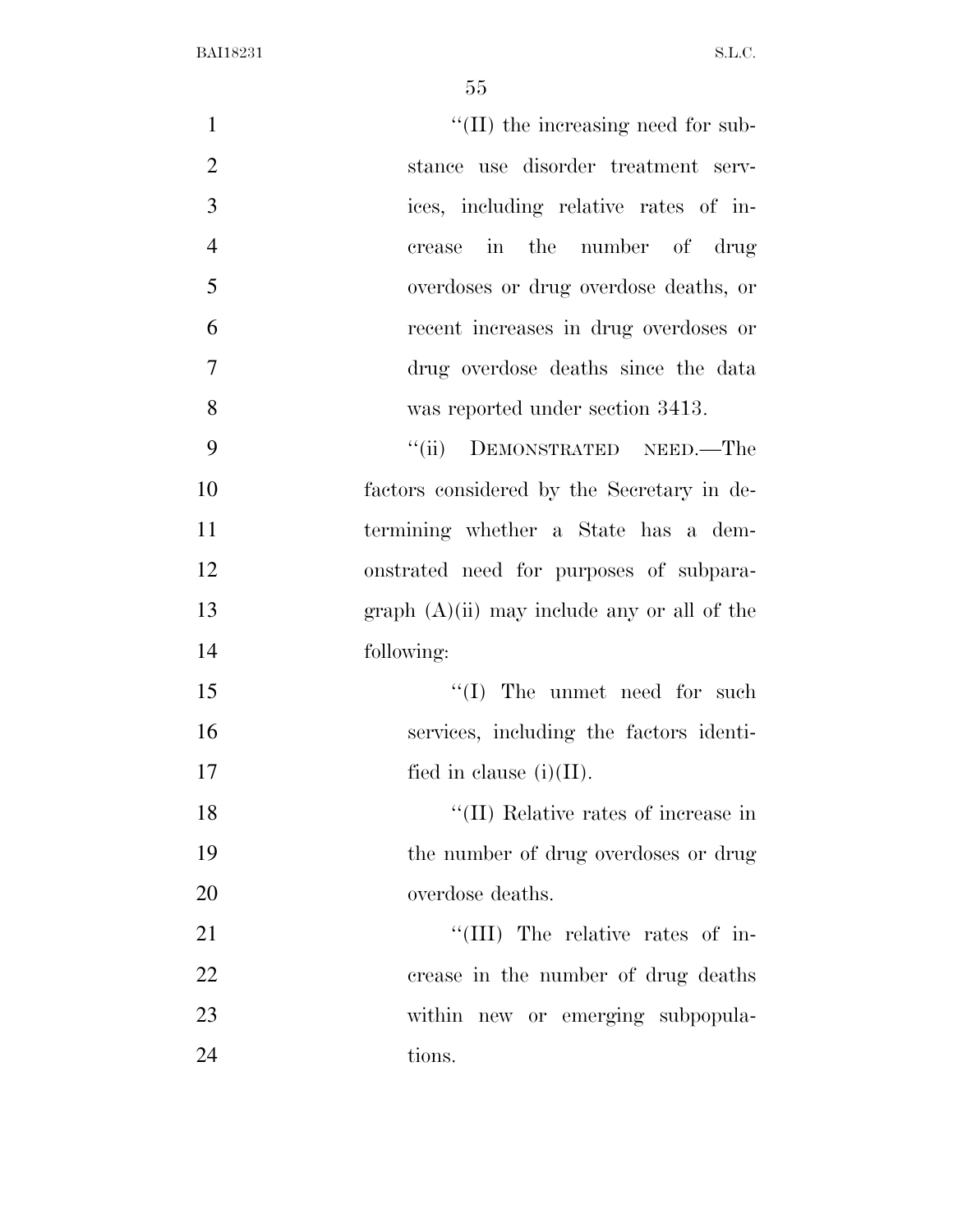"(II) the increasing need for substance use disorder treatment services, including relative rates of increase in the number of drug overdoses or drug overdose deaths, or recent increases in drug overdoses or drug overdose deaths since the data was reported under section 3413.

"(ii) DEMONSTRATED NEED.—The factors considered by the Secretary in determining whether a State has a demonstrated need for purposes of subparagraph (A)(ii) may include any or all of the following:

"(I) The unmet need for such services, including the factors identified in clause (i)(II).

"(II) Relative rates of increase in the number of drug overdoses or drug overdose deaths.

"(III) The relative rates of increase in the number of drug deaths within new or emerging subpopulations.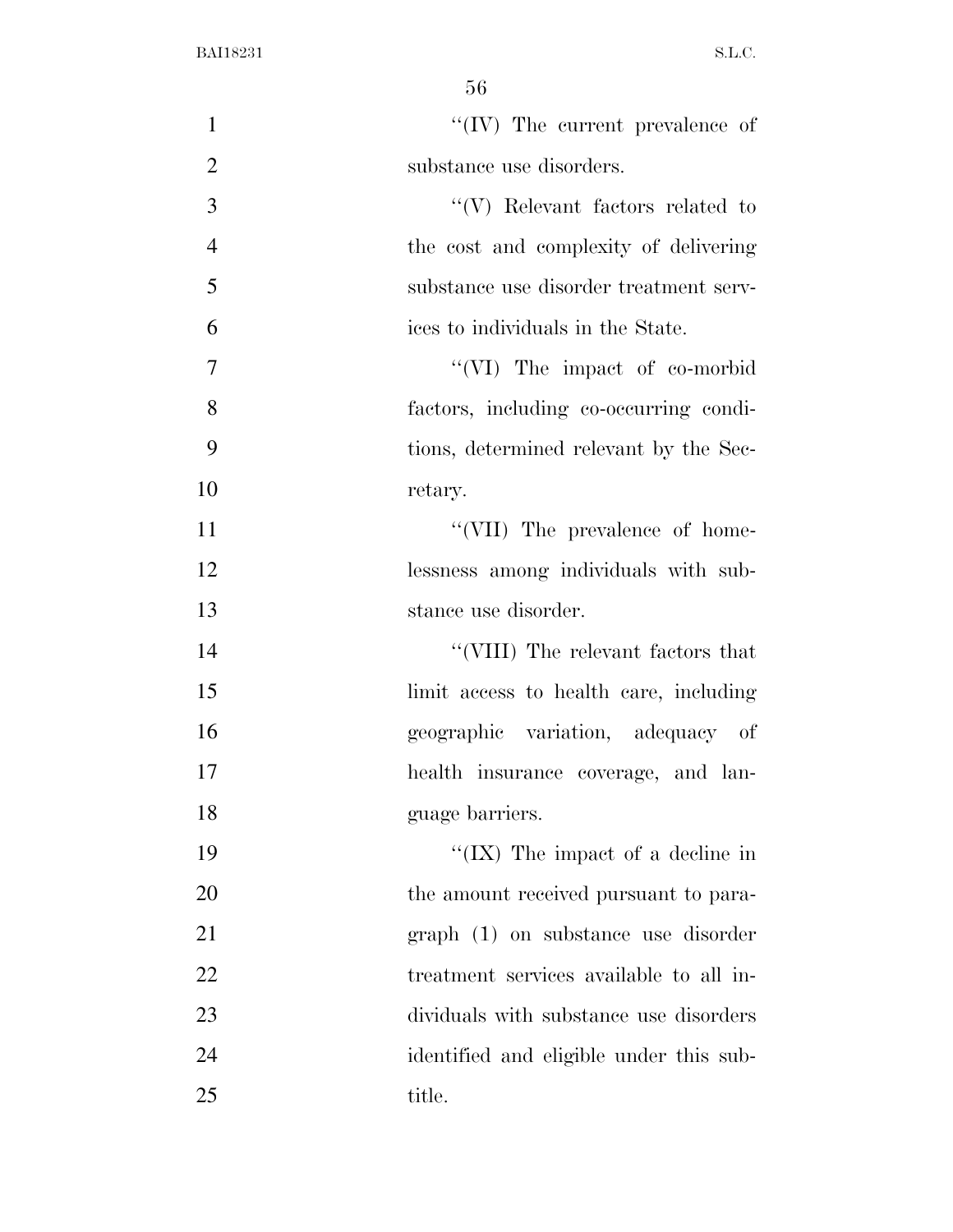"(IV) The current prevalence of substance use disorders.

"(V) Relevant factors related to the cost and complexity of delivering substance use disorder treatment services to individuals in the State.

"(VI) The impact of co-morbid factors, including co-occurring conditions, determined relevant by the Secretary.

"(VII) The prevalence of homelessness among individuals with substance use disorder.

"(VIII) The relevant factors that limit access to health care, including geographic variation, adequacy of health insurance coverage, and language barriers.

"(IX) The impact of a decline in the amount received pursuant to paragraph (1) on substance use disorder treatment services available to all individuals with substance use disorders identified and eligible under this subtitle.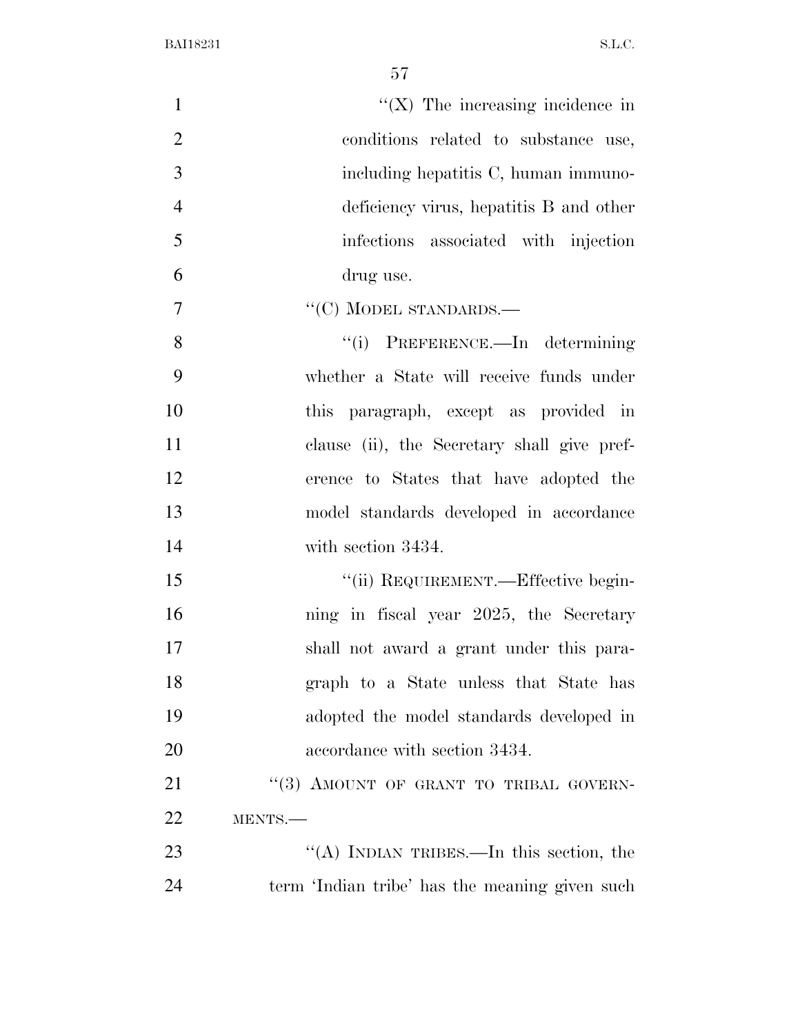"(X) The increasing incidence in conditions related to substance use, including hepatitis C, human immunodeficiency virus, hepatitis B and other infections associated with injection drug use.

"(C) MODEL STANDARDS.—

"(i) PREFERENCE.—In determining whether a State will receive funds under this paragraph, except as provided in clause (ii), the Secretary shall give preference to States that have adopted the model standards developed in accordance with section 3434.

"(ii) REQUIREMENT.—Effective beginning in fiscal year 2025, the Secretary shall not award a grant under this paragraph to a State unless that State has adopted the model standards developed in accordance with section 3434.

"(3) AMOUNT OF GRANT TO TRIBAL GOVERNMENTS.—

"(A) INDIAN TRIBES.—In this section, the term 'Indian tribe' has the meaning given such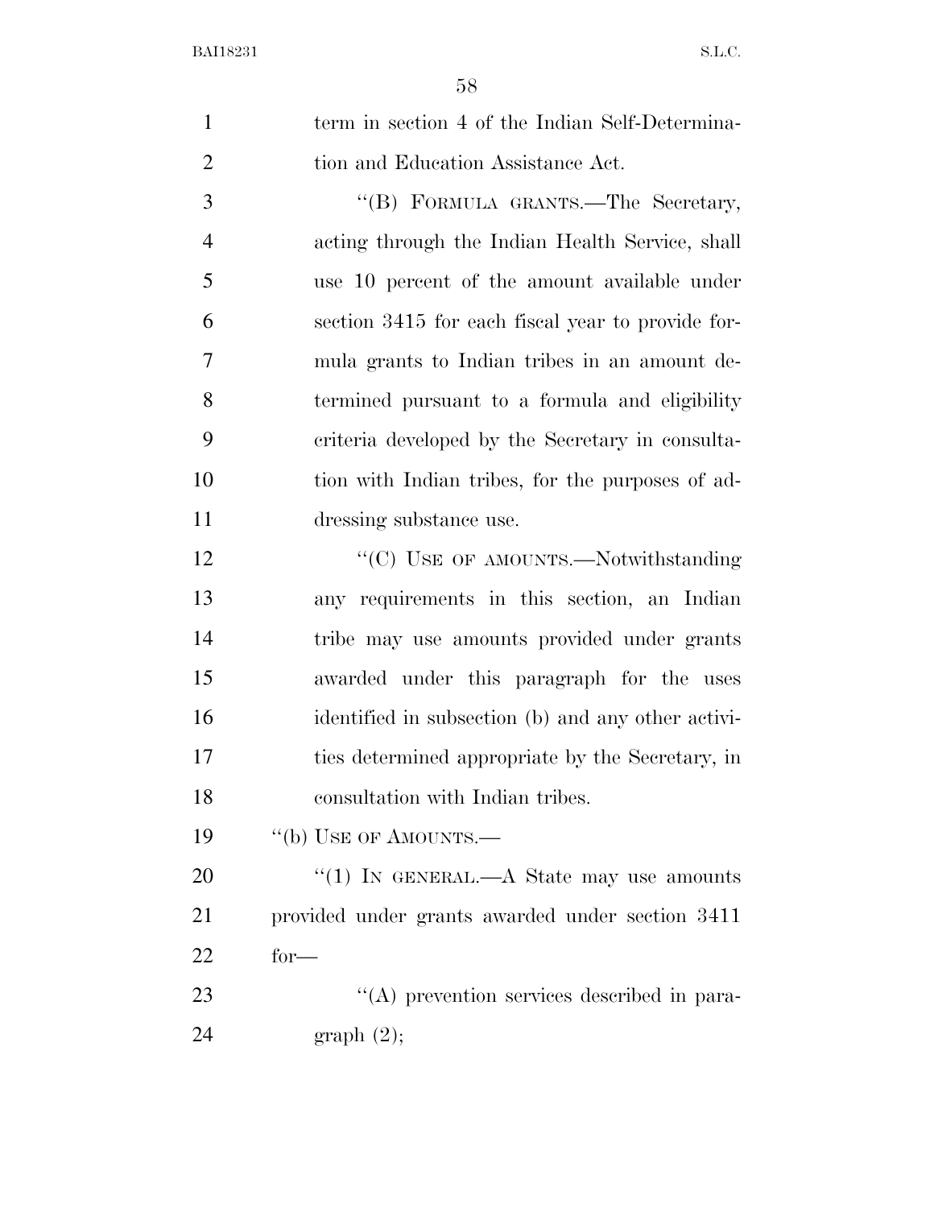term in section 4 of the Indian Self-Determination and Education Assistance Act.

"(B) FORMULA GRANTS.—The Secretary, acting through the Indian Health Service, shall use 10 percent of the amount available under section 3415 for each fiscal year to provide formula grants to Indian tribes in an amount determined pursuant to a formula and eligibility criteria developed by the Secretary in consultation with Indian tribes, for the purposes of addressing substance use.

"(C) USE OF AMOUNTS.—Notwithstanding any requirements in this section, an Indian tribe may use amounts provided under grants awarded under this paragraph for the uses identified in subsection (b) and any other activities determined appropriate by the Secretary, in consultation with Indian tribes.

"(b) USE OF AMOUNTS.—

"(1) IN GENERAL.—A State may use amounts provided under grants awarded under section 3411 for—

"(A) prevention services described in paragraph (2);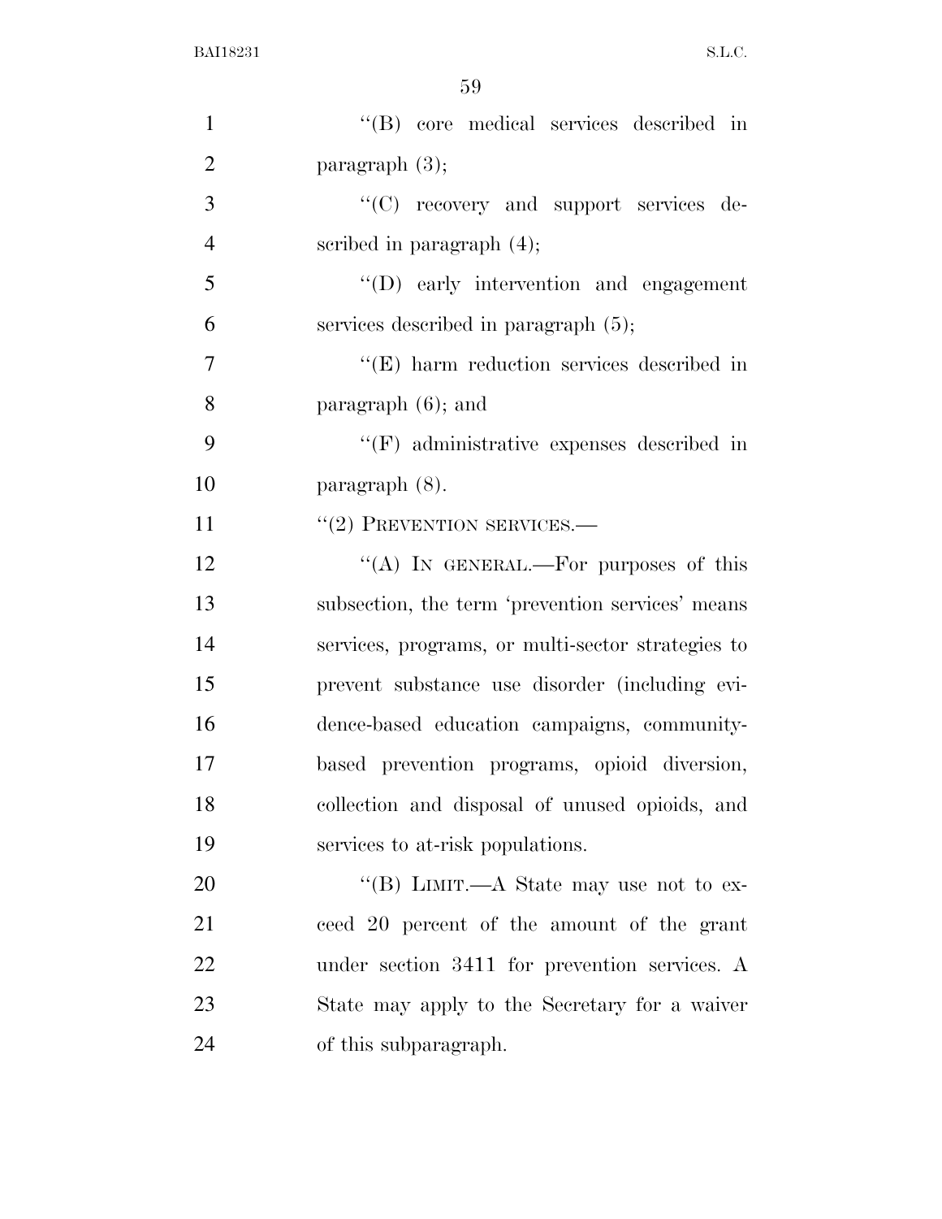''(B) core medical services described in paragraph (3);

''(C) recovery and support services described in paragraph (4);

''(D) early intervention and engagement services described in paragraph (5);

''(E) harm reduction services described in paragraph (6); and

''(F) administrative expenses described in paragraph (8).

''(2) PREVENTION SERVICES.—

''(A) IN GENERAL.—For purposes of this subsection, the term 'prevention services' means services, programs, or multi-sector strategies to prevent substance use disorder (including evidence-based education campaigns, community-based prevention programs, opioid diversion, collection and disposal of unused opioids, and services to at-risk populations.

''(B) LIMIT.—A State may use not to exceed 20 percent of the amount of the grant under section 3411 for prevention services. A State may apply to the Secretary for a waiver of this subparagraph.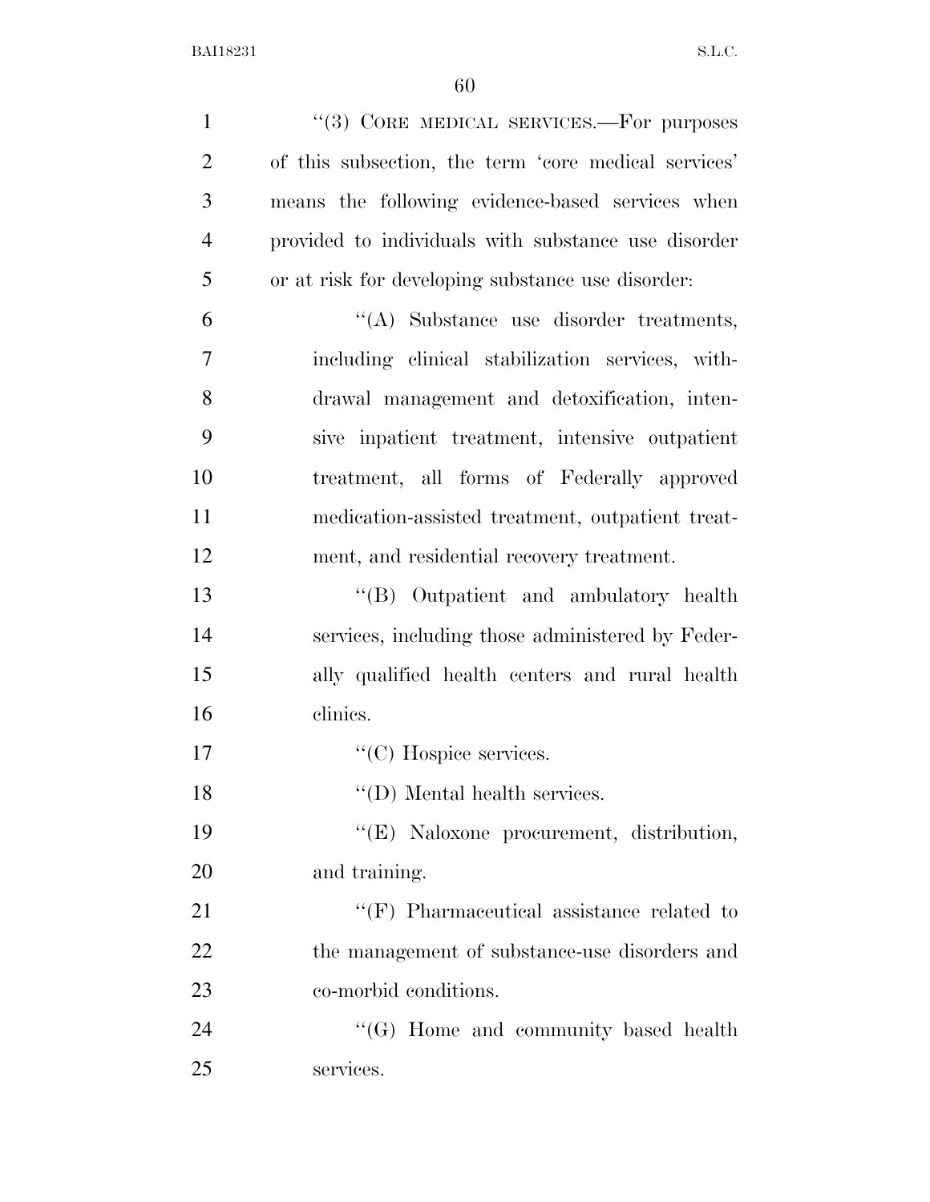''(3) CORE MEDICAL SERVICES.—For purposes of this subsection, the term 'core medical services' means the following evidence-based services when provided to individuals with substance use disorder or at risk for developing substance use disorder:

''(A) Substance use disorder treatments, including clinical stabilization services, withdrawal management and detoxification, intensive inpatient treatment, intensive outpatient treatment, all forms of Federally approved medication-assisted treatment, outpatient treatment, and residential recovery treatment.

''(B) Outpatient and ambulatory health services, including those administered by Federally qualified health centers and rural health clinics.

''(C) Hospice services.

''(D) Mental health services.

''(E) Naloxone procurement, distribution, and training.

''(F) Pharmaceutical assistance related to the management of substance-use disorders and co-morbid conditions.

''(G) Home and community based health services.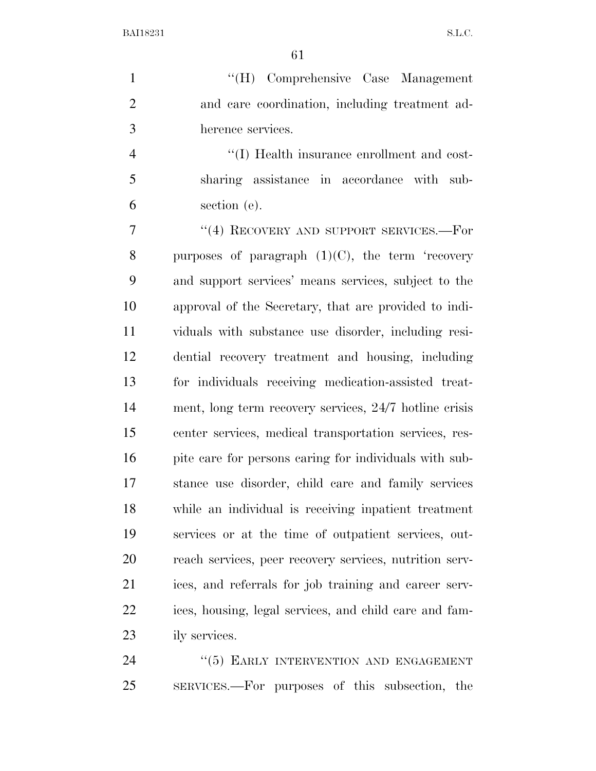''(H) Comprehensive Case Management and care coordination, including treatment adherence services.

''(I) Health insurance enrollment and cost-sharing assistance in accordance with subsection (e).

''(4) RECOVERY AND SUPPORT SERVICES.—For purposes of paragraph (1)(C), the term 'recovery and support services' means services, subject to the approval of the Secretary, that are provided to individuals with substance use disorder, including residential recovery treatment and housing, including for individuals receiving medication-assisted treatment, long term recovery services, 24/7 hotline crisis center services, medical transportation services, respite care for persons caring for individuals with substance use disorder, child care and family services while an individual is receiving inpatient treatment services or at the time of outpatient services, outreach services, peer recovery services, nutrition services, and referrals for job training and career services, housing, legal services, and child care and family services.

''(5) EARLY INTERVENTION AND ENGAGEMENT SERVICES.—For purposes of this subsection, the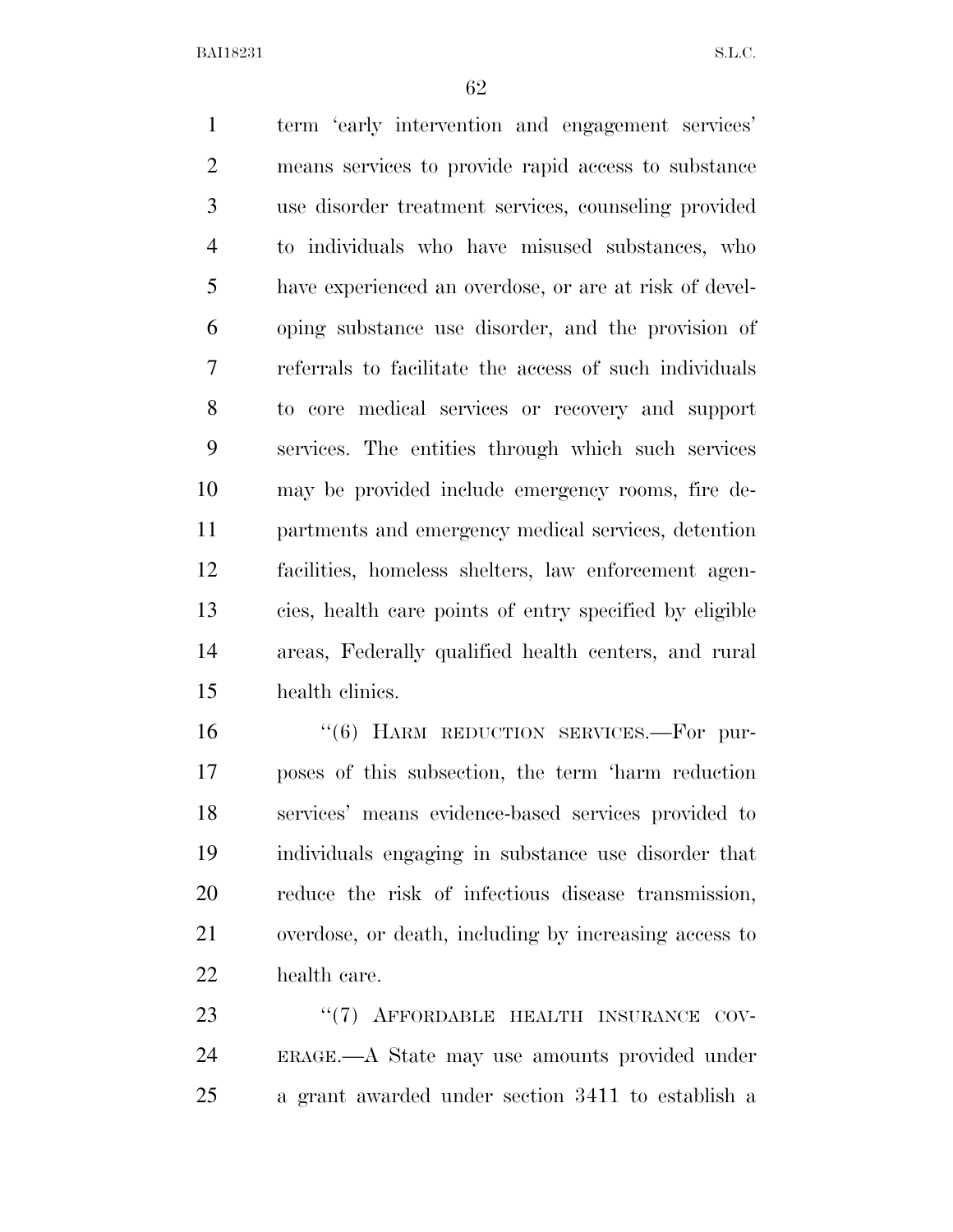term 'early intervention and engagement services' means services to provide rapid access to substance use disorder treatment services, counseling provided to individuals who have misused substances, who have experienced an overdose, or are at risk of developing substance use disorder, and the provision of referrals to facilitate the access of such individuals to core medical services or recovery and support services. The entities through which such services may be provided include emergency rooms, fire departments and emergency medical services, detention facilities, homeless shelters, law enforcement agencies, health care points of entry specified by eligible areas, Federally qualified health centers, and rural health clinics.

"(6) HARM REDUCTION SERVICES.—For purposes of this subsection, the term 'harm reduction services' means evidence-based services provided to individuals engaging in substance use disorder that reduce the risk of infectious disease transmission, overdose, or death, including by increasing access to health care.

"(7) AFFORDABLE HEALTH INSURANCE COVERAGE.—A State may use amounts provided under a grant awarded under section 3411 to establish a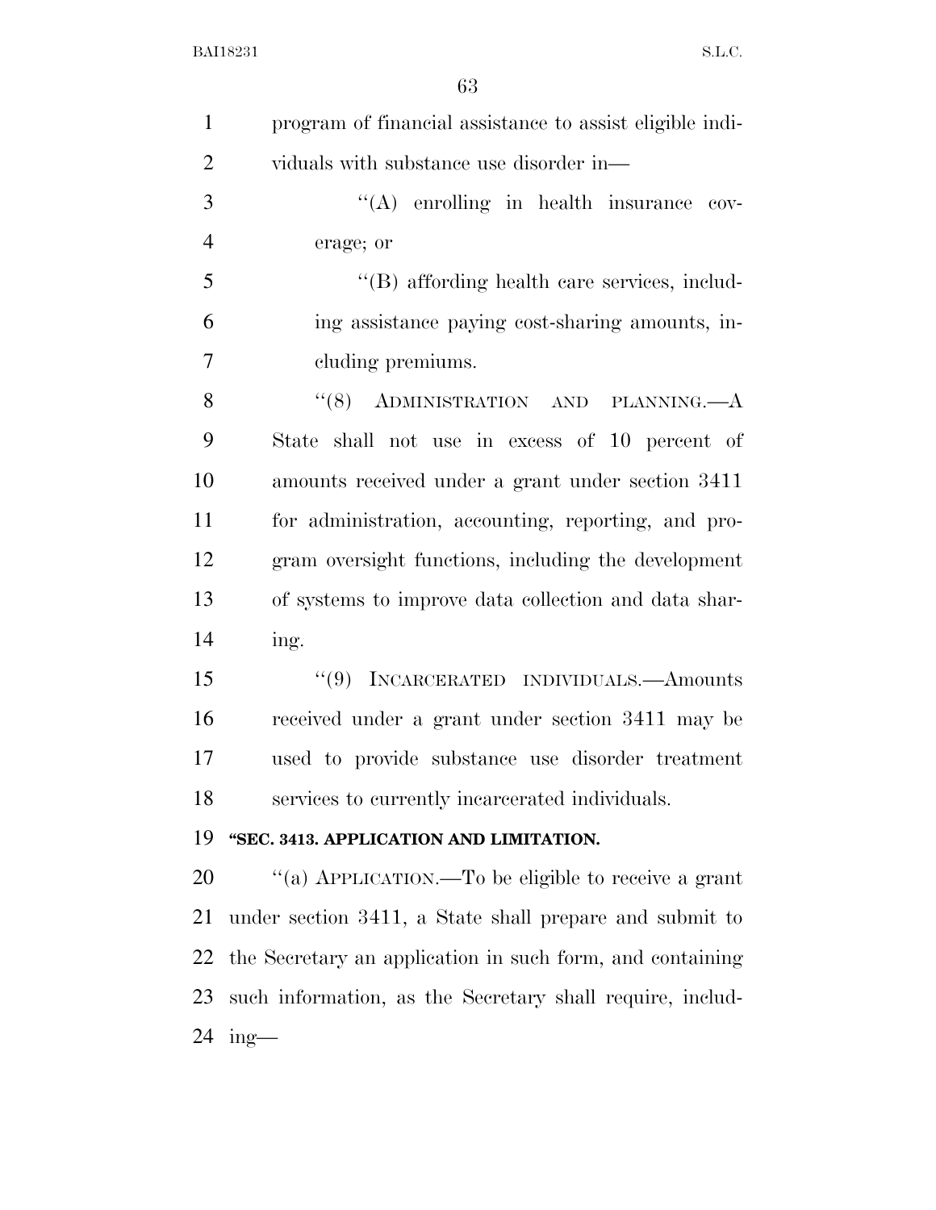program of financial assistance to assist eligible individuals with substance use disorder in—

"(A) enrolling in health insurance coverage; or

"(B) affording health care services, including assistance paying cost-sharing amounts, including premiums.

"(8) ADMINISTRATION AND PLANNING.—A State shall not use in excess of 10 percent of amounts received under a grant under section 3411 for administration, accounting, reporting, and program oversight functions, including the development of systems to improve data collection and data sharing.

"(9) INCARCERATED INDIVIDUALS.—Amounts received under a grant under section 3411 may be used to provide substance use disorder treatment services to currently incarcerated individuals.

**"SEC. 3413. APPLICATION AND LIMITATION.**

"(a) APPLICATION.—To be eligible to receive a grant under section 3411, a State shall prepare and submit to the Secretary an application in such form, and containing such information, as the Secretary shall require, including—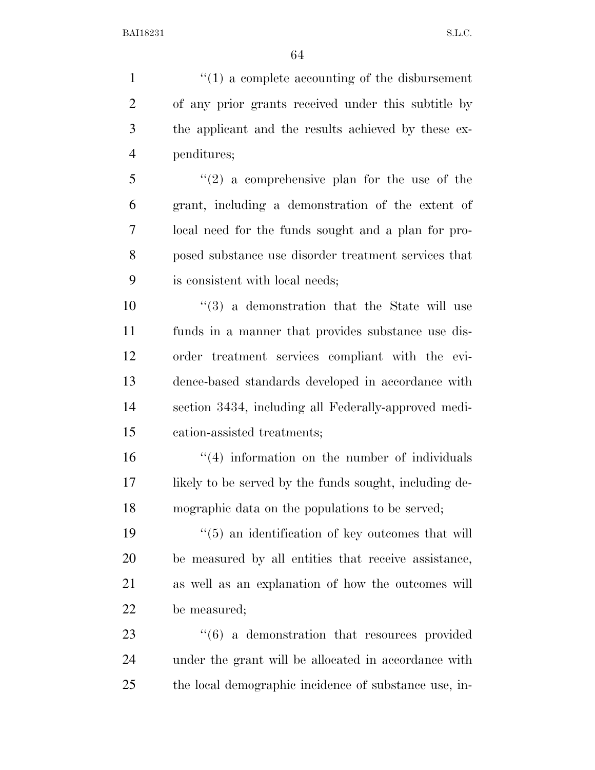"(1) a complete accounting of the disbursement of any prior grants received under this subtitle by the applicant and the results achieved by these expenditures;

"(2) a comprehensive plan for the use of the grant, including a demonstration of the extent of local need for the funds sought and a plan for proposed substance use disorder treatment services that is consistent with local needs;

"(3) a demonstration that the State will use funds in a manner that provides substance use disorder treatment services compliant with the evidence-based standards developed in accordance with section 3434, including all Federally-approved medication-assisted treatments;

"(4) information on the number of individuals likely to be served by the funds sought, including demographic data on the populations to be served;

"(5) an identification of key outcomes that will be measured by all entities that receive assistance, as well as an explanation of how the outcomes will be measured;

"(6) a demonstration that resources provided under the grant will be allocated in accordance with the local demographic incidence of substance use, in-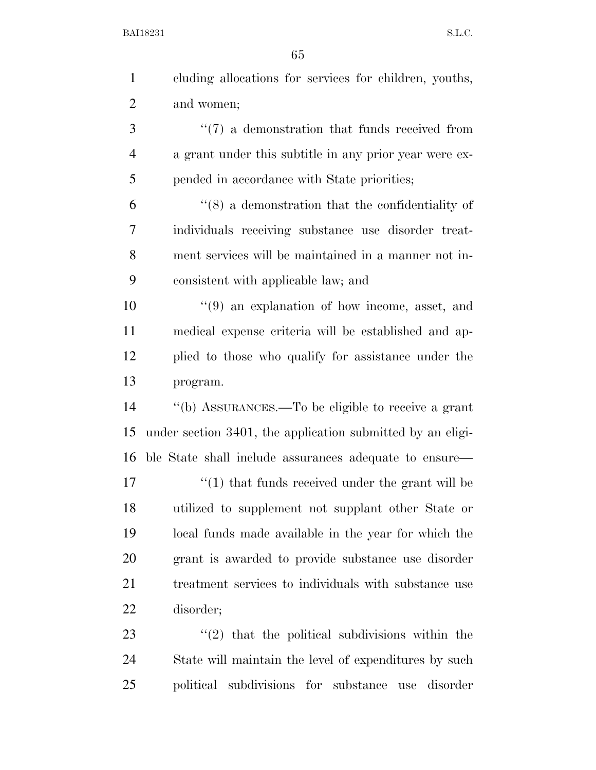cluding allocations for services for children, youths, and women;

"(7) a demonstration that funds received from a grant under this subtitle in any prior year were expended in accordance with State priorities;

"(8) a demonstration that the confidentiality of individuals receiving substance use disorder treatment services will be maintained in a manner not inconsistent with applicable law; and

"(9) an explanation of how income, asset, and medical expense criteria will be established and applied to those who qualify for assistance under the program.

"(b) ASSURANCES.—To be eligible to receive a grant under section 3401, the application submitted by an eligible State shall include assurances adequate to ensure—

"(1) that funds received under the grant will be utilized to supplement not supplant other State or local funds made available in the year for which the grant is awarded to provide substance use disorder treatment services to individuals with substance use disorder;

"(2) that the political subdivisions within the State will maintain the level of expenditures by such political subdivisions for substance use disorder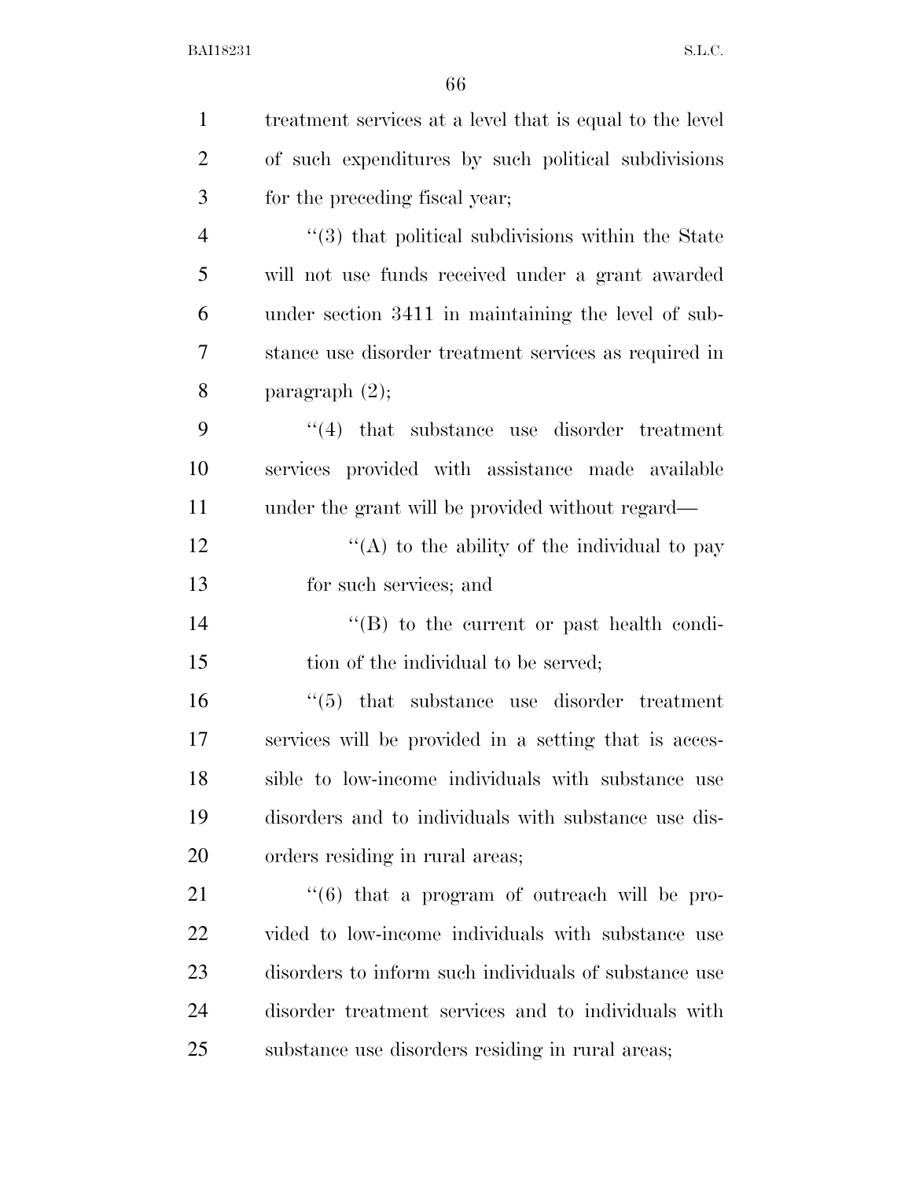treatment services at a level that is equal to the level of such expenditures by such political subdivisions for the preceding fiscal year;

''(3) that political subdivisions within the State will not use funds received under a grant awarded under section 3411 in maintaining the level of substance use disorder treatment services as required in paragraph (2);

''(4) that substance use disorder treatment services provided with assistance made available under the grant will be provided without regard—

''(A) to the ability of the individual to pay for such services; and

''(B) to the current or past health condition of the individual to be served;

''(5) that substance use disorder treatment services will be provided in a setting that is accessible to low-income individuals with substance use disorders and to individuals with substance use disorders residing in rural areas;

''(6) that a program of outreach will be provided to low-income individuals with substance use disorders to inform such individuals of substance use disorder treatment services and to individuals with substance use disorders residing in rural areas;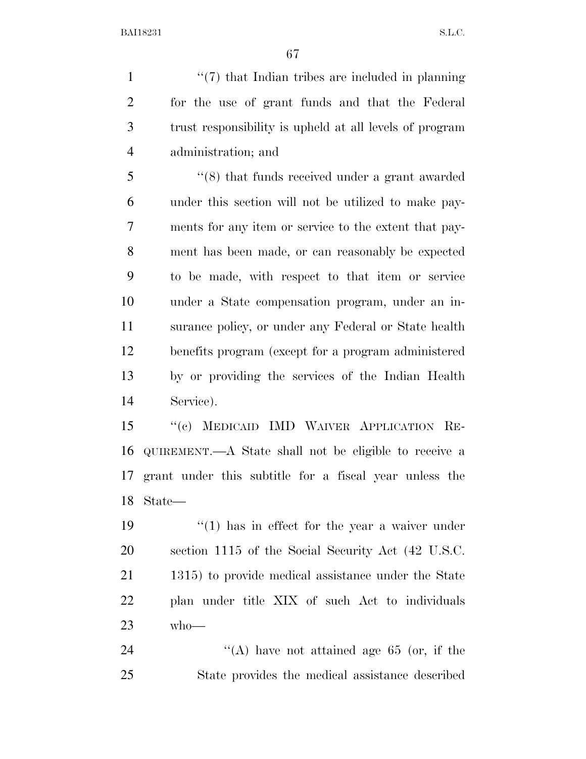"(7) that Indian tribes are included in planning for the use of grant funds and that the Federal trust responsibility is upheld at all levels of program administration; and

"(8) that funds received under a grant awarded under this section will not be utilized to make payments for any item or service to the extent that payment has been made, or can reasonably be expected to be made, with respect to that item or service under a State compensation program, under an insurance policy, or under any Federal or State health benefits program (except for a program administered by or providing the services of the Indian Health Service).

"(c) MEDICAID IMD WAIVER APPLICATION REQUIREMENT.—A State shall not be eligible to receive a grant under this subtitle for a fiscal year unless the State—

"(1) has in effect for the year a waiver under section 1115 of the Social Security Act (42 U.S.C. 1315) to provide medical assistance under the State plan under title XIX of such Act to individuals who—

"(A) have not attained age 65 (or, if the State provides the medical assistance described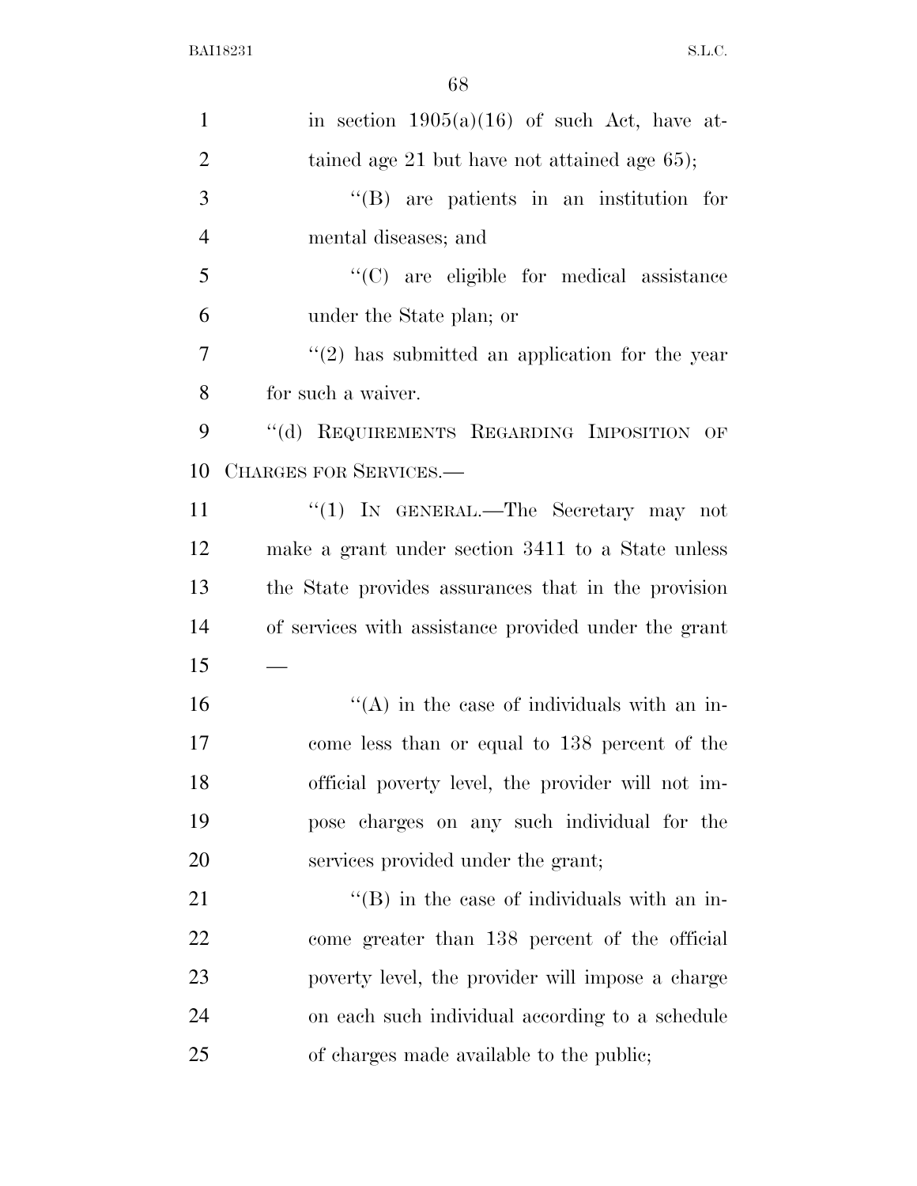in section 1905(a)(16) of such Act, have attained age 21 but have not attained age 65);

"(B) are patients in an institution for mental diseases; and

"(C) are eligible for medical assistance under the State plan; or

"(2) has submitted an application for the year for such a waiver.

"(d) REQUIREMENTS REGARDING IMPOSITION OF CHARGES FOR SERVICES.—

"(1) IN GENERAL.—The Secretary may not make a grant under section 3411 to a State unless the State provides assurances that in the provision of services with assistance provided under the grant —

"(A) in the case of individuals with an income less than or equal to 138 percent of the official poverty level, the provider will not impose charges on any such individual for the services provided under the grant;

"(B) in the case of individuals with an income greater than 138 percent of the official poverty level, the provider will impose a charge on each such individual according to a schedule of charges made available to the public;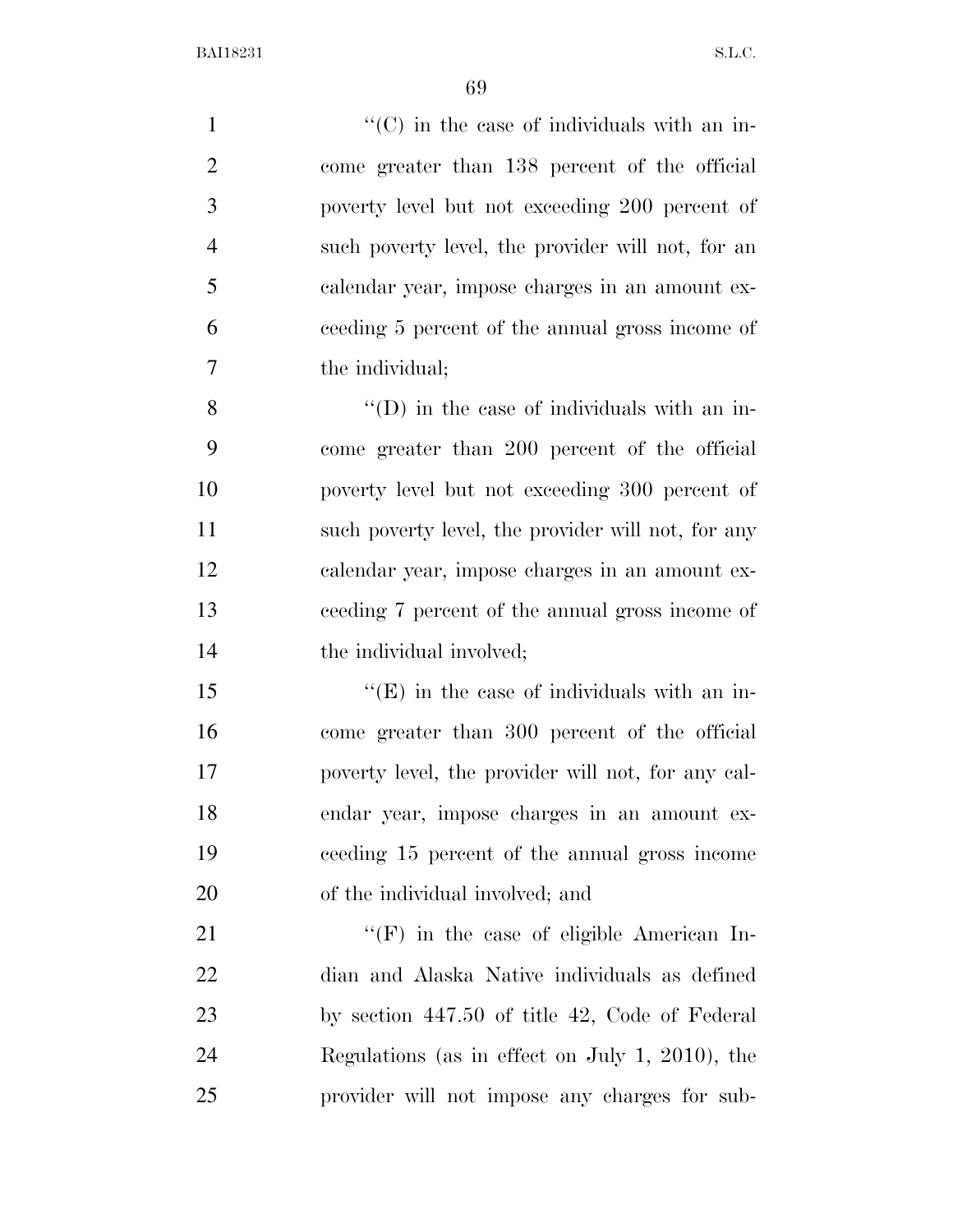''(C) in the case of individuals with an income greater than 138 percent of the official poverty level but not exceeding 200 percent of such poverty level, the provider will not, for an calendar year, impose charges in an amount exceeding 5 percent of the annual gross income of the individual;

''(D) in the case of individuals with an income greater than 200 percent of the official poverty level but not exceeding 300 percent of such poverty level, the provider will not, for any calendar year, impose charges in an amount exceeding 7 percent of the annual gross income of the individual involved;

''(E) in the case of individuals with an income greater than 300 percent of the official poverty level, the provider will not, for any calendar year, impose charges in an amount exceeding 15 percent of the annual gross income of the individual involved; and

''(F) in the case of eligible American Indian and Alaska Native individuals as defined by section 447.50 of title 42, Code of Federal Regulations (as in effect on July 1, 2010), the provider will not impose any charges for sub-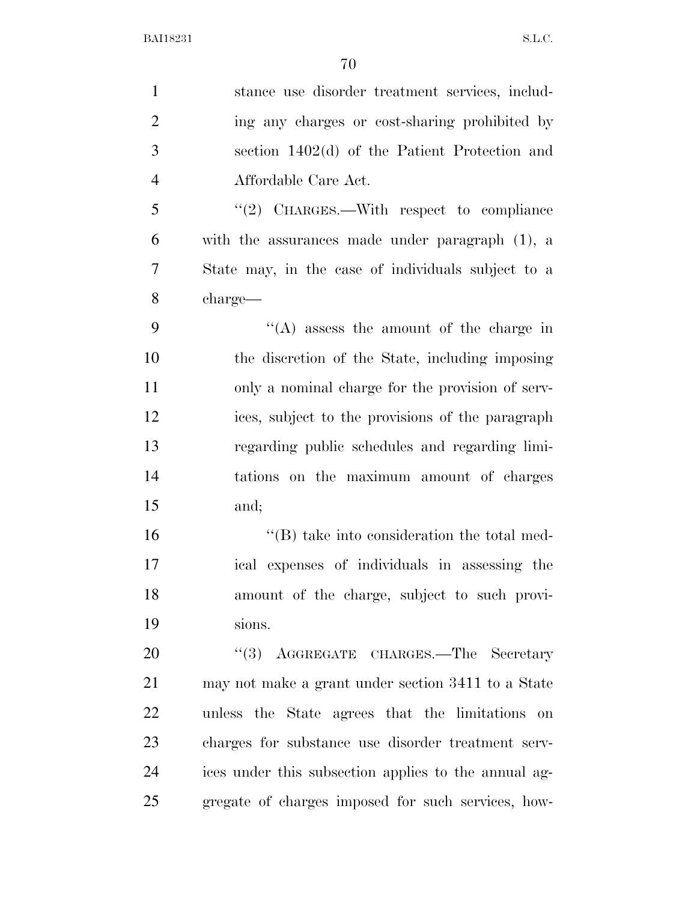stance use disorder treatment services, including any charges or cost-sharing prohibited by section 1402(d) of the Patient Protection and Affordable Care Act.

''(2) CHARGES.—With respect to compliance with the assurances made under paragraph (1), a State may, in the case of individuals subject to a charge—

''(A) assess the amount of the charge in the discretion of the State, including imposing only a nominal charge for the provision of services, subject to the provisions of the paragraph regarding public schedules and regarding limitations on the maximum amount of charges and;

''(B) take into consideration the total medical expenses of individuals in assessing the amount of the charge, subject to such provisions.

''(3) AGGREGATE CHARGES.—The Secretary may not make a grant under section 3411 to a State unless the State agrees that the limitations on charges for substance use disorder treatment services under this subsection applies to the annual aggregate of charges imposed for such services, how-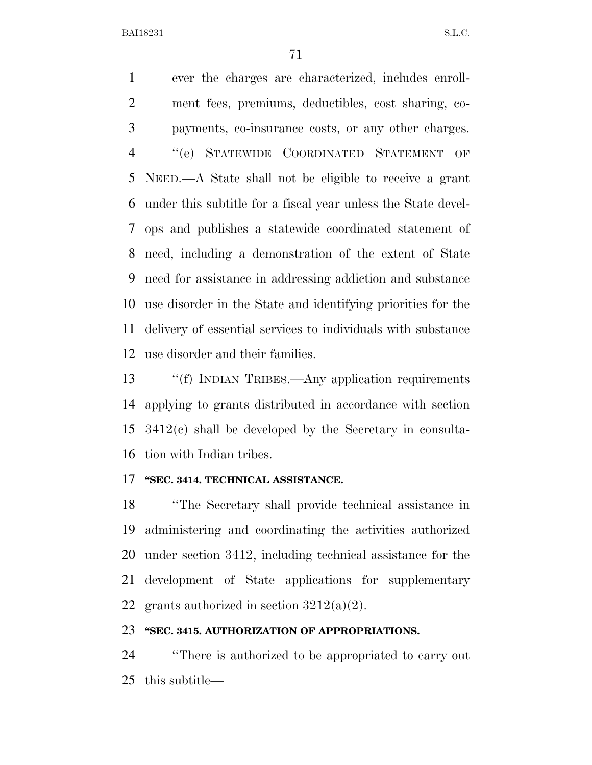ever the charges are characterized, includes enrollment fees, premiums, deductibles, cost sharing, copayments, co-insurance costs, or any other charges.

''(e) STATEWIDE COORDINATED STATEMENT OF NEED.—A State shall not be eligible to receive a grant under this subtitle for a fiscal year unless the State develops and publishes a statewide coordinated statement of need, including a demonstration of the extent of State need for assistance in addressing addiction and substance use disorder in the State and identifying priorities for the delivery of essential services to individuals with substance use disorder and their families.

''(f) INDIAN TRIBES.—Any application requirements applying to grants distributed in accordance with section 3412(c) shall be developed by the Secretary in consultation with Indian tribes.

**''SEC. 3414. TECHNICAL ASSISTANCE.**

''The Secretary shall provide technical assistance in administering and coordinating the activities authorized under section 3412, including technical assistance for the development of State applications for supplementary grants authorized in section 3212(a)(2).

**''SEC. 3415. AUTHORIZATION OF APPROPRIATIONS.**

''There is authorized to be appropriated to carry out this subtitle—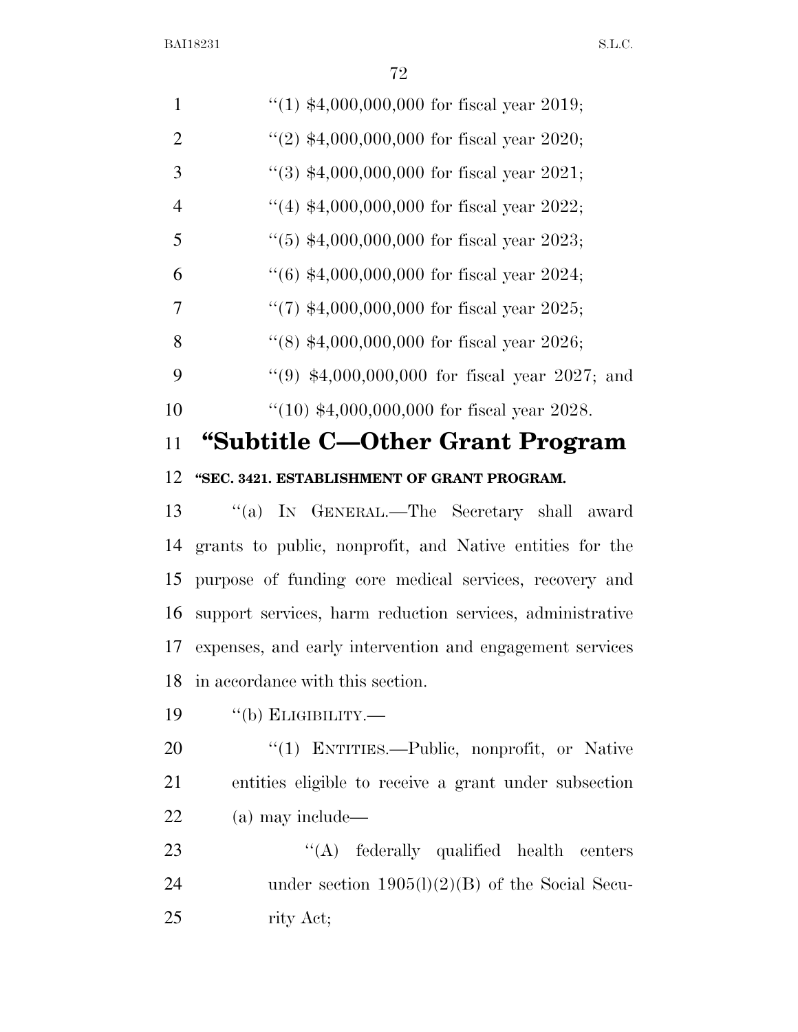''(1) $4,000,000,000 for fiscal year 2019;

''(2) $4,000,000,000 for fiscal year 2020;

''(3) $4,000,000,000 for fiscal year 2021;

''(4) $4,000,000,000 for fiscal year 2022;

''(5) $4,000,000,000 for fiscal year 2023;

''(6) $4,000,000,000 for fiscal year 2024;

''(7) $4,000,000,000 for fiscal year 2025;

''(8) $4,000,000,000 for fiscal year 2026;

''(9) $4,000,000,000 for fiscal year 2027; and

''(10) $4,000,000,000 for fiscal year 2028.

# ''Subtitle C—Other Grant Program

**''SEC. 3421. ESTABLISHMENT OF GRANT PROGRAM.**

''(a) IN GENERAL.—The Secretary shall award grants to public, nonprofit, and Native entities for the purpose of funding core medical services, recovery and support services, harm reduction services, administrative expenses, and early intervention and engagement services in accordance with this section.

''(b) ELIGIBILITY.—

''(1) ENTITIES.—Public, nonprofit, or Native entities eligible to receive a grant under subsection (a) may include—

''(A) federally qualified health centers under section 1905(l)(2)(B) of the Social Security Act;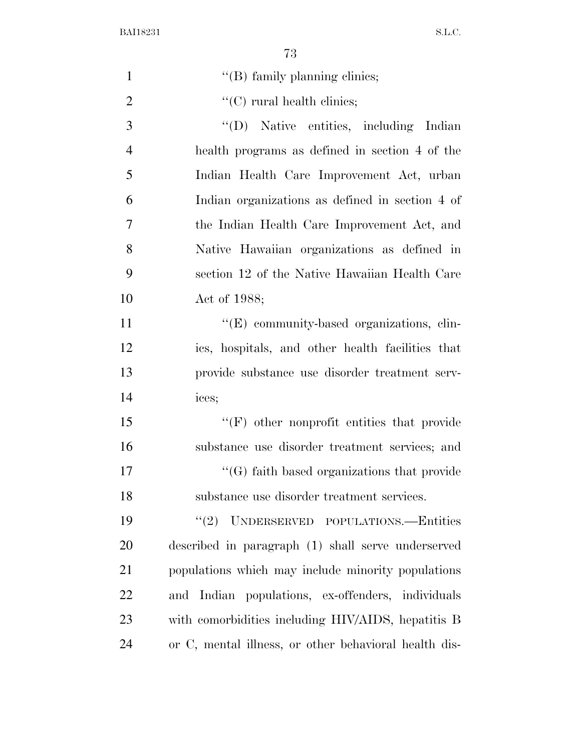''(B) family planning clinics;

''(C) rural health clinics;

''(D) Native entities, including Indian health programs as defined in section 4 of the Indian Health Care Improvement Act, urban Indian organizations as defined in section 4 of the Indian Health Care Improvement Act, and Native Hawaiian organizations as defined in section 12 of the Native Hawaiian Health Care Act of 1988;

''(E) community-based organizations, clinics, hospitals, and other health facilities that provide substance use disorder treatment services;

''(F) other nonprofit entities that provide substance use disorder treatment services; and

''(G) faith based organizations that provide substance use disorder treatment services.

''(2) UNDERSERVED POPULATIONS.—Entities described in paragraph (1) shall serve underserved populations which may include minority populations and Indian populations, ex-offenders, individuals with comorbidities including HIV/AIDS, hepatitis B or C, mental illness, or other behavioral health dis-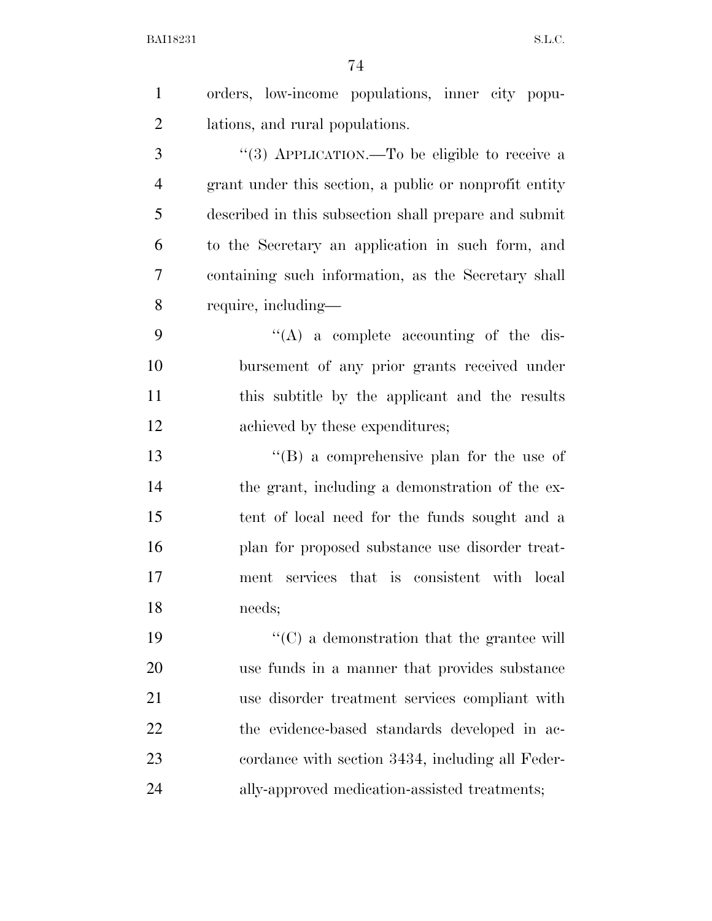orders, low-income populations, inner city populations, and rural populations.

''(3) APPLICATION.—To be eligible to receive a grant under this section, a public or nonprofit entity described in this subsection shall prepare and submit to the Secretary an application in such form, and containing such information, as the Secretary shall require, including—

''(A) a complete accounting of the disbursement of any prior grants received under this subtitle by the applicant and the results achieved by these expenditures;

''(B) a comprehensive plan for the use of the grant, including a demonstration of the extent of local need for the funds sought and a plan for proposed substance use disorder treatment services that is consistent with local needs;

''(C) a demonstration that the grantee will use funds in a manner that provides substance use disorder treatment services compliant with the evidence-based standards developed in accordance with section 3434, including all Federally-approved medication-assisted treatments;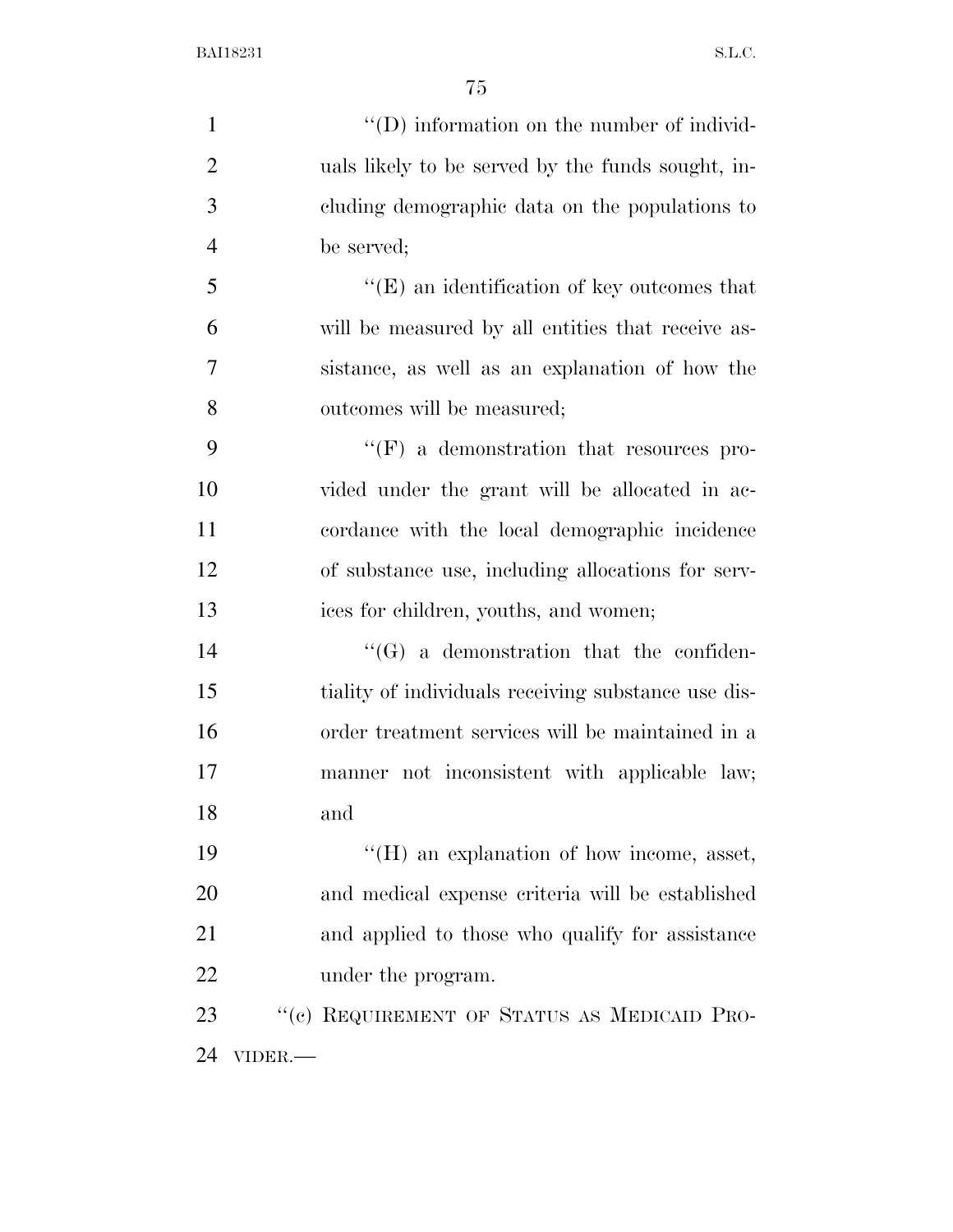''(D) information on the number of individuals likely to be served by the funds sought, including demographic data on the populations to be served;

''(E) an identification of key outcomes that will be measured by all entities that receive assistance, as well as an explanation of how the outcomes will be measured;

''(F) a demonstration that resources provided under the grant will be allocated in accordance with the local demographic incidence of substance use, including allocations for services for children, youths, and women;

''(G) a demonstration that the confidentiality of individuals receiving substance use disorder treatment services will be maintained in a manner not inconsistent with applicable law; and

''(H) an explanation of how income, asset, and medical expense criteria will be established and applied to those who qualify for assistance under the program.

''(c) REQUIREMENT OF STATUS AS MEDICAID PROVIDER.—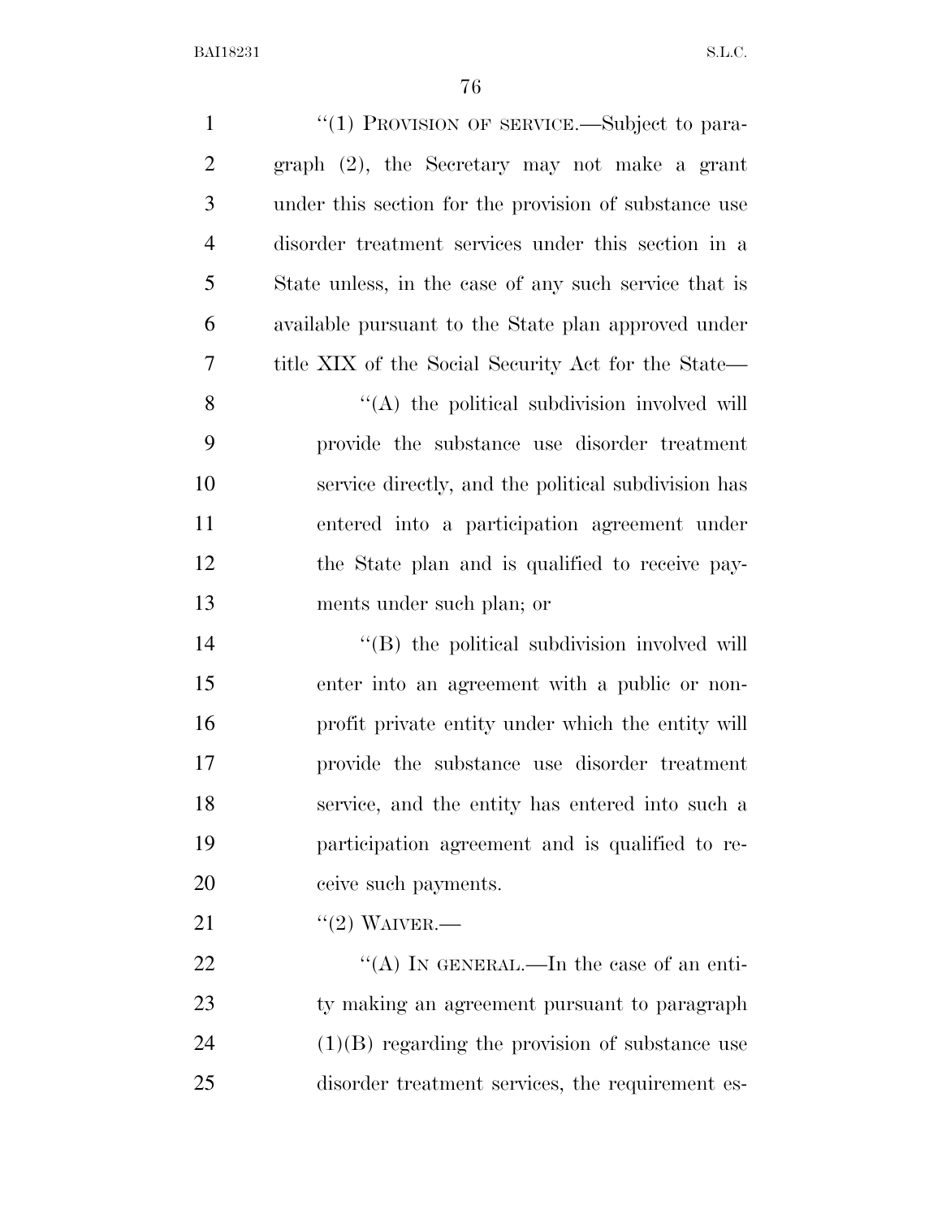"(1) PROVISION OF SERVICE.—Subject to paragraph (2), the Secretary may not make a grant under this section for the provision of substance use disorder treatment services under this section in a State unless, in the case of any such service that is available pursuant to the State plan approved under title XIX of the Social Security Act for the State—

"(A) the political subdivision involved will provide the substance use disorder treatment service directly, and the political subdivision has entered into a participation agreement under the State plan and is qualified to receive payments under such plan; or

"(B) the political subdivision involved will enter into an agreement with a public or nonprofit private entity under which the entity will provide the substance use disorder treatment service, and the entity has entered into such a participation agreement and is qualified to receive such payments.

"(2) WAIVER.—

"(A) IN GENERAL.—In the case of an entity making an agreement pursuant to paragraph (1)(B) regarding the provision of substance use disorder treatment services, the requirement es-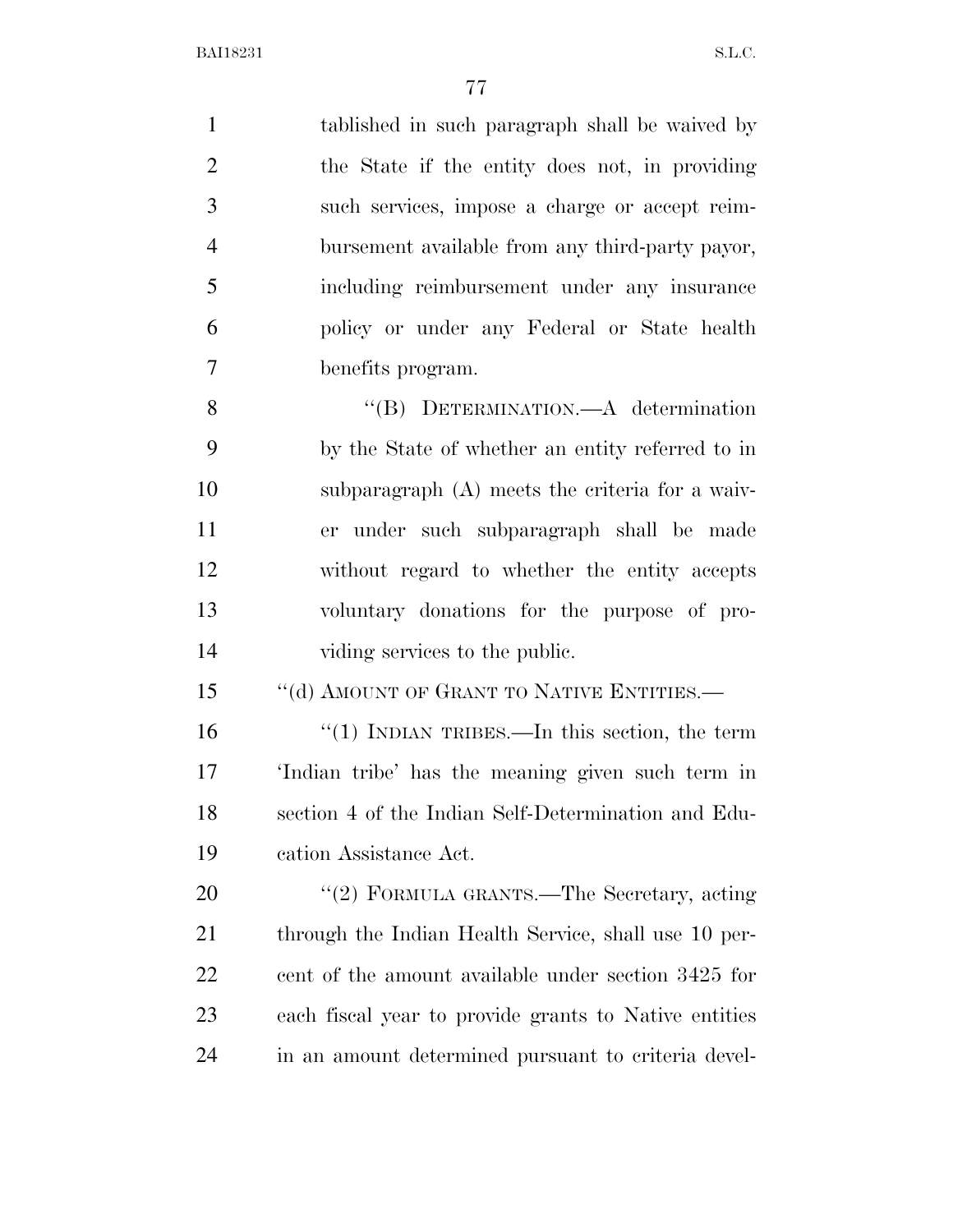tablished in such paragraph shall be waived by the State if the entity does not, in providing such services, impose a charge or accept reimbursement available from any third-party payor, including reimbursement under any insurance policy or under any Federal or State health benefits program.

"(B) DETERMINATION.—A determination by the State of whether an entity referred to in subparagraph (A) meets the criteria for a waiver under such subparagraph shall be made without regard to whether the entity accepts voluntary donations for the purpose of providing services to the public.

"(d) AMOUNT OF GRANT TO NATIVE ENTITIES.—

"(1) INDIAN TRIBES.—In this section, the term 'Indian tribe' has the meaning given such term in section 4 of the Indian Self-Determination and Education Assistance Act.

"(2) FORMULA GRANTS.—The Secretary, acting through the Indian Health Service, shall use 10 percent of the amount available under section 3425 for each fiscal year to provide grants to Native entities in an amount determined pursuant to criteria devel-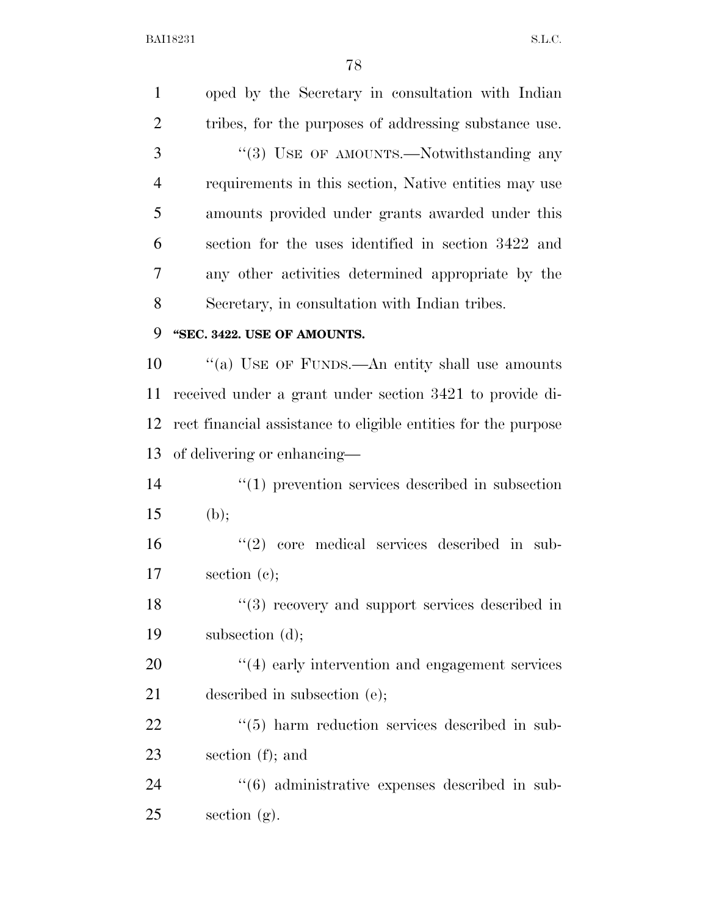oped by the Secretary in consultation with Indian tribes, for the purposes of addressing substance use.

"(3) USE OF AMOUNTS.—Notwithstanding any requirements in this section, Native entities may use amounts provided under grants awarded under this section for the uses identified in section 3422 and any other activities determined appropriate by the Secretary, in consultation with Indian tribes.

**"SEC. 3422. USE OF AMOUNTS.**

"(a) USE OF FUNDS.—An entity shall use amounts received under a grant under section 3421 to provide direct financial assistance to eligible entities for the purpose of delivering or enhancing—

"(1) prevention services described in subsection (b);

"(2) core medical services described in subsection (c);

"(3) recovery and support services described in subsection (d);

"(4) early intervention and engagement services described in subsection (e);

"(5) harm reduction services described in subsection (f); and

"(6) administrative expenses described in subsection (g).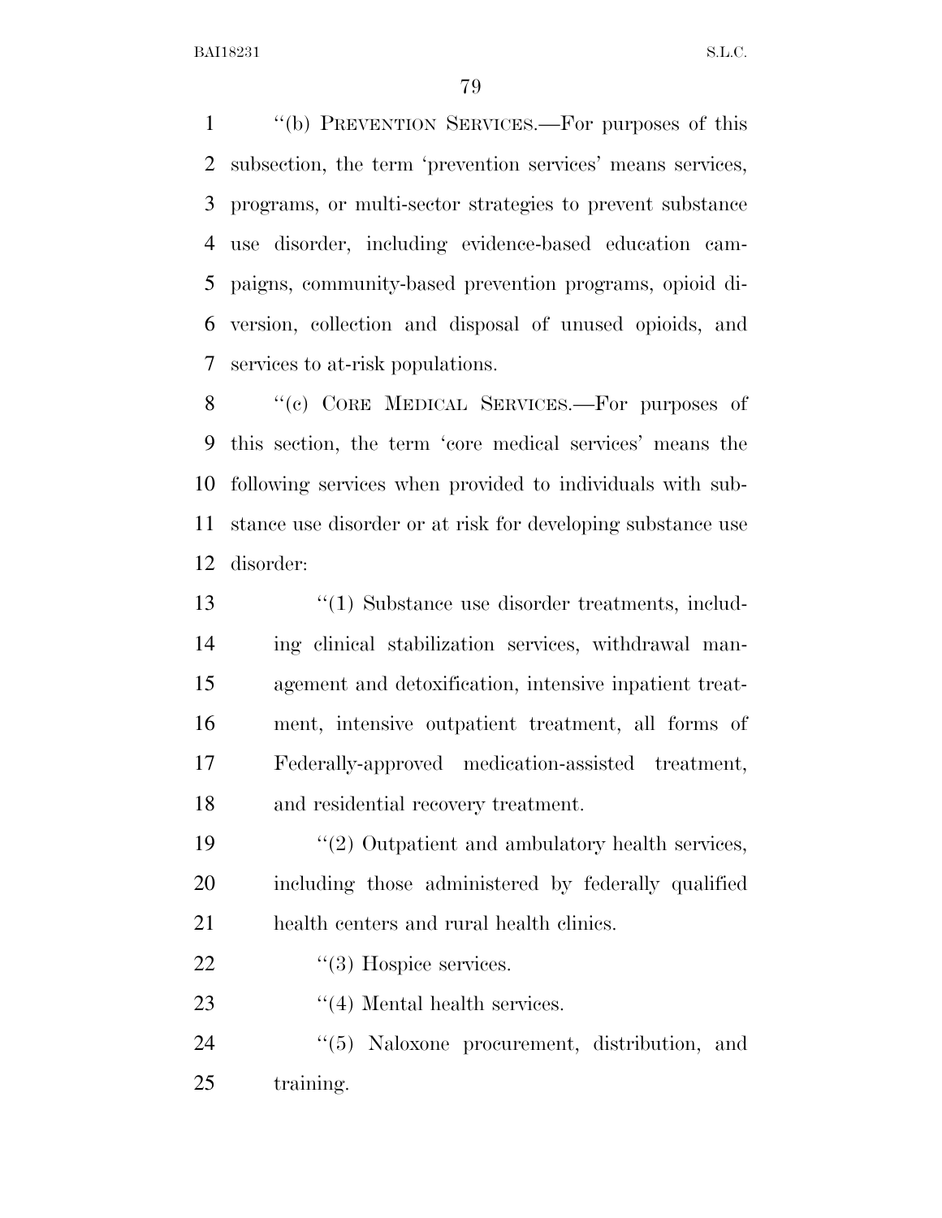''(b) PREVENTION SERVICES.—For purposes of this subsection, the term 'prevention services' means services, programs, or multi-sector strategies to prevent substance use disorder, including evidence-based education campaigns, community-based prevention programs, opioid diversion, collection and disposal of unused opioids, and services to at-risk populations.

''(c) CORE MEDICAL SERVICES.—For purposes of this section, the term 'core medical services' means the following services when provided to individuals with substance use disorder or at risk for developing substance use disorder:

''(1) Substance use disorder treatments, including clinical stabilization services, withdrawal management and detoxification, intensive inpatient treatment, intensive outpatient treatment, all forms of Federally-approved medication-assisted treatment, and residential recovery treatment.

''(2) Outpatient and ambulatory health services, including those administered by federally qualified health centers and rural health clinics.

''(3) Hospice services.

''(4) Mental health services.

''(5) Naloxone procurement, distribution, and training.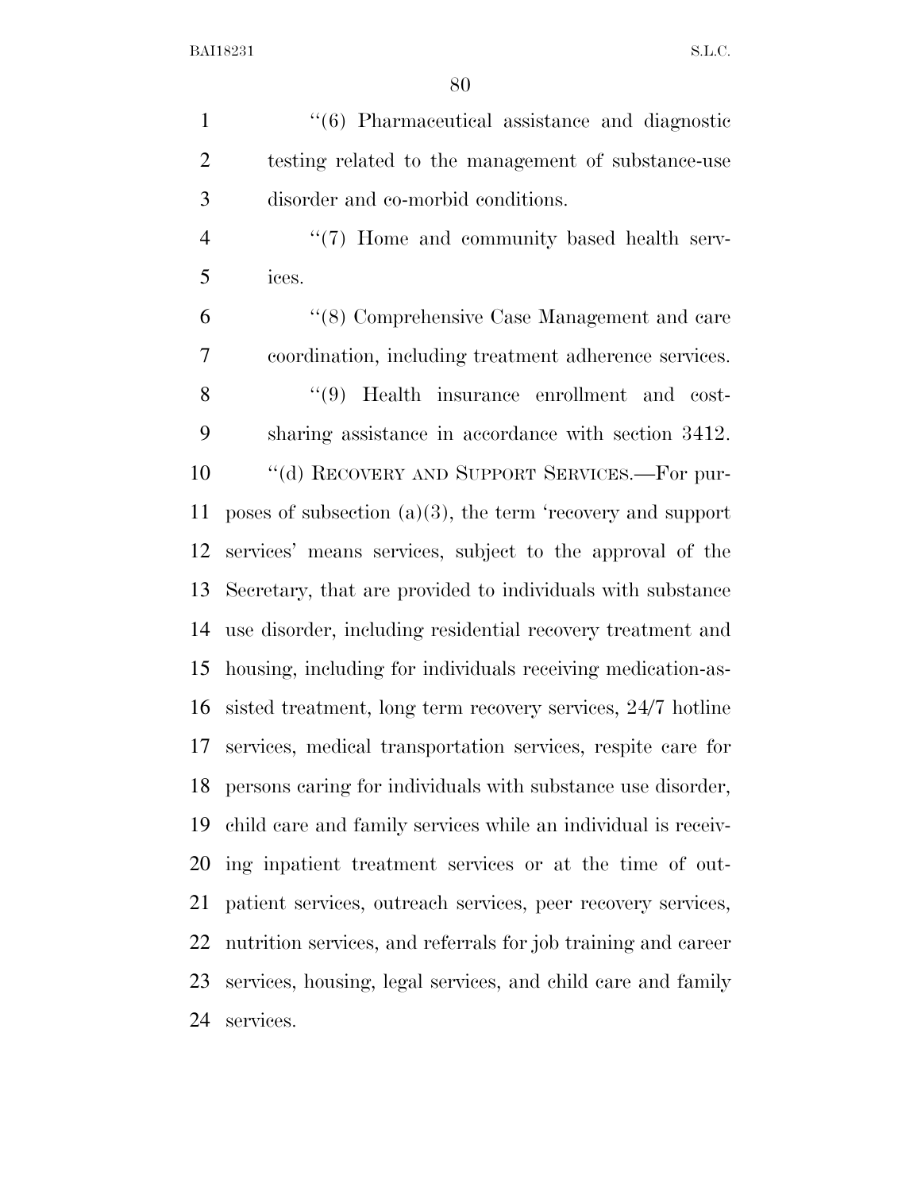''(6) Pharmaceutical assistance and diagnostic testing related to the management of substance-use disorder and co-morbid conditions.

''(7) Home and community based health services.

''(8) Comprehensive Case Management and care coordination, including treatment adherence services.

''(9) Health insurance enrollment and cost-sharing assistance in accordance with section 3412.

''(d) RECOVERY AND SUPPORT SERVICES.—For purposes of subsection (a)(3), the term 'recovery and support services' means services, subject to the approval of the Secretary, that are provided to individuals with substance use disorder, including residential recovery treatment and housing, including for individuals receiving medication-assisted treatment, long term recovery services, 24/7 hotline services, medical transportation services, respite care for persons caring for individuals with substance use disorder, child care and family services while an individual is receiving inpatient treatment services or at the time of outpatient services, outreach services, peer recovery services, nutrition services, and referrals for job training and career services, housing, legal services, and child care and family services.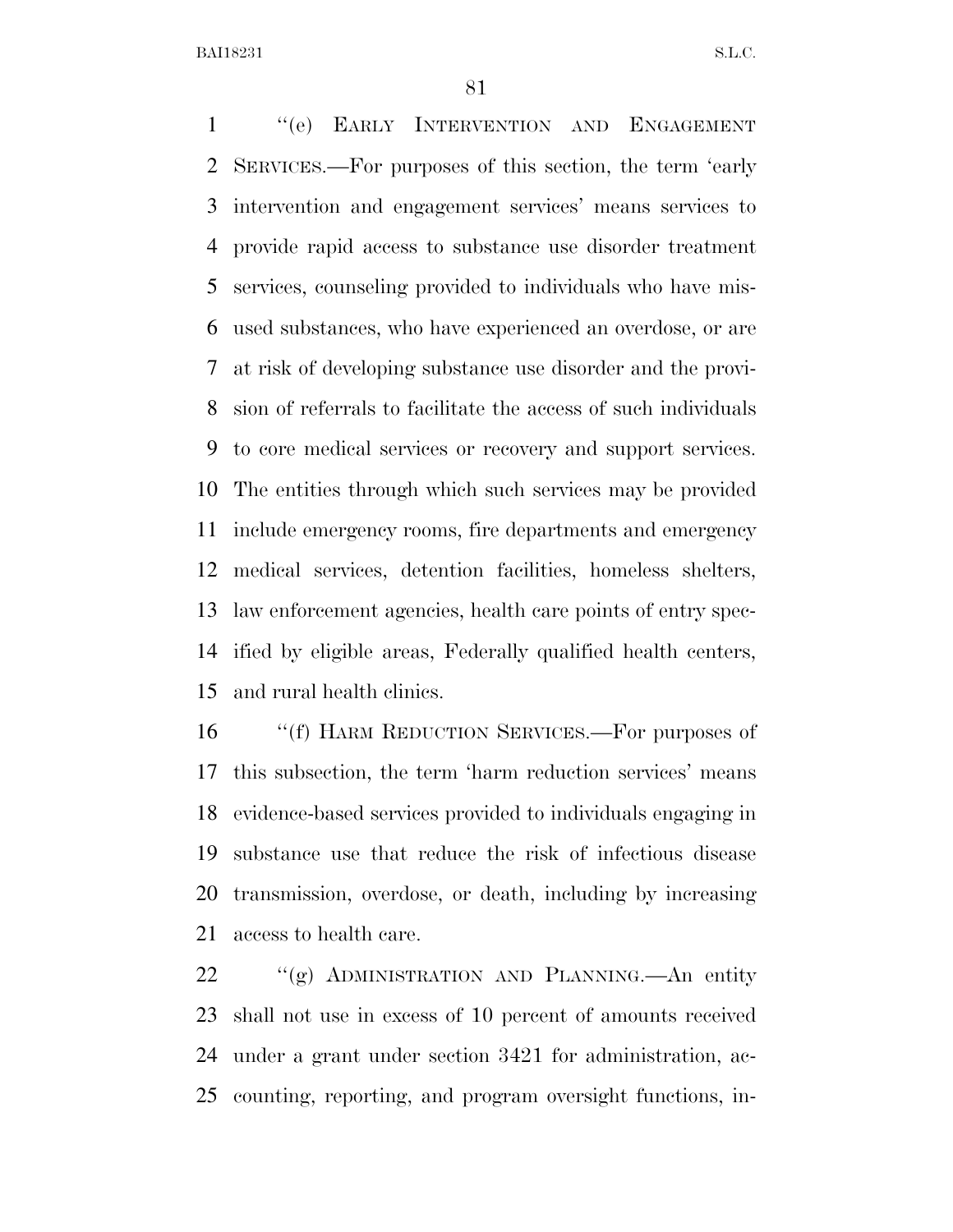"(e) EARLY INTERVENTION AND ENGAGEMENT SERVICES.—For purposes of this section, the term 'early intervention and engagement services' means services to provide rapid access to substance use disorder treatment services, counseling provided to individuals who have misused substances, who have experienced an overdose, or are at risk of developing substance use disorder and the provision of referrals to facilitate the access of such individuals to core medical services or recovery and support services. The entities through which such services may be provided include emergency rooms, fire departments and emergency medical services, detention facilities, homeless shelters, law enforcement agencies, health care points of entry specified by eligible areas, Federally qualified health centers, and rural health clinics.

"(f) HARM REDUCTION SERVICES.—For purposes of this subsection, the term 'harm reduction services' means evidence-based services provided to individuals engaging in substance use that reduce the risk of infectious disease transmission, overdose, or death, including by increasing access to health care.

"(g) ADMINISTRATION AND PLANNING.—An entity shall not use in excess of 10 percent of amounts received under a grant under section 3421 for administration, accounting, reporting, and program oversight functions, in-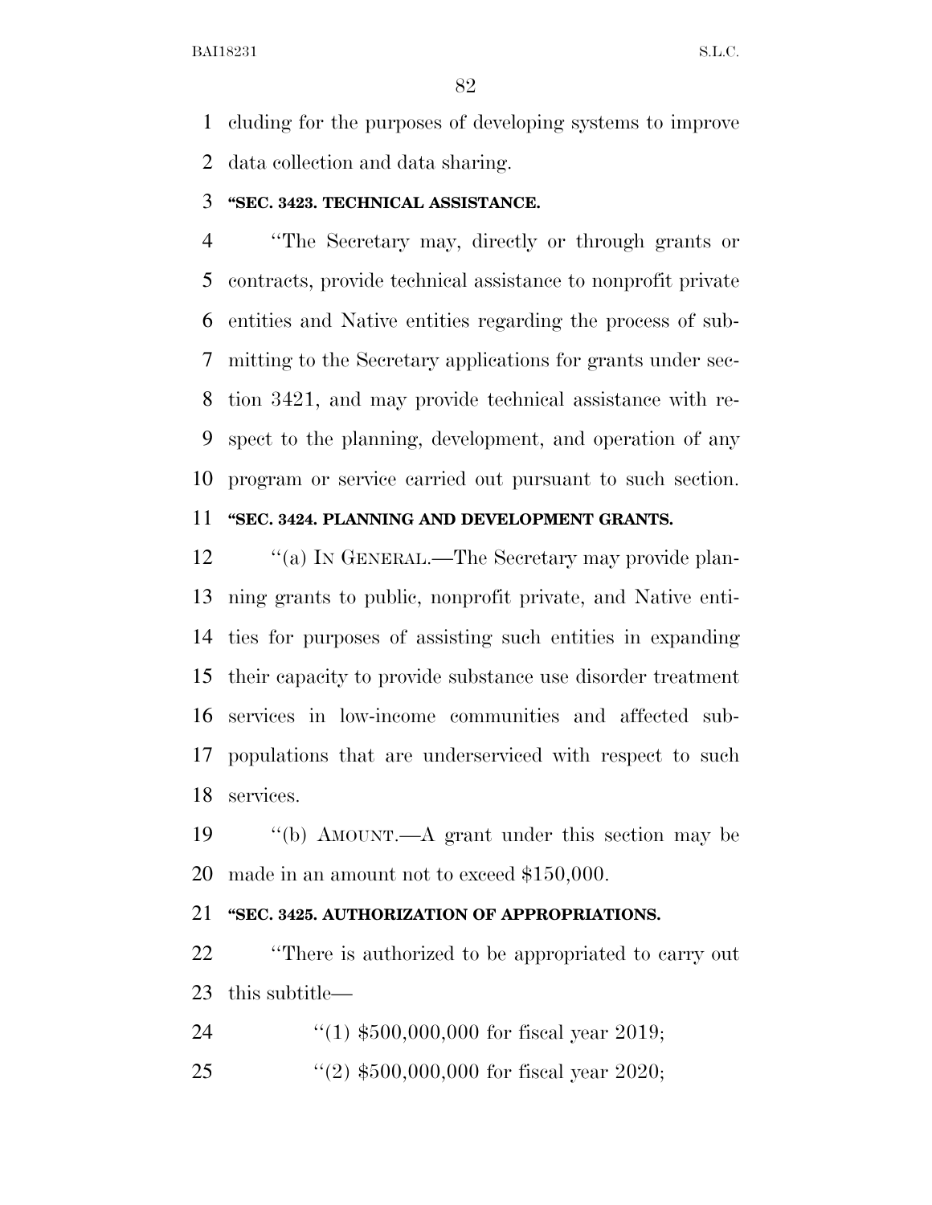cluding for the purposes of developing systems to improve data collection and data sharing.

**"SEC. 3423. TECHNICAL ASSISTANCE.**

"The Secretary may, directly or through grants or contracts, provide technical assistance to nonprofit private entities and Native entities regarding the process of submitting to the Secretary applications for grants under section 3421, and may provide technical assistance with respect to the planning, development, and operation of any program or service carried out pursuant to such section.

**"SEC. 3424. PLANNING AND DEVELOPMENT GRANTS.**

"(a) IN GENERAL.—The Secretary may provide planning grants to public, nonprofit private, and Native entities for purposes of assisting such entities in expanding their capacity to provide substance use disorder treatment services in low-income communities and affected subpopulations that are underserviced with respect to such services.

"(b) AMOUNT.—A grant under this section may be made in an amount not to exceed $150,000.

**"SEC. 3425. AUTHORIZATION OF APPROPRIATIONS.**

"There is authorized to be appropriated to carry out this subtitle—

"(1) $500,000,000 for fiscal year 2019;

"(2) $500,000,000 for fiscal year 2020;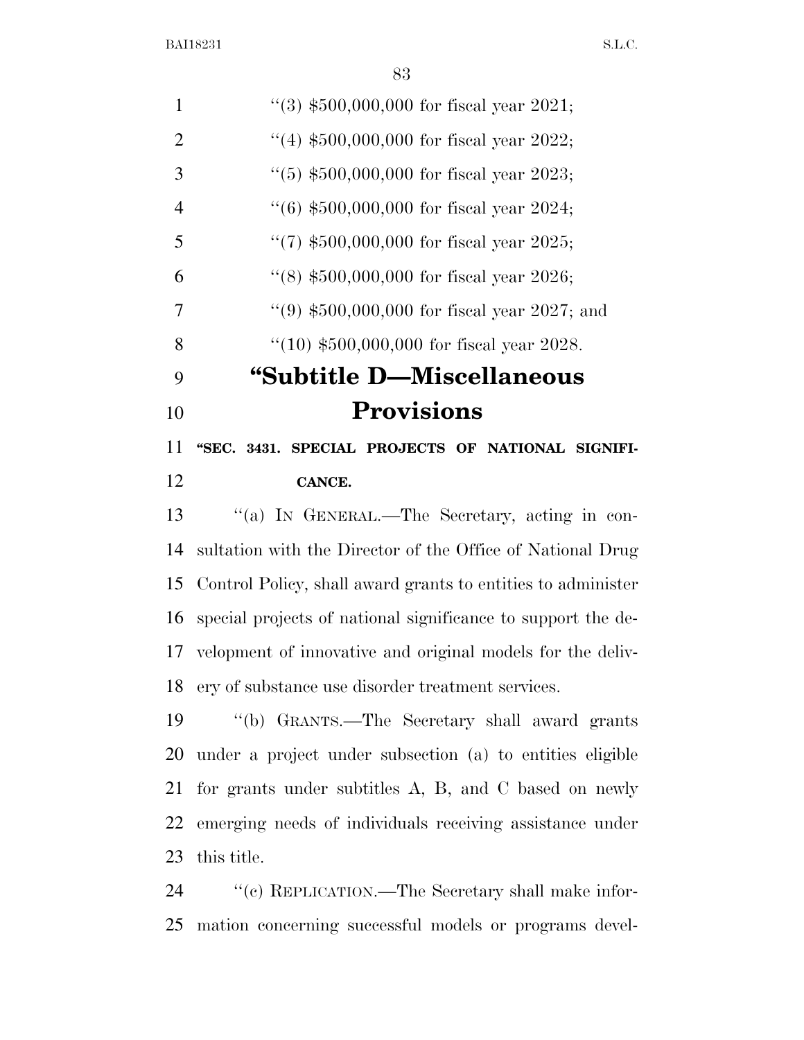''(3) $500,000,000 for fiscal year 2021;

''(4) $500,000,000 for fiscal year 2022;

''(5) $500,000,000 for fiscal year 2023;

''(6) $500,000,000 for fiscal year 2024;

''(7) $500,000,000 for fiscal year 2025;

''(8) $500,000,000 for fiscal year 2026;

''(9) $500,000,000 for fiscal year 2027; and

''(10) $500,000,000 for fiscal year 2028.

# "Subtitle D—Miscellaneous Provisions

**"SEC. 3431. SPECIAL PROJECTS OF NATIONAL SIGNIFICANCE.**

''(a) IN GENERAL.—The Secretary, acting in consultation with the Director of the Office of National Drug Control Policy, shall award grants to entities to administer special projects of national significance to support the development of innovative and original models for the delivery of substance use disorder treatment services.

''(b) GRANTS.—The Secretary shall award grants under a project under subsection (a) to entities eligible for grants under subtitles A, B, and C based on newly emerging needs of individuals receiving assistance under this title.

''(c) REPLICATION.—The Secretary shall make information concerning successful models or programs devel-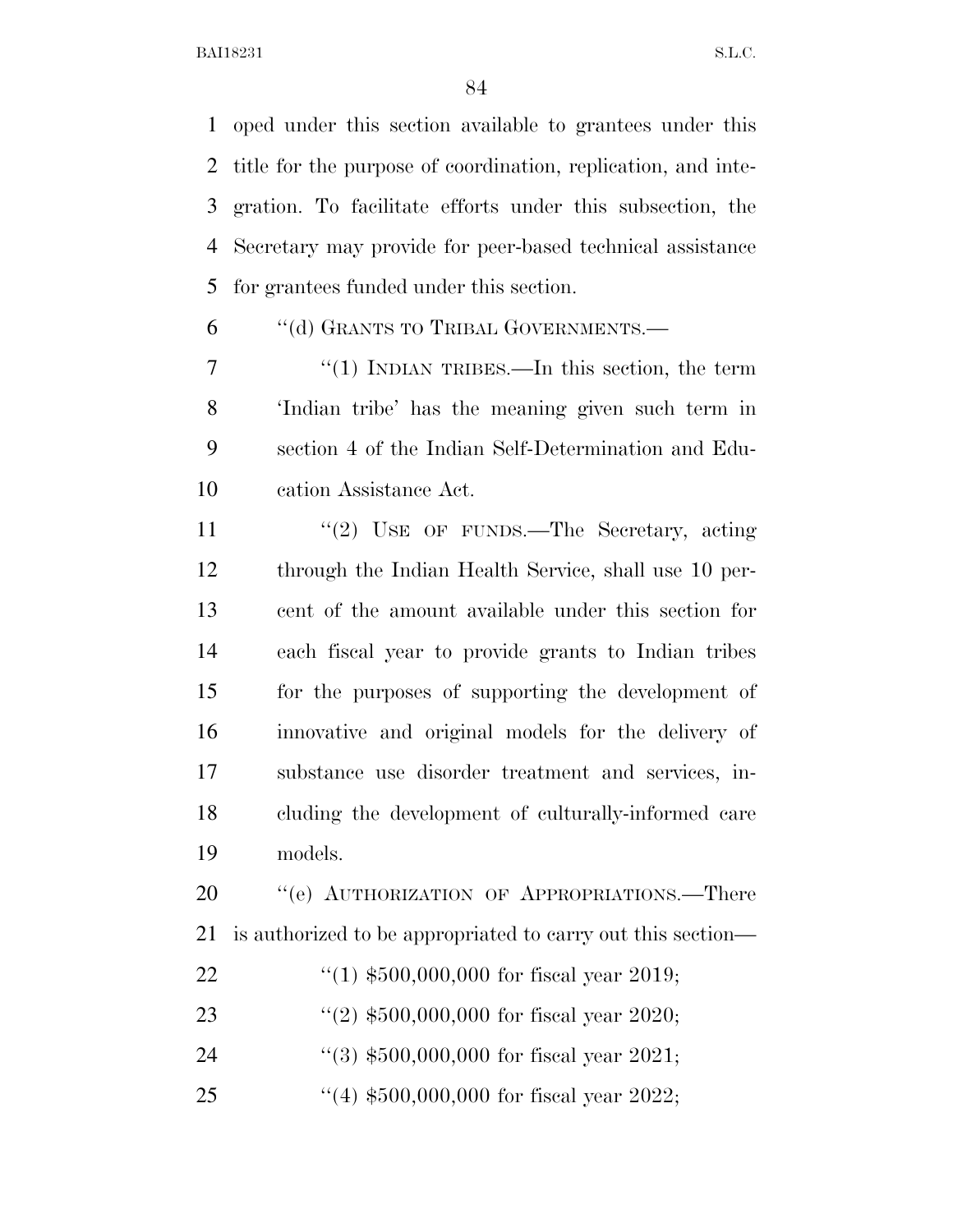oped under this section available to grantees under this title for the purpose of coordination, replication, and integration. To facilitate efforts under this subsection, the Secretary may provide for peer-based technical assistance for grantees funded under this section.

''(d) GRANTS TO TRIBAL GOVERNMENTS.—

''(1) INDIAN TRIBES.—In this section, the term 'Indian tribe' has the meaning given such term in section 4 of the Indian Self-Determination and Education Assistance Act.

''(2) USE OF FUNDS.—The Secretary, acting through the Indian Health Service, shall use 10 percent of the amount available under this section for each fiscal year to provide grants to Indian tribes for the purposes of supporting the development of innovative and original models for the delivery of substance use disorder treatment and services, including the development of culturally-informed care models.

''(e) AUTHORIZATION OF APPROPRIATIONS.—There is authorized to be appropriated to carry out this section—

''(1) $500,000,000 for fiscal year 2019;

''(2) $500,000,000 for fiscal year 2020;

''(3) $500,000,000 for fiscal year 2021;

''(4) $500,000,000 for fiscal year 2022;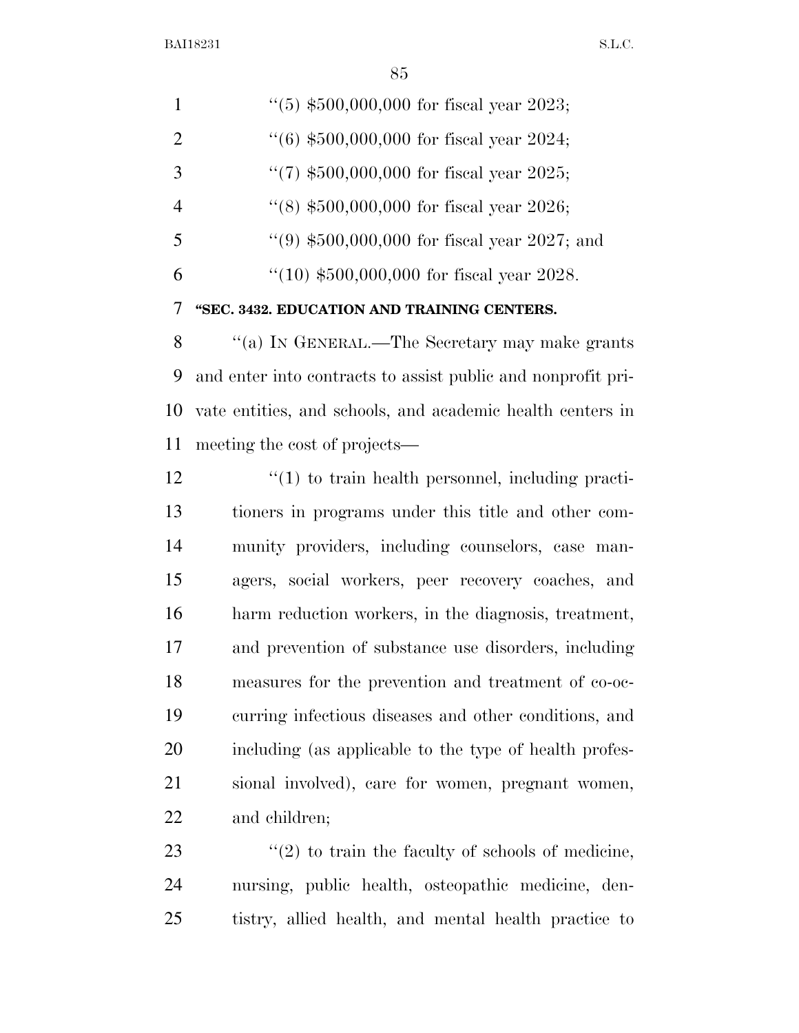"(5) $500,000,000 for fiscal year 2023;

"(6) $500,000,000 for fiscal year 2024;

"(7) $500,000,000 for fiscal year 2025;

"(8) $500,000,000 for fiscal year 2026;

"(9) $500,000,000 for fiscal year 2027; and

"(10) $500,000,000 for fiscal year 2028.

**"SEC. 3432. EDUCATION AND TRAINING CENTERS.**

"(a) IN GENERAL.—The Secretary may make grants and enter into contracts to assist public and nonprofit private entities, and schools, and academic health centers in meeting the cost of projects—

"(1) to train health personnel, including practitioners in programs under this title and other community providers, including counselors, case managers, social workers, peer recovery coaches, and harm reduction workers, in the diagnosis, treatment, and prevention of substance use disorders, including measures for the prevention and treatment of co-occurring infectious diseases and other conditions, and including (as applicable to the type of health professional involved), care for women, pregnant women, and children;

"(2) to train the faculty of schools of medicine, nursing, public health, osteopathic medicine, dentistry, allied health, and mental health practice to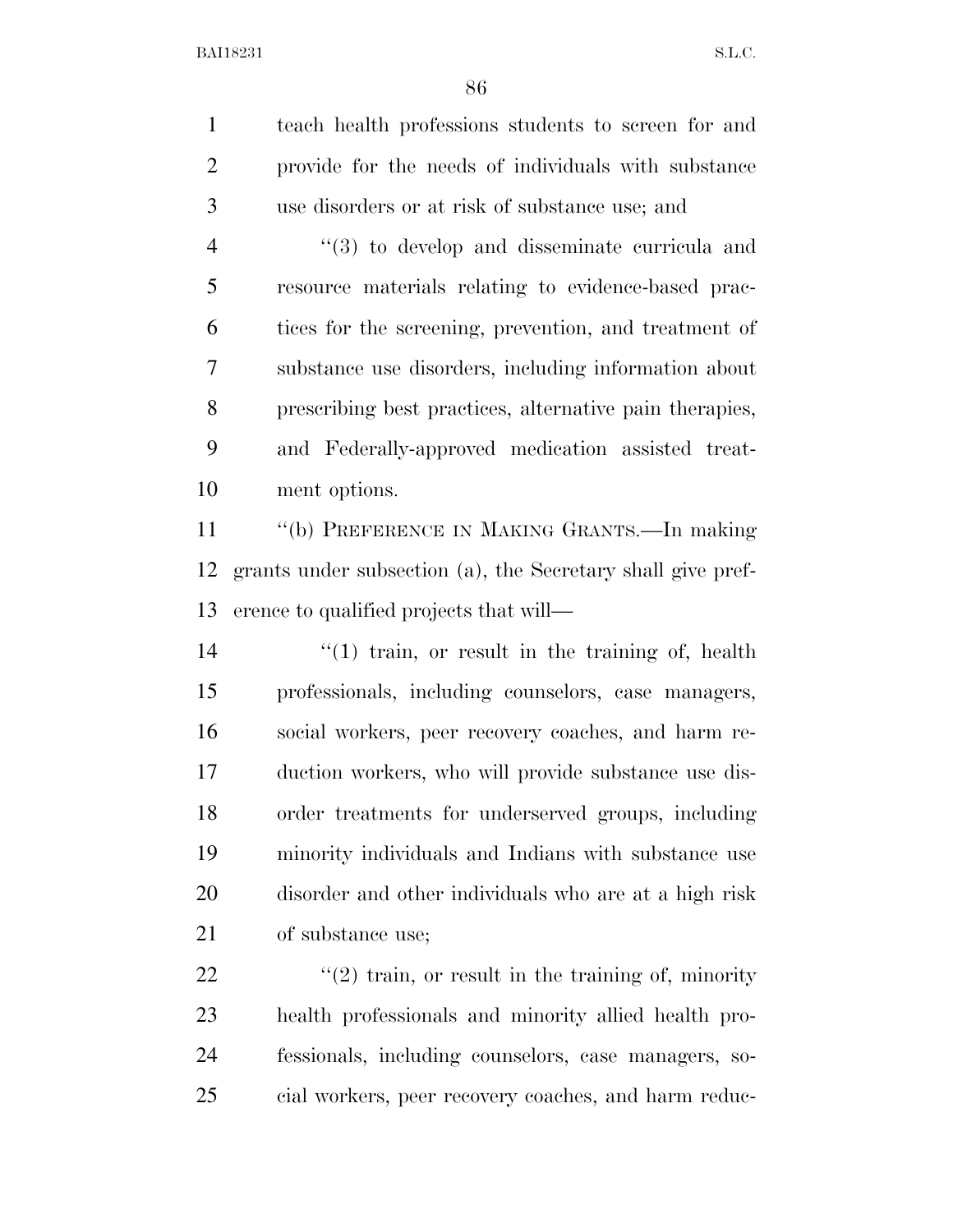teach health professions students to screen for and provide for the needs of individuals with substance use disorders or at risk of substance use; and

"(3) to develop and disseminate curricula and resource materials relating to evidence-based practices for the screening, prevention, and treatment of substance use disorders, including information about prescribing best practices, alternative pain therapies, and Federally-approved medication assisted treatment options.

"(b) PREFERENCE IN MAKING GRANTS.—In making grants under subsection (a), the Secretary shall give preference to qualified projects that will—

"(1) train, or result in the training of, health professionals, including counselors, case managers, social workers, peer recovery coaches, and harm reduction workers, who will provide substance use disorder treatments for underserved groups, including minority individuals and Indians with substance use disorder and other individuals who are at a high risk of substance use;

"(2) train, or result in the training of, minority health professionals and minority allied health professionals, including counselors, case managers, social workers, peer recovery coaches, and harm reduc-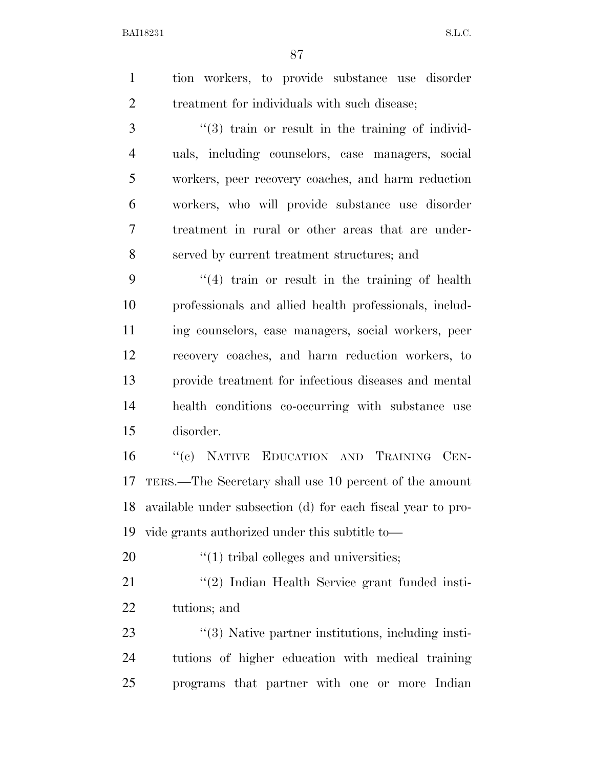tion workers, to provide substance use disorder treatment for individuals with such disease;

''(3) train or result in the training of individuals, including counselors, case managers, social workers, peer recovery coaches, and harm reduction workers, who will provide substance use disorder treatment in rural or other areas that are underserved by current treatment structures; and

''(4) train or result in the training of health professionals and allied health professionals, including counselors, case managers, social workers, peer recovery coaches, and harm reduction workers, to provide treatment for infectious diseases and mental health conditions co-occurring with substance use disorder.

''(c) NATIVE EDUCATION AND TRAINING CENTERS.—The Secretary shall use 10 percent of the amount available under subsection (d) for each fiscal year to provide grants authorized under this subtitle to—

''(1) tribal colleges and universities;

''(2) Indian Health Service grant funded institutions; and

''(3) Native partner institutions, including institutions of higher education with medical training programs that partner with one or more Indian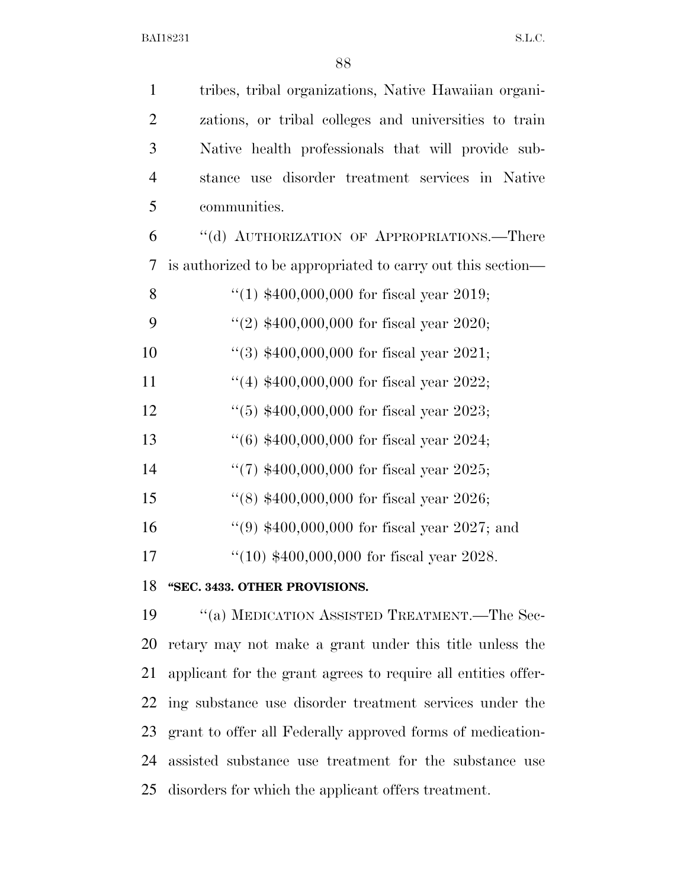tribes, tribal organizations, Native Hawaiian organizations, or tribal colleges and universities to train Native health professionals that will provide substance use disorder treatment services in Native communities.

"(d) AUTHORIZATION OF APPROPRIATIONS.—There is authorized to be appropriated to carry out this section—

"(1) $400,000,000 for fiscal year 2019;

"(2) $400,000,000 for fiscal year 2020;

"(3) $400,000,000 for fiscal year 2021;

"(4) $400,000,000 for fiscal year 2022;

"(5) $400,000,000 for fiscal year 2023;

"(6) $400,000,000 for fiscal year 2024;

"(7) $400,000,000 for fiscal year 2025;

"(8) $400,000,000 for fiscal year 2026;

"(9) $400,000,000 for fiscal year 2027; and

"(10) $400,000,000 for fiscal year 2028.

**"SEC. 3433. OTHER PROVISIONS.**

"(a) MEDICATION ASSISTED TREATMENT.—The Secretary may not make a grant under this title unless the applicant for the grant agrees to require all entities offering substance use disorder treatment services under the grant to offer all Federally approved forms of medication-assisted substance use treatment for the substance use disorders for which the applicant offers treatment.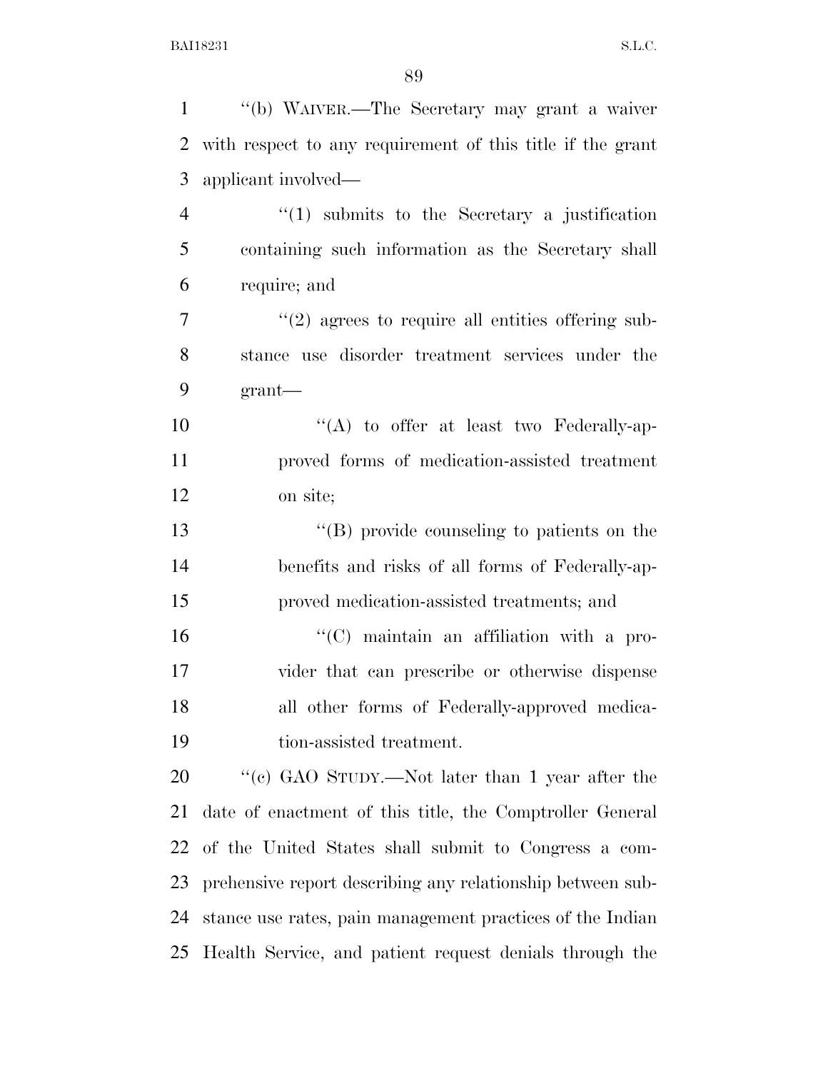''(b) WAIVER.—The Secretary may grant a waiver with respect to any requirement of this title if the grant applicant involved—

''(1) submits to the Secretary a justification containing such information as the Secretary shall require; and

''(2) agrees to require all entities offering substance use disorder treatment services under the grant—

''(A) to offer at least two Federally-approved forms of medication-assisted treatment on site;

''(B) provide counseling to patients on the benefits and risks of all forms of Federally-approved medication-assisted treatments; and

''(C) maintain an affiliation with a provider that can prescribe or otherwise dispense all other forms of Federally-approved medication-assisted treatment.

''(c) GAO STUDY.—Not later than 1 year after the date of enactment of this title, the Comptroller General of the United States shall submit to Congress a comprehensive report describing any relationship between substance use rates, pain management practices of the Indian Health Service, and patient request denials through the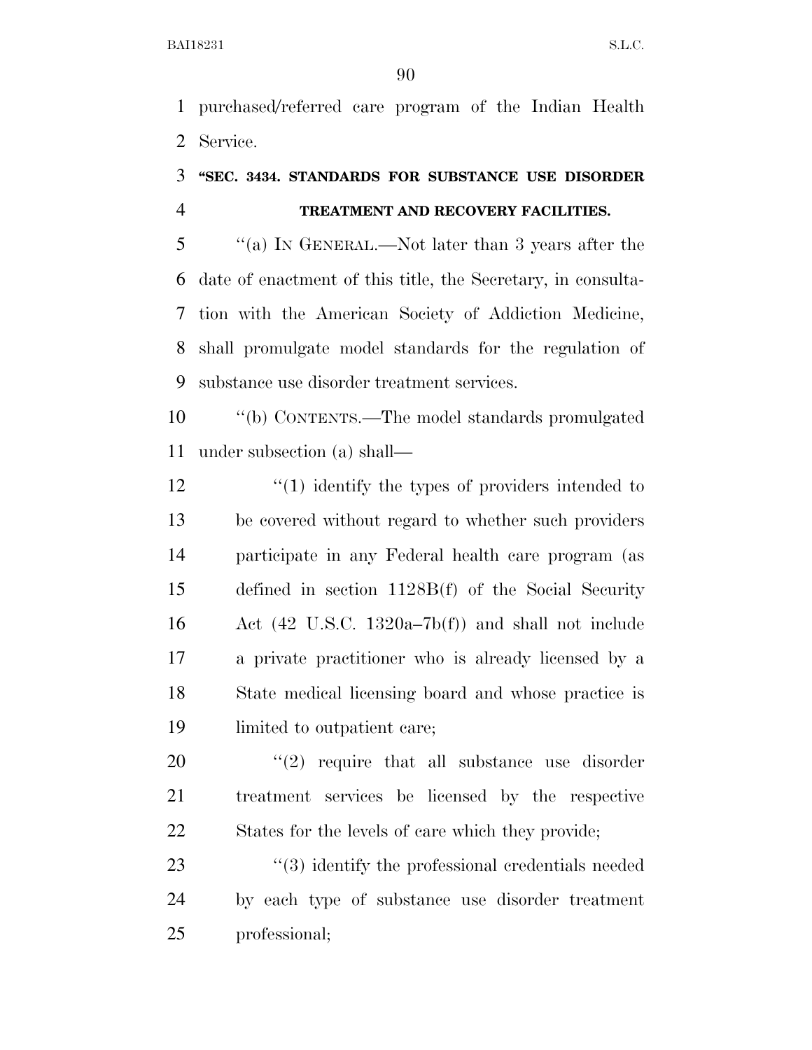purchased/referred care program of the Indian Health Service.

**"SEC. 3434. STANDARDS FOR SUBSTANCE USE DISORDER TREATMENT AND RECOVERY FACILITIES.**

"(a) IN GENERAL.—Not later than 3 years after the date of enactment of this title, the Secretary, in consultation with the American Society of Addiction Medicine, shall promulgate model standards for the regulation of substance use disorder treatment services.

"(b) CONTENTS.—The model standards promulgated under subsection (a) shall—

"(1) identify the types of providers intended to be covered without regard to whether such providers participate in any Federal health care program (as defined in section 1128B(f) of the Social Security Act (42 U.S.C. 1320a–7b(f)) and shall not include a private practitioner who is already licensed by a State medical licensing board and whose practice is limited to outpatient care;

"(2) require that all substance use disorder treatment services be licensed by the respective States for the levels of care which they provide;

"(3) identify the professional credentials needed by each type of substance use disorder treatment professional;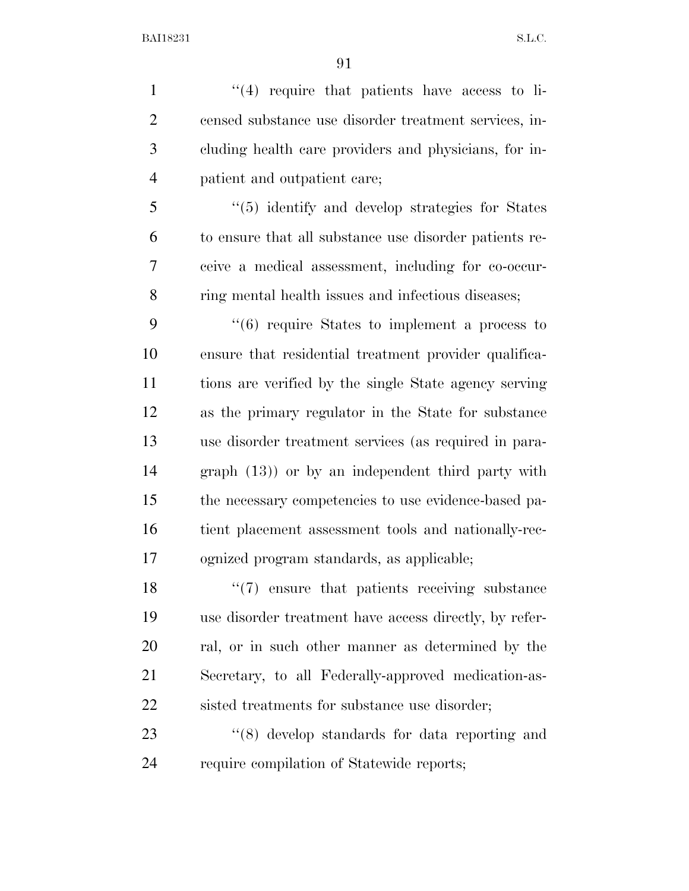"(4) require that patients have access to licensed substance use disorder treatment services, including health care providers and physicians, for inpatient and outpatient care;

"(5) identify and develop strategies for States to ensure that all substance use disorder patients receive a medical assessment, including for co-occurring mental health issues and infectious diseases;

"(6) require States to implement a process to ensure that residential treatment provider qualifications are verified by the single State agency serving as the primary regulator in the State for substance use disorder treatment services (as required in paragraph (13)) or by an independent third party with the necessary competencies to use evidence-based patient placement assessment tools and nationally-recognized program standards, as applicable;

"(7) ensure that patients receiving substance use disorder treatment have access directly, by referral, or in such other manner as determined by the Secretary, to all Federally-approved medication-assisted treatments for substance use disorder;

"(8) develop standards for data reporting and require compilation of Statewide reports;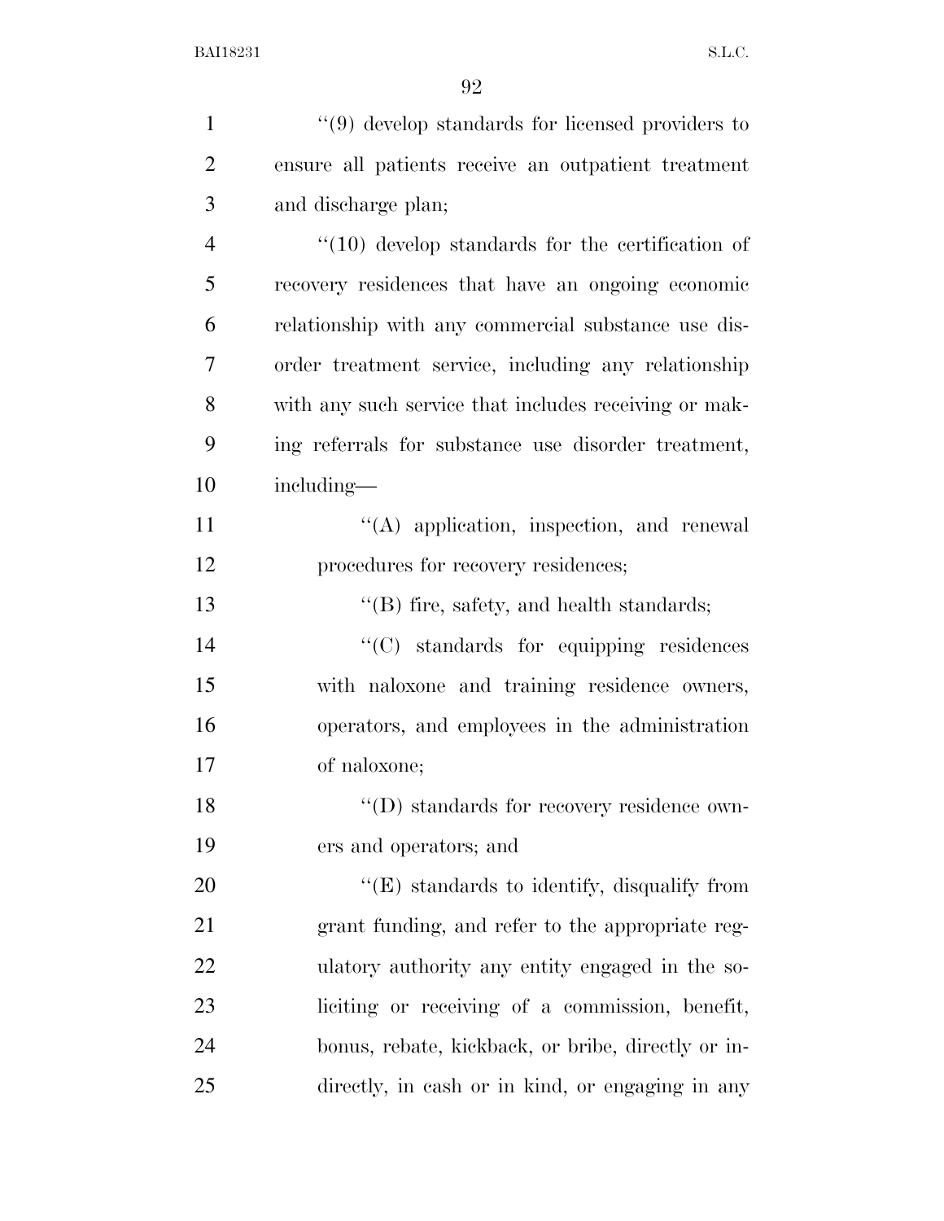''(9) develop standards for licensed providers to ensure all patients receive an outpatient treatment and discharge plan;

''(10) develop standards for the certification of recovery residences that have an ongoing economic relationship with any commercial substance use disorder treatment service, including any relationship with any such service that includes receiving or making referrals for substance use disorder treatment, including—

''(A) application, inspection, and renewal procedures for recovery residences;

''(B) fire, safety, and health standards;

''(C) standards for equipping residences with naloxone and training residence owners, operators, and employees in the administration of naloxone;

''(D) standards for recovery residence owners and operators; and

''(E) standards to identify, disqualify from grant funding, and refer to the appropriate regulatory authority any entity engaged in the soliciting or receiving of a commission, benefit, bonus, rebate, kickback, or bribe, directly or indirectly, in cash or in kind, or engaging in any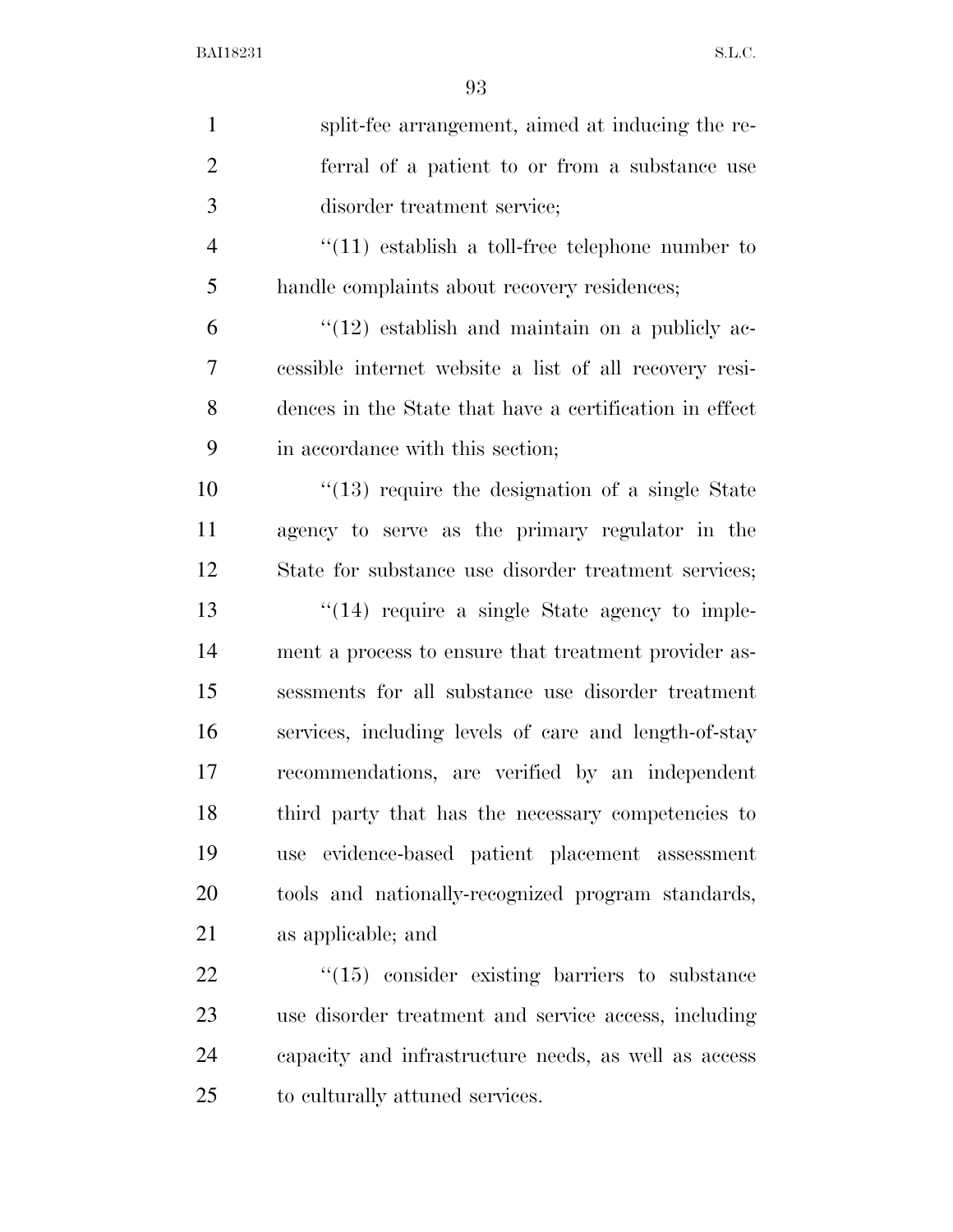split-fee arrangement, aimed at inducing the referral of a patient to or from a substance use disorder treatment service;

''(11) establish a toll-free telephone number to handle complaints about recovery residences;

''(12) establish and maintain on a publicly accessible internet website a list of all recovery residences in the State that have a certification in effect in accordance with this section;

''(13) require the designation of a single State agency to serve as the primary regulator in the State for substance use disorder treatment services;

''(14) require a single State agency to implement a process to ensure that treatment provider assessments for all substance use disorder treatment services, including levels of care and length-of-stay recommendations, are verified by an independent third party that has the necessary competencies to use evidence-based patient placement assessment tools and nationally-recognized program standards, as applicable; and

''(15) consider existing barriers to substance use disorder treatment and service access, including capacity and infrastructure needs, as well as access to culturally attuned services.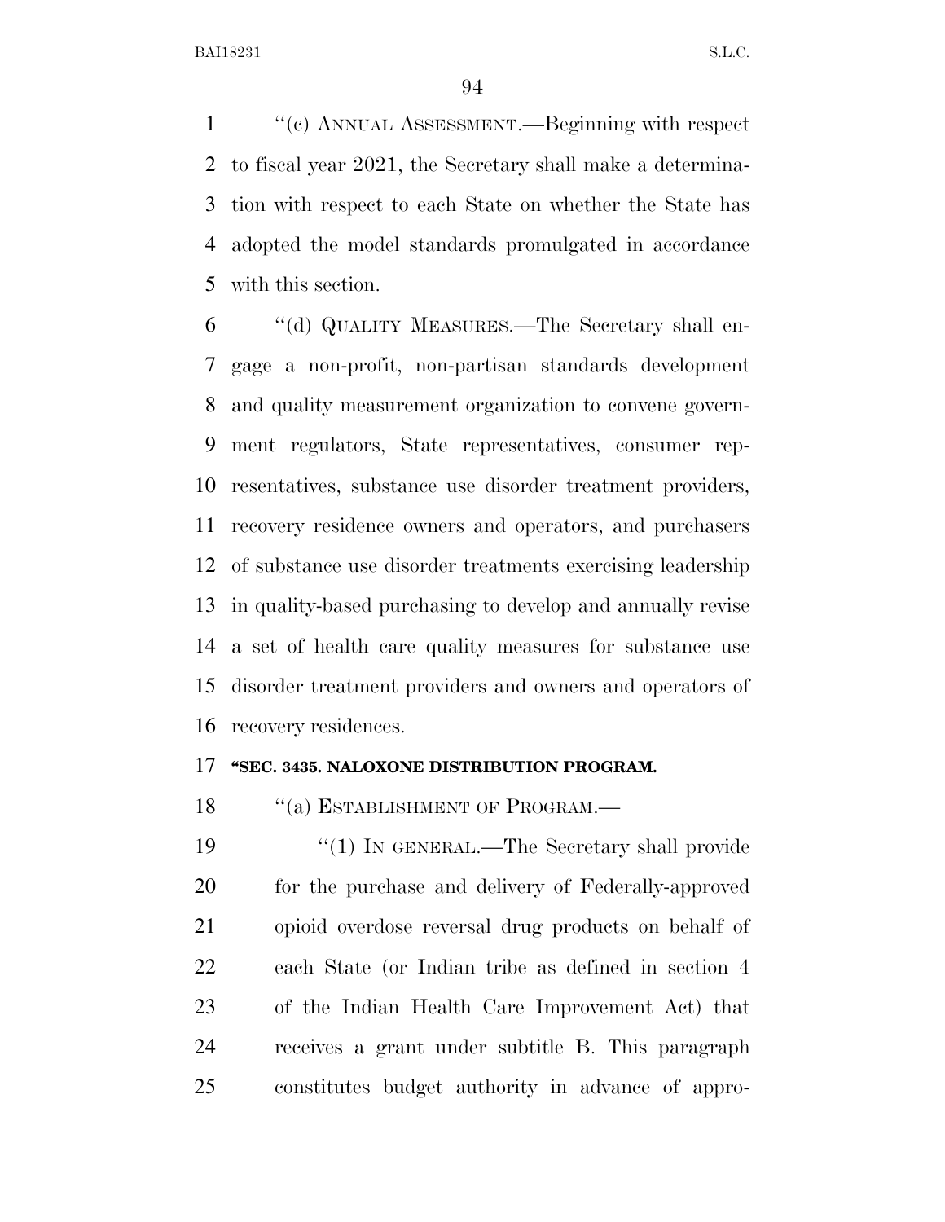"(c) ANNUAL ASSESSMENT.—Beginning with respect to fiscal year 2021, the Secretary shall make a determination with respect to each State on whether the State has adopted the model standards promulgated in accordance with this section.

"(d) QUALITY MEASURES.—The Secretary shall engage a non-profit, non-partisan standards development and quality measurement organization to convene government regulators, State representatives, consumer representatives, substance use disorder treatment providers, recovery residence owners and operators, and purchasers of substance use disorder treatments exercising leadership in quality-based purchasing to develop and annually revise a set of health care quality measures for substance use disorder treatment providers and owners and operators of recovery residences.

**"SEC. 3435. NALOXONE DISTRIBUTION PROGRAM.**

"(a) ESTABLISHMENT OF PROGRAM.—

"(1) IN GENERAL.—The Secretary shall provide for the purchase and delivery of Federally-approved opioid overdose reversal drug products on behalf of each State (or Indian tribe as defined in section 4 of the Indian Health Care Improvement Act) that receives a grant under subtitle B. This paragraph constitutes budget authority in advance of appro-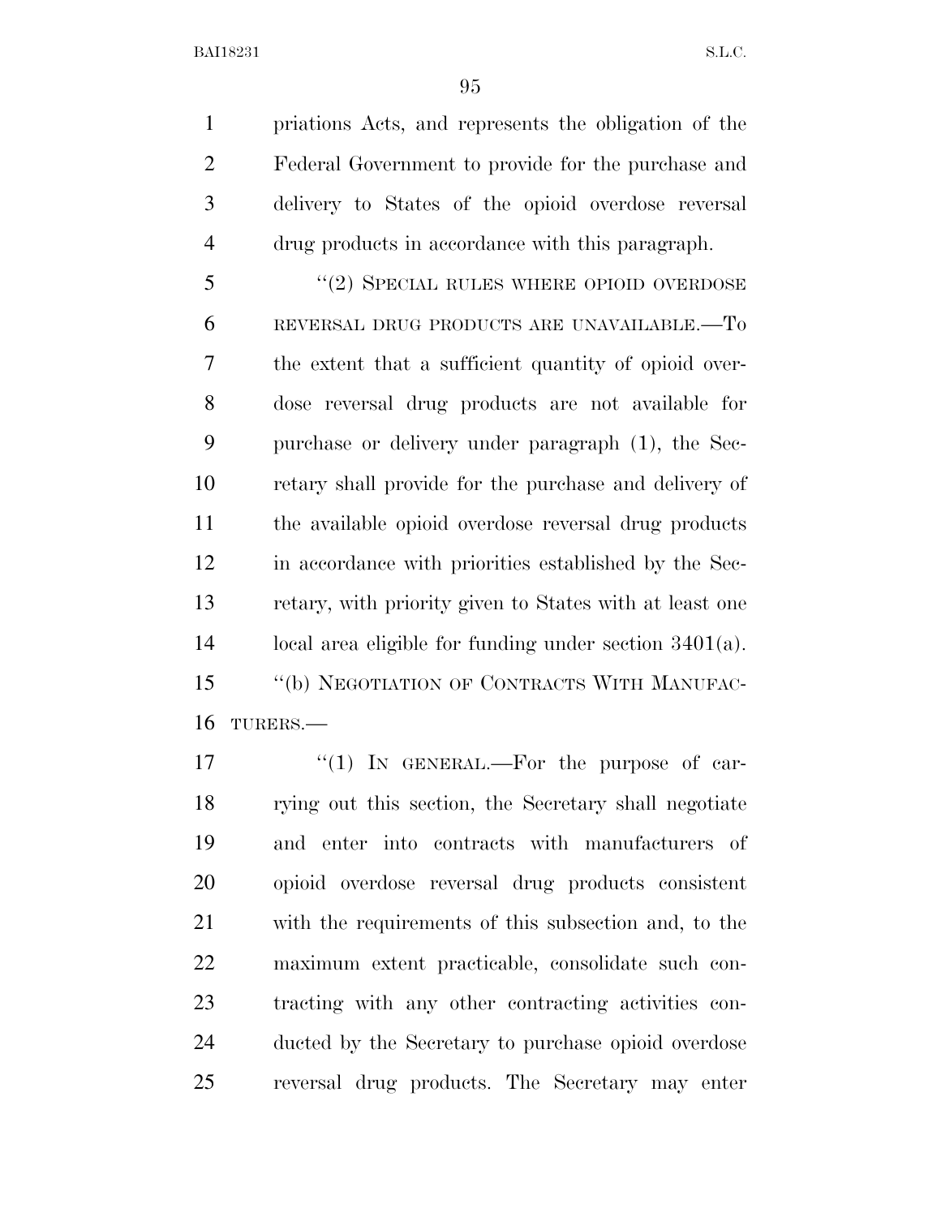priations Acts, and represents the obligation of the Federal Government to provide for the purchase and delivery to States of the opioid overdose reversal drug products in accordance with this paragraph.

"(2) SPECIAL RULES WHERE OPIOID OVERDOSE REVERSAL DRUG PRODUCTS ARE UNAVAILABLE.—To the extent that a sufficient quantity of opioid overdose reversal drug products are not available for purchase or delivery under paragraph (1), the Secretary shall provide for the purchase and delivery of the available opioid overdose reversal drug products in accordance with priorities established by the Secretary, with priority given to States with at least one local area eligible for funding under section 3401(a).

"(b) NEGOTIATION OF CONTRACTS WITH MANUFACTURERS.—

"(1) IN GENERAL.—For the purpose of carrying out this section, the Secretary shall negotiate and enter into contracts with manufacturers of opioid overdose reversal drug products consistent with the requirements of this subsection and, to the maximum extent practicable, consolidate such contracting with any other contracting activities conducted by the Secretary to purchase opioid overdose reversal drug products. The Secretary may enter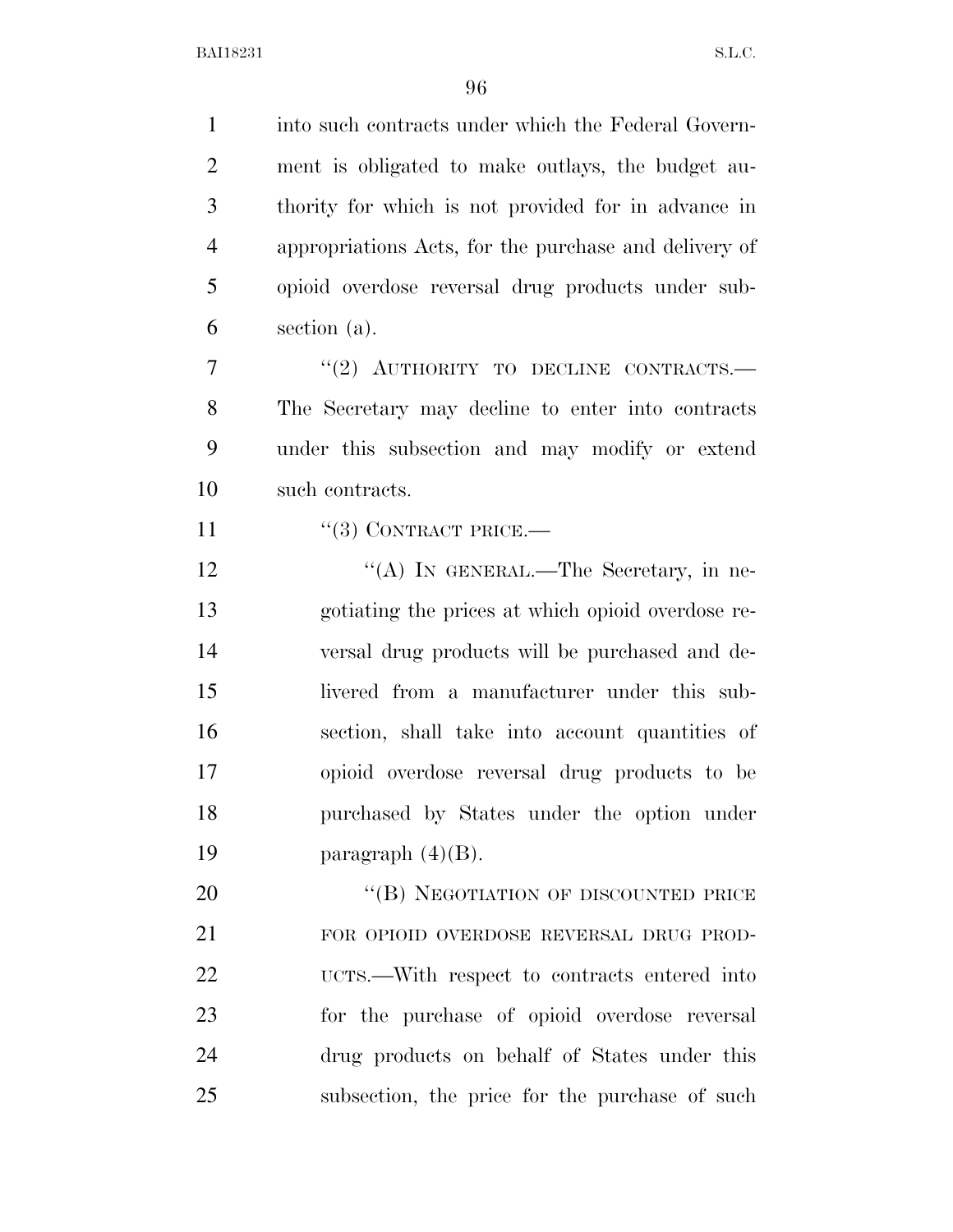into such contracts under which the Federal Government is obligated to make outlays, the budget authority for which is not provided for in advance in appropriations Acts, for the purchase and delivery of opioid overdose reversal drug products under subsection (a).

''(2) AUTHORITY TO DECLINE CONTRACTS.—The Secretary may decline to enter into contracts under this subsection and may modify or extend such contracts.

''(3) CONTRACT PRICE.—

''(A) IN GENERAL.—The Secretary, in negotiating the prices at which opioid overdose reversal drug products will be purchased and delivered from a manufacturer under this subsection, shall take into account quantities of opioid overdose reversal drug products to be purchased by States under the option under paragraph (4)(B).

''(B) NEGOTIATION OF DISCOUNTED PRICE FOR OPIOID OVERDOSE REVERSAL DRUG PRODUCTS.—With respect to contracts entered into for the purchase of opioid overdose reversal drug products on behalf of States under this subsection, the price for the purchase of such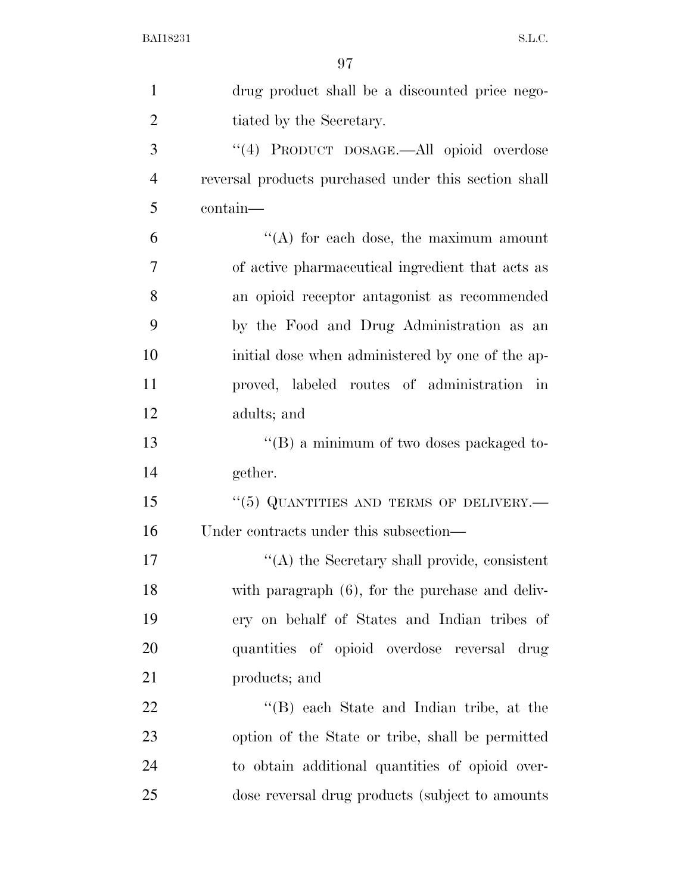drug product shall be a discounted price negotiated by the Secretary.

"(4) PRODUCT DOSAGE.—All opioid overdose reversal products purchased under this section shall contain—

"(A) for each dose, the maximum amount of active pharmaceutical ingredient that acts as an opioid receptor antagonist as recommended by the Food and Drug Administration as an initial dose when administered by one of the approved, labeled routes of administration in adults; and

"(B) a minimum of two doses packaged together.

"(5) QUANTITIES AND TERMS OF DELIVERY.—Under contracts under this subsection—

"(A) the Secretary shall provide, consistent with paragraph (6), for the purchase and delivery on behalf of States and Indian tribes of quantities of opioid overdose reversal drug products; and

"(B) each State and Indian tribe, at the option of the State or tribe, shall be permitted to obtain additional quantities of opioid overdose reversal drug products (subject to amounts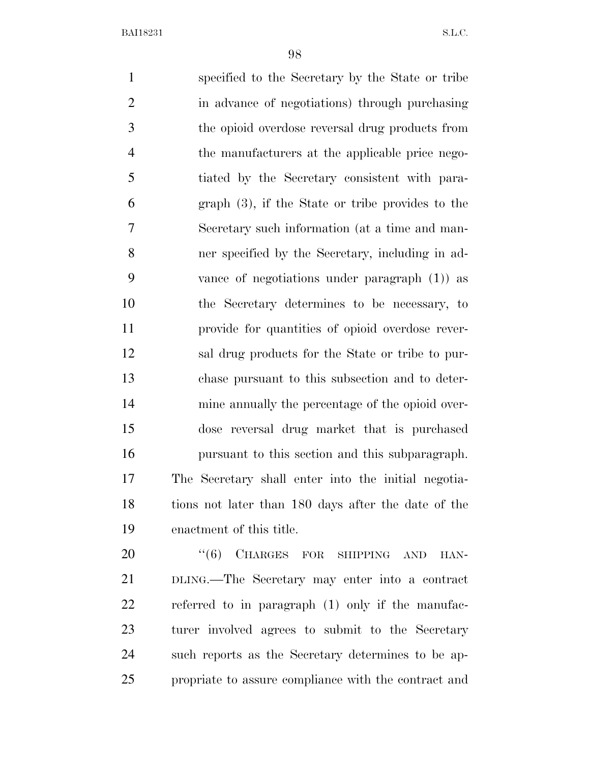specified to the Secretary by the State or tribe in advance of negotiations) through purchasing the opioid overdose reversal drug products from the manufacturers at the applicable price negotiated by the Secretary consistent with paragraph (3), if the State or tribe provides to the Secretary such information (at a time and manner specified by the Secretary, including in advance of negotiations under paragraph (1)) as the Secretary determines to be necessary, to provide for quantities of opioid overdose reversal drug products for the State or tribe to purchase pursuant to this subsection and to determine annually the percentage of the opioid overdose reversal drug market that is purchased pursuant to this section and this subparagraph.

The Secretary shall enter into the initial negotiations not later than 180 days after the date of the enactment of this title.

"(6) CHARGES FOR SHIPPING AND HANDLING.—The Secretary may enter into a contract referred to in paragraph (1) only if the manufacturer involved agrees to submit to the Secretary such reports as the Secretary determines to be appropriate to assure compliance with the contract and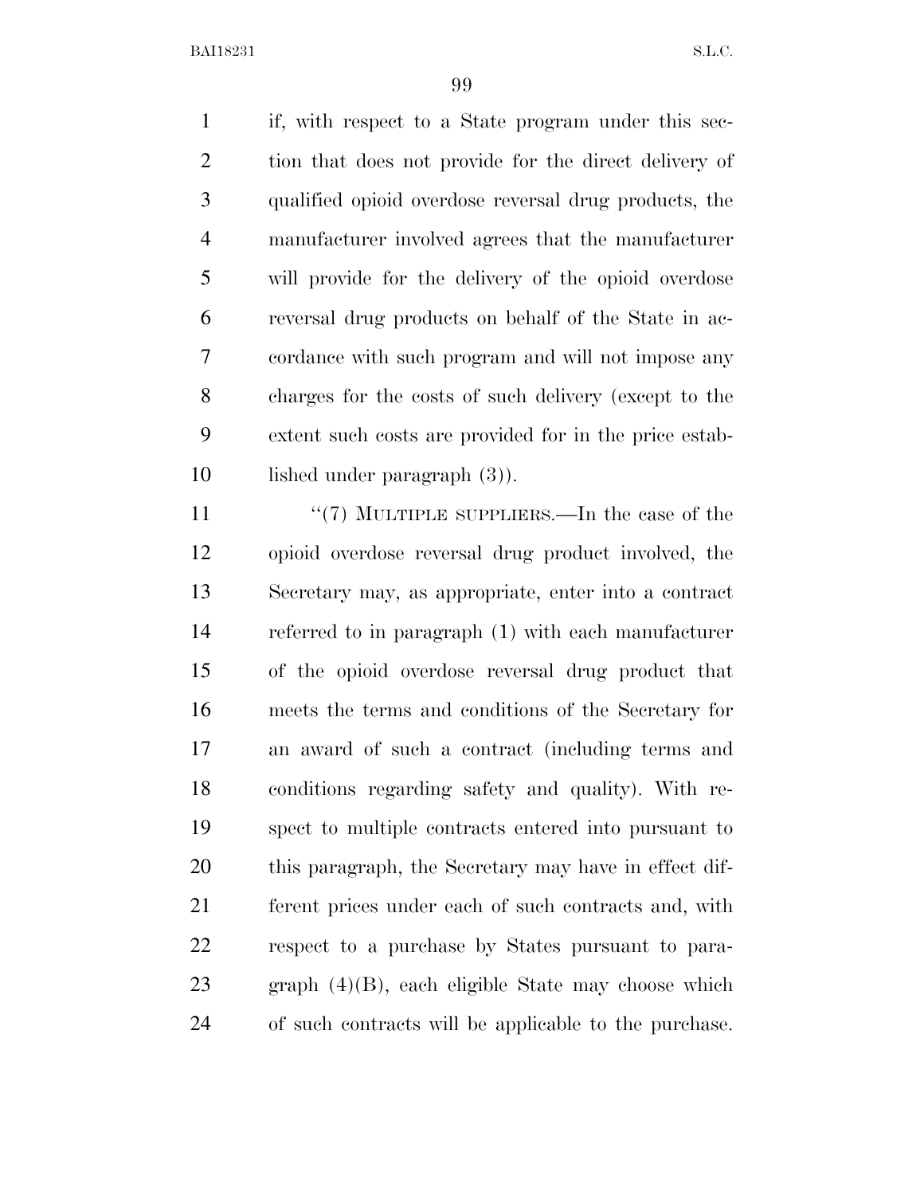if, with respect to a State program under this section that does not provide for the direct delivery of qualified opioid overdose reversal drug products, the manufacturer involved agrees that the manufacturer will provide for the delivery of the opioid overdose reversal drug products on behalf of the State in accordance with such program and will not impose any charges for the costs of such delivery (except to the extent such costs are provided for in the price established under paragraph (3)).

"(7) MULTIPLE SUPPLIERS.—In the case of the opioid overdose reversal drug product involved, the Secretary may, as appropriate, enter into a contract referred to in paragraph (1) with each manufacturer of the opioid overdose reversal drug product that meets the terms and conditions of the Secretary for an award of such a contract (including terms and conditions regarding safety and quality). With respect to multiple contracts entered into pursuant to this paragraph, the Secretary may have in effect different prices under each of such contracts and, with respect to a purchase by States pursuant to paragraph (4)(B), each eligible State may choose which of such contracts will be applicable to the purchase.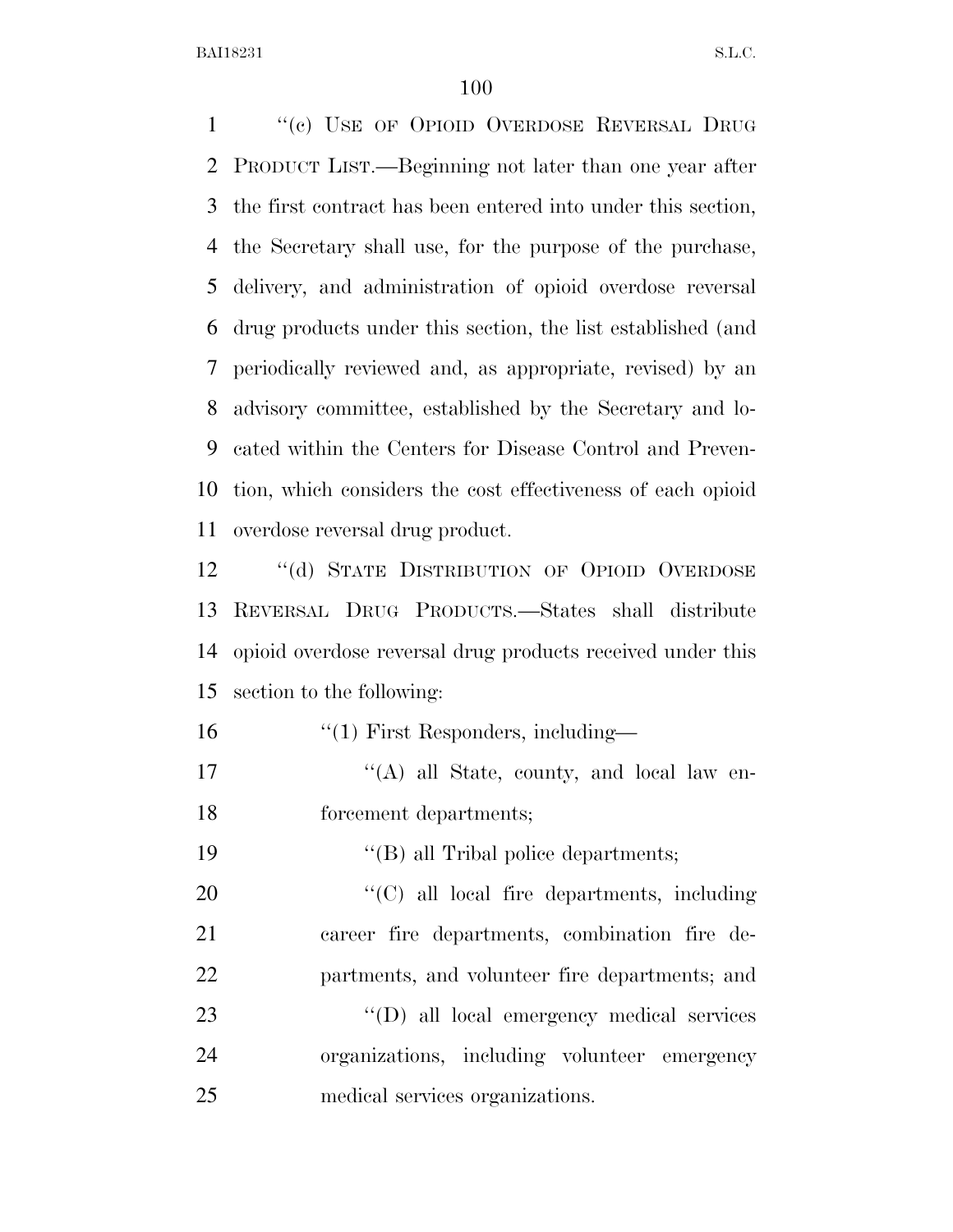"(c) USE OF OPIOID OVERDOSE REVERSAL DRUG PRODUCT LIST.—Beginning not later than one year after the first contract has been entered into under this section, the Secretary shall use, for the purpose of the purchase, delivery, and administration of opioid overdose reversal drug products under this section, the list established (and periodically reviewed and, as appropriate, revised) by an advisory committee, established by the Secretary and located within the Centers for Disease Control and Prevention, which considers the cost effectiveness of each opioid overdose reversal drug product.

"(d) STATE DISTRIBUTION OF OPIOID OVERDOSE REVERSAL DRUG PRODUCTS.—States shall distribute opioid overdose reversal drug products received under this section to the following:

"(1) First Responders, including—

"(A) all State, county, and local law enforcement departments;

"(B) all Tribal police departments;

"(C) all local fire departments, including career fire departments, combination fire departments, and volunteer fire departments; and

"(D) all local emergency medical services organizations, including volunteer emergency medical services organizations.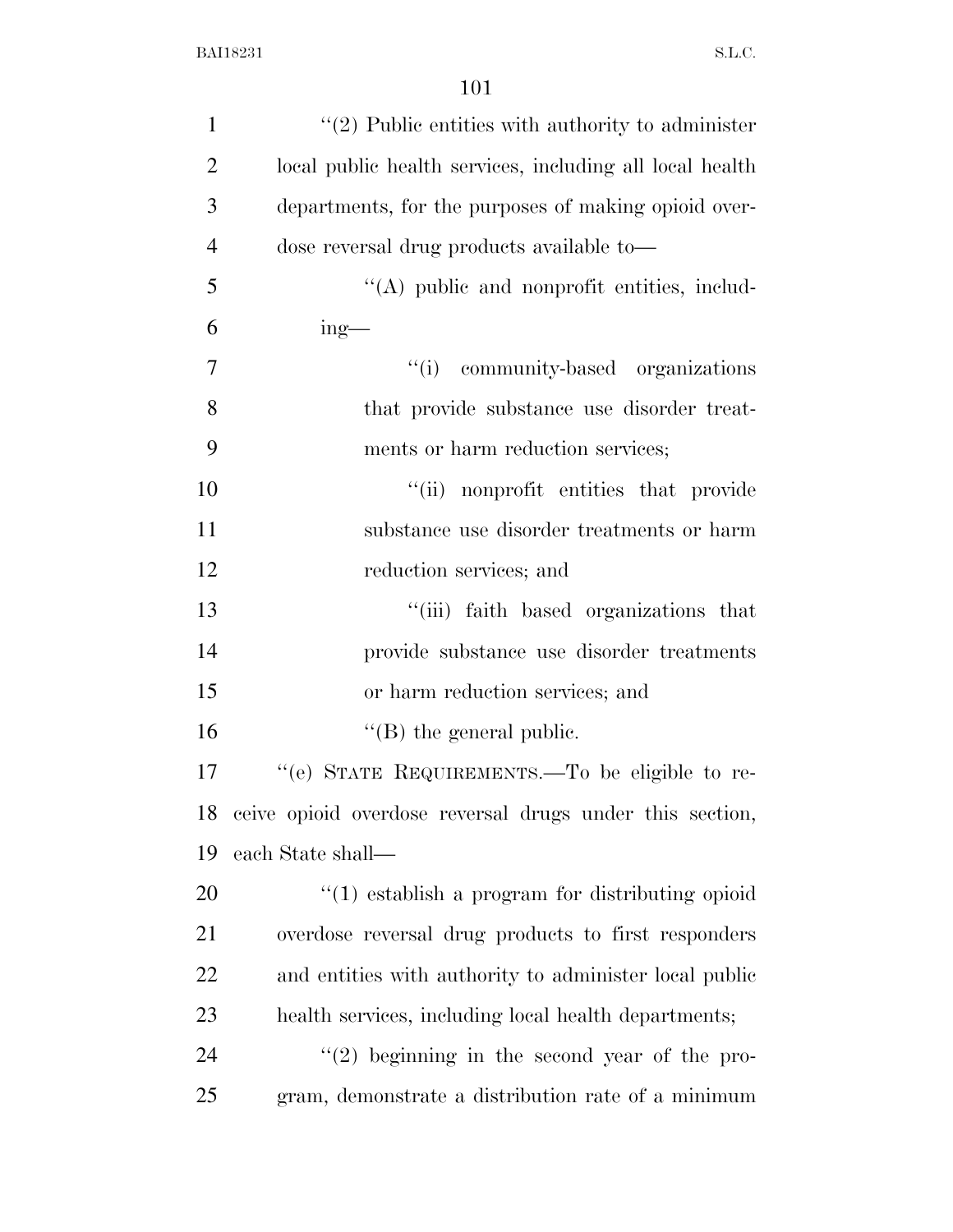''(2) Public entities with authority to administer local public health services, including all local health departments, for the purposes of making opioid overdose reversal drug products available to—

''(A) public and nonprofit entities, including—

''(i) community-based organizations that provide substance use disorder treatments or harm reduction services;

''(ii) nonprofit entities that provide substance use disorder treatments or harm reduction services; and

''(iii) faith based organizations that provide substance use disorder treatments or harm reduction services; and

''(B) the general public.

''(e) STATE REQUIREMENTS.—To be eligible to receive opioid overdose reversal drugs under this section, each State shall—

''(1) establish a program for distributing opioid overdose reversal drug products to first responders and entities with authority to administer local public health services, including local health departments;

''(2) beginning in the second year of the program, demonstrate a distribution rate of a minimum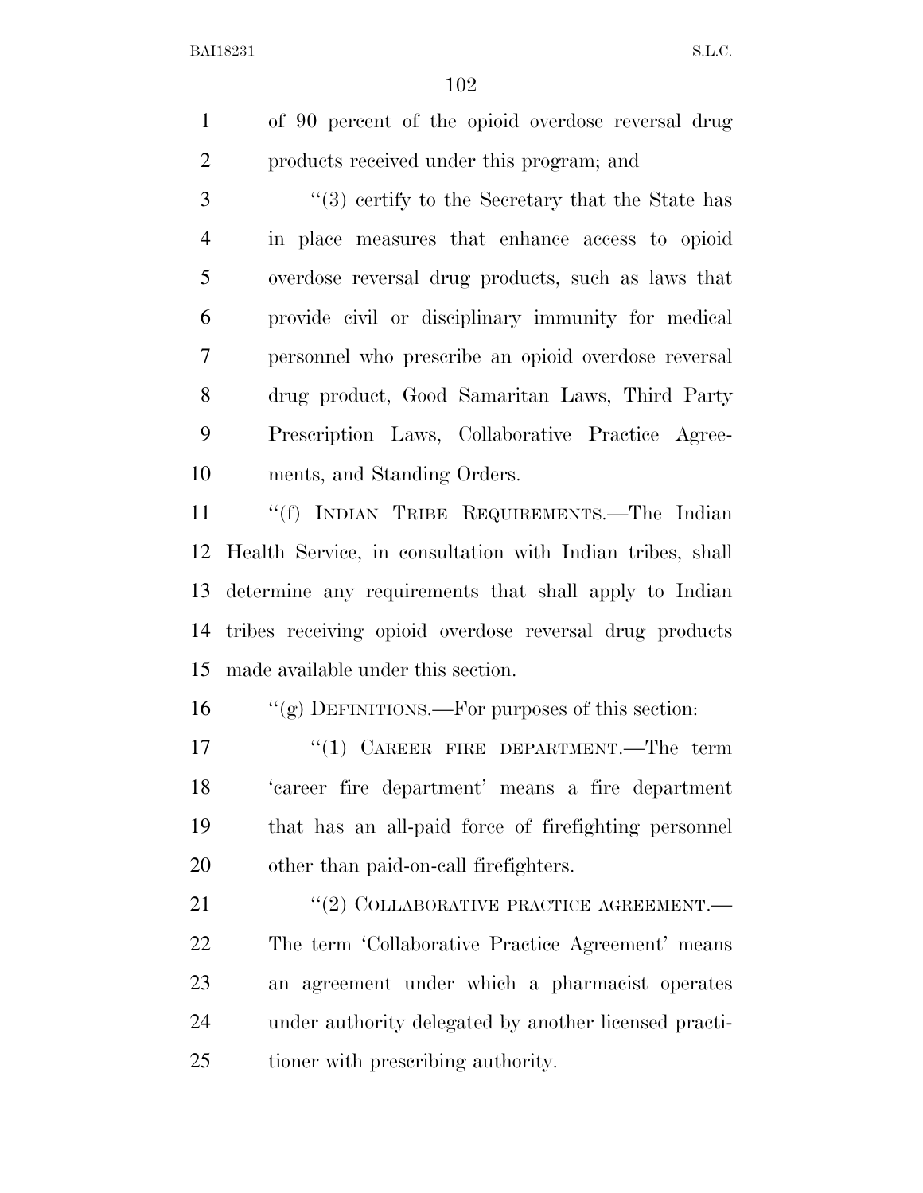of 90 percent of the opioid overdose reversal drug products received under this program; and

"(3) certify to the Secretary that the State has in place measures that enhance access to opioid overdose reversal drug products, such as laws that provide civil or disciplinary immunity for medical personnel who prescribe an opioid overdose reversal drug product, Good Samaritan Laws, Third Party Prescription Laws, Collaborative Practice Agreements, and Standing Orders.

"(f) INDIAN TRIBE REQUIREMENTS.—The Indian Health Service, in consultation with Indian tribes, shall determine any requirements that shall apply to Indian tribes receiving opioid overdose reversal drug products made available under this section.

"(g) DEFINITIONS.—For purposes of this section:

"(1) CAREER FIRE DEPARTMENT.—The term 'career fire department' means a fire department that has an all-paid force of firefighting personnel other than paid-on-call firefighters.

"(2) COLLABORATIVE PRACTICE AGREEMENT.—The term 'Collaborative Practice Agreement' means an agreement under which a pharmacist operates under authority delegated by another licensed practitioner with prescribing authority.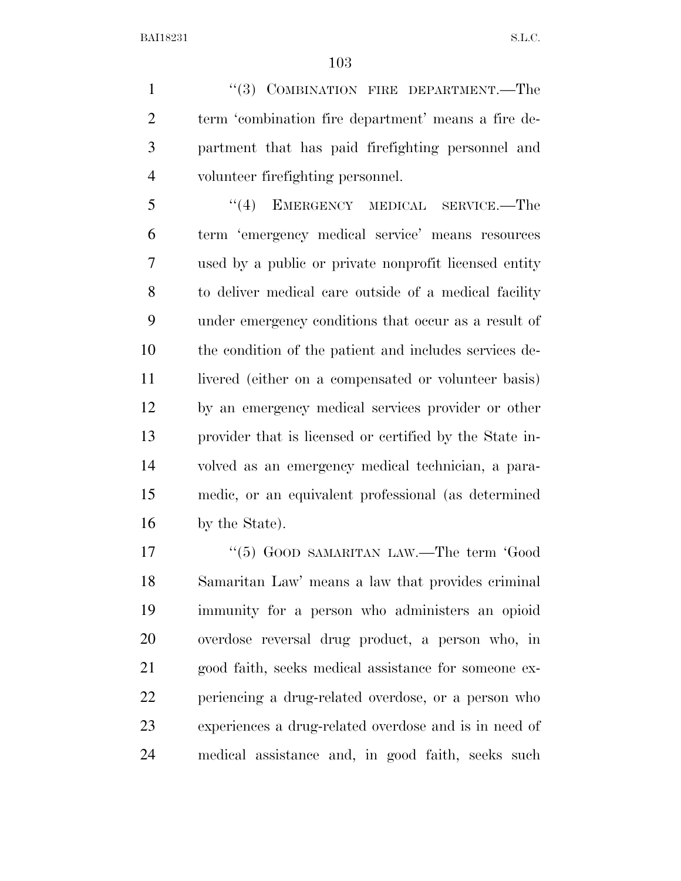"(3) COMBINATION FIRE DEPARTMENT.—The term 'combination fire department' means a fire department that has paid firefighting personnel and volunteer firefighting personnel.

"(4) EMERGENCY MEDICAL SERVICE.—The term 'emergency medical service' means resources used by a public or private nonprofit licensed entity to deliver medical care outside of a medical facility under emergency conditions that occur as a result of the condition of the patient and includes services delivered (either on a compensated or volunteer basis) by an emergency medical services provider or other provider that is licensed or certified by the State involved as an emergency medical technician, a paramedic, or an equivalent professional (as determined by the State).

"(5) GOOD SAMARITAN LAW.—The term 'Good Samaritan Law' means a law that provides criminal immunity for a person who administers an opioid overdose reversal drug product, a person who, in good faith, seeks medical assistance for someone experiencing a drug-related overdose, or a person who experiences a drug-related overdose and is in need of medical assistance and, in good faith, seeks such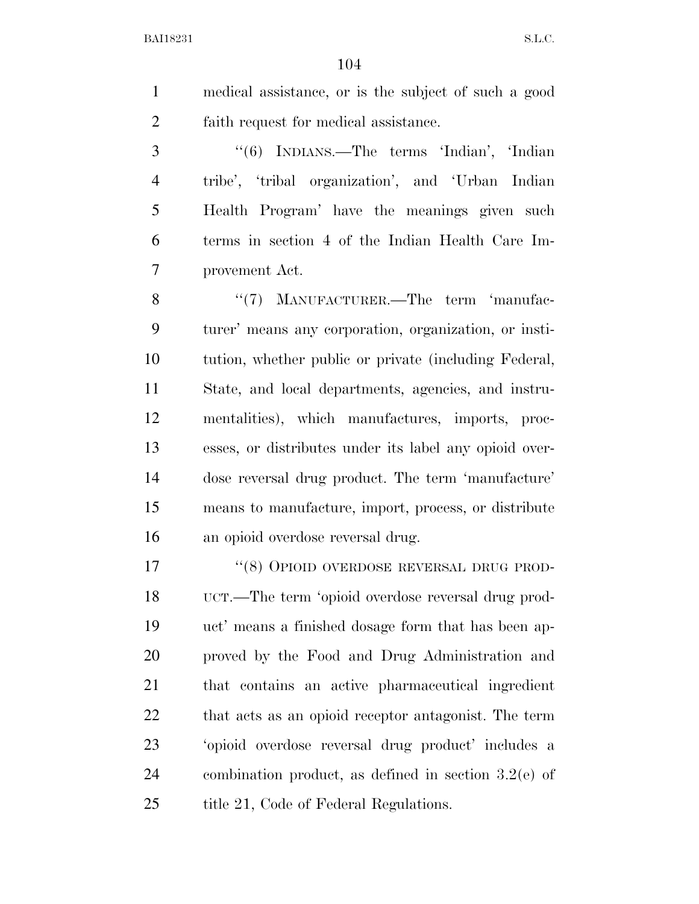medical assistance, or is the subject of such a good faith request for medical assistance.

"(6) INDIANS.—The terms 'Indian', 'Indian tribe', 'tribal organization', and 'Urban Indian Health Program' have the meanings given such terms in section 4 of the Indian Health Care Improvement Act.

"(7) MANUFACTURER.—The term 'manufacturer' means any corporation, organization, or institution, whether public or private (including Federal, State, and local departments, agencies, and instrumentalities), which manufactures, imports, processes, or distributes under its label any opioid overdose reversal drug product. The term 'manufacture' means to manufacture, import, process, or distribute an opioid overdose reversal drug.

"(8) OPIOID OVERDOSE REVERSAL DRUG PRODUCT.—The term 'opioid overdose reversal drug product' means a finished dosage form that has been approved by the Food and Drug Administration and that contains an active pharmaceutical ingredient that acts as an opioid receptor antagonist. The term 'opioid overdose reversal drug product' includes a combination product, as defined in section 3.2(e) of title 21, Code of Federal Regulations.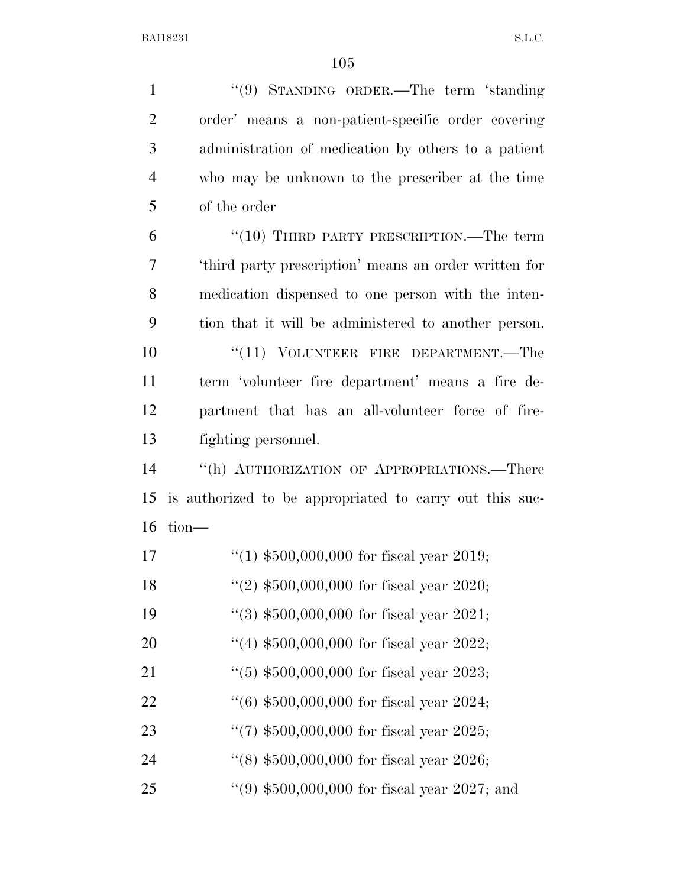"(9) STANDING ORDER.—The term 'standing order' means a non-patient-specific order covering administration of medication by others to a patient who may be unknown to the prescriber at the time of the order

"(10) THIRD PARTY PRESCRIPTION.—The term 'third party prescription' means an order written for medication dispensed to one person with the intention that it will be administered to another person.

"(11) VOLUNTEER FIRE DEPARTMENT.—The term 'volunteer fire department' means a fire department that has an all-volunteer force of firefighting personnel.

"(h) AUTHORIZATION OF APPROPRIATIONS.—There is authorized to be appropriated to carry out this section—

"(1) $500,000,000 for fiscal year 2019;

"(2) $500,000,000 for fiscal year 2020;

"(3) $500,000,000 for fiscal year 2021;

"(4) $500,000,000 for fiscal year 2022;

"(5) $500,000,000 for fiscal year 2023;

"(6) $500,000,000 for fiscal year 2024;

"(7) $500,000,000 for fiscal year 2025;

"(8) $500,000,000 for fiscal year 2026;

"(9) $500,000,000 for fiscal year 2027; and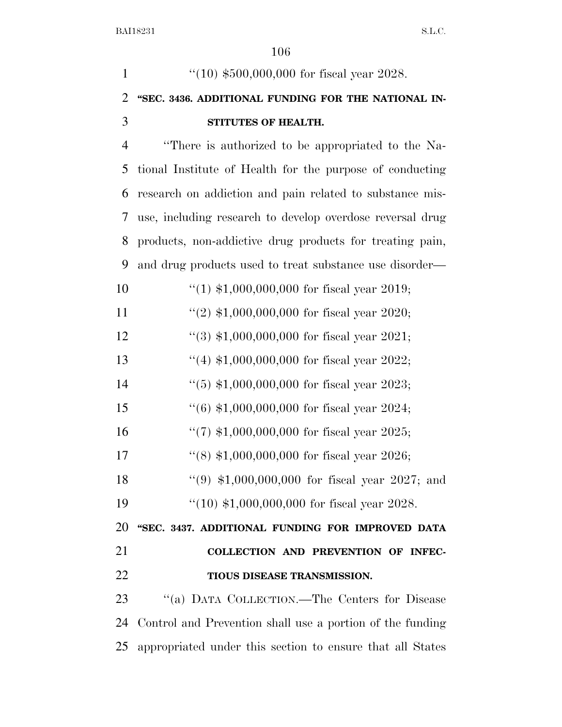"(10) $500,000,000 for fiscal year 2028.

**"SEC. 3436. ADDITIONAL FUNDING FOR THE NATIONAL INSTITUTES OF HEALTH.**

"There is authorized to be appropriated to the National Institute of Health for the purpose of conducting research on addiction and pain related to substance misuse, including research to develop overdose reversal drug products, non-addictive drug products for treating pain, and drug products used to treat substance use disorder—

"(1) $1,000,000,000 for fiscal year 2019;

"(2) $1,000,000,000 for fiscal year 2020;

"(3) $1,000,000,000 for fiscal year 2021;

"(4) $1,000,000,000 for fiscal year 2022;

"(5) $1,000,000,000 for fiscal year 2023;

"(6) $1,000,000,000 for fiscal year 2024;

"(7) $1,000,000,000 for fiscal year 2025;

"(8) $1,000,000,000 for fiscal year 2026;

"(9) $1,000,000,000 for fiscal year 2027; and

"(10) $1,000,000,000 for fiscal year 2028.

**"SEC. 3437. ADDITIONAL FUNDING FOR IMPROVED DATA COLLECTION AND PREVENTION OF INFECTIOUS DISEASE TRANSMISSION.**

"(a) DATA COLLECTION.—The Centers for Disease Control and Prevention shall use a portion of the funding appropriated under this section to ensure that all States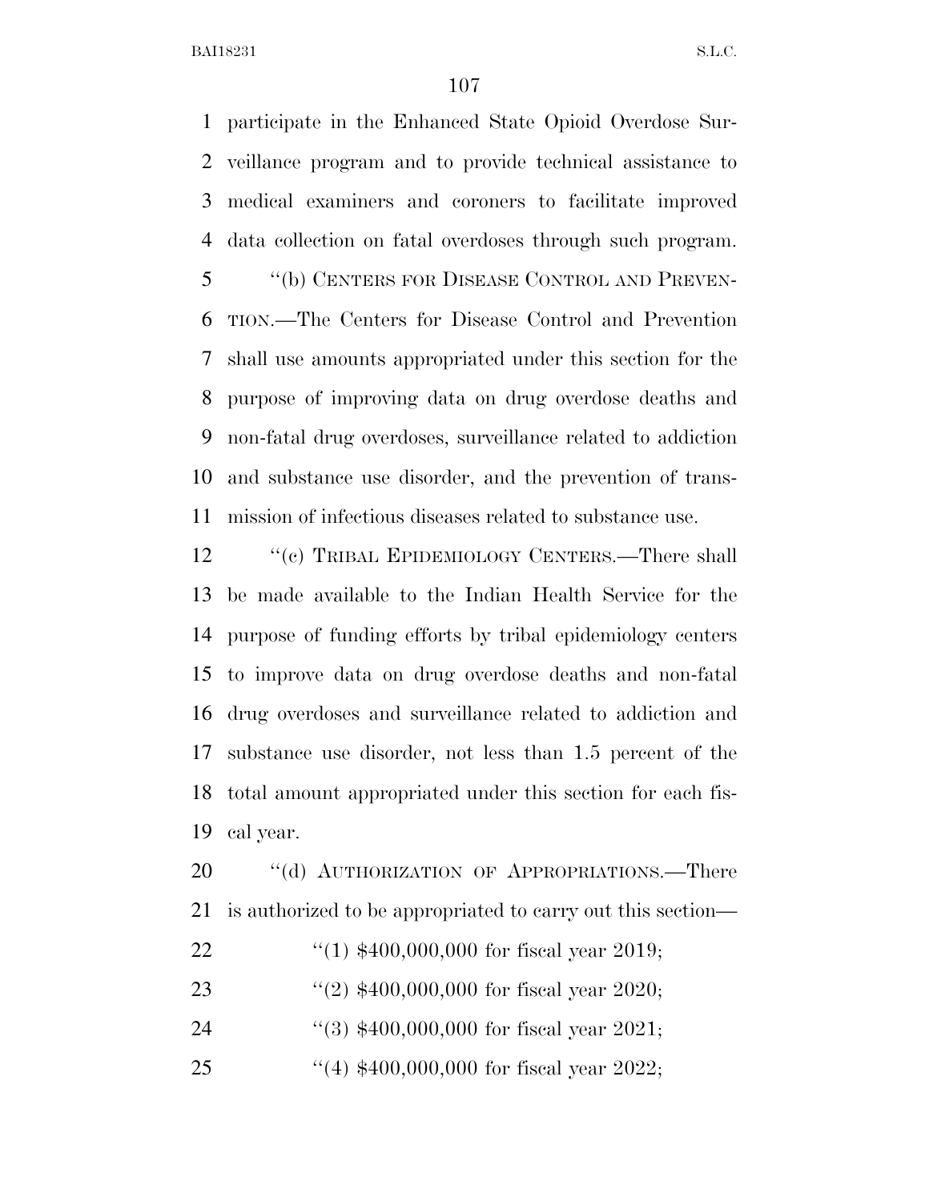participate in the Enhanced State Opioid Overdose Surveillance program and to provide technical assistance to medical examiners and coroners to facilitate improved data collection on fatal overdoses through such program.

''(b) CENTERS FOR DISEASE CONTROL AND PREVENTION.—The Centers for Disease Control and Prevention shall use amounts appropriated under this section for the purpose of improving data on drug overdose deaths and non-fatal drug overdoses, surveillance related to addiction and substance use disorder, and the prevention of transmission of infectious diseases related to substance use.

''(c) TRIBAL EPIDEMIOLOGY CENTERS.—There shall be made available to the Indian Health Service for the purpose of funding efforts by tribal epidemiology centers to improve data on drug overdose deaths and non-fatal drug overdoses and surveillance related to addiction and substance use disorder, not less than 1.5 percent of the total amount appropriated under this section for each fiscal year.

''(d) AUTHORIZATION OF APPROPRIATIONS.—There is authorized to be appropriated to carry out this section—

''(1) $400,000,000 for fiscal year 2019;

''(2) $400,000,000 for fiscal year 2020;

''(3) $400,000,000 for fiscal year 2021;

''(4) $400,000,000 for fiscal year 2022;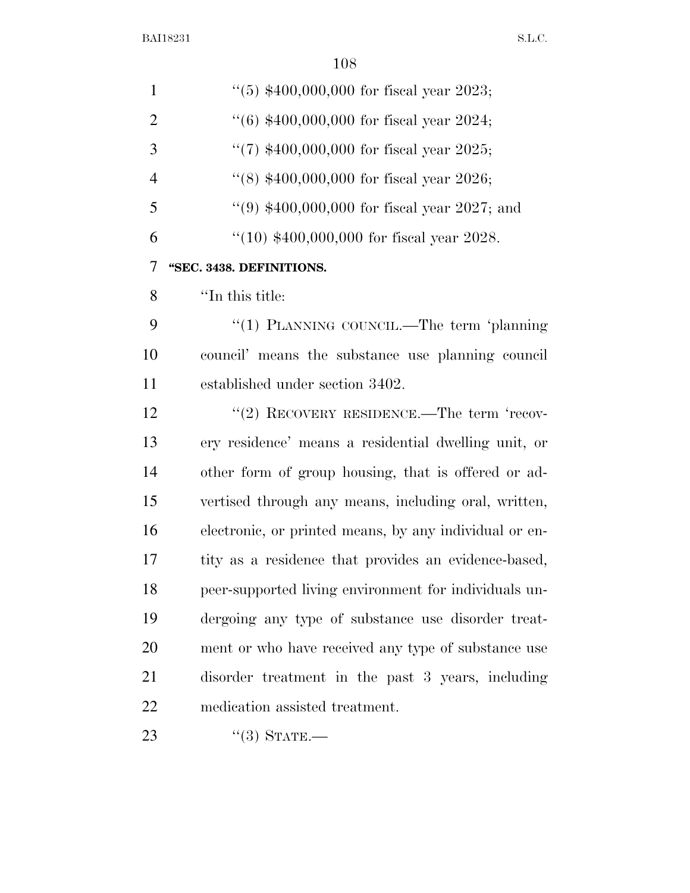"(5) $400,000,000 for fiscal year 2023;

"(6) $400,000,000 for fiscal year 2024;

"(7) $400,000,000 for fiscal year 2025;

"(8) $400,000,000 for fiscal year 2026;

"(9) $400,000,000 for fiscal year 2027; and

"(10) $400,000,000 for fiscal year 2028.

**"SEC. 3438. DEFINITIONS.**

"In this title:

"(1) PLANNING COUNCIL.—The term 'planning council' means the substance use planning council established under section 3402.

"(2) RECOVERY RESIDENCE.—The term 'recovery residence' means a residential dwelling unit, or other form of group housing, that is offered or advertised through any means, including oral, written, electronic, or printed means, by any individual or entity as a residence that provides an evidence-based, peer-supported living environment for individuals undergoing any type of substance use disorder treatment or who have received any type of substance use disorder treatment in the past 3 years, including medication assisted treatment.

"(3) STATE.—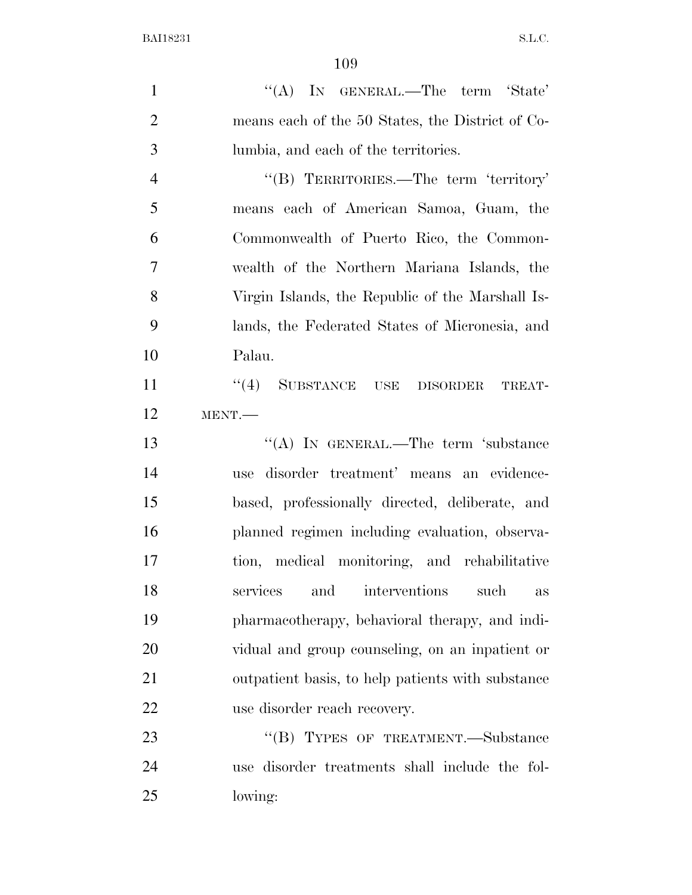"(A) IN GENERAL.—The term 'State' means each of the 50 States, the District of Columbia, and each of the territories.

"(B) TERRITORIES.—The term 'territory' means each of American Samoa, Guam, the Commonwealth of Puerto Rico, the Commonwealth of the Northern Mariana Islands, the Virgin Islands, the Republic of the Marshall Islands, the Federated States of Micronesia, and Palau.

"(4) SUBSTANCE USE DISORDER TREATMENT.—

"(A) IN GENERAL.—The term 'substance use disorder treatment' means an evidence-based, professionally directed, deliberate, and planned regimen including evaluation, observation, medical monitoring, and rehabilitative services and interventions such as pharmacotherapy, behavioral therapy, and individual and group counseling, on an inpatient or outpatient basis, to help patients with substance use disorder reach recovery.

"(B) TYPES OF TREATMENT.—Substance use disorder treatments shall include the following: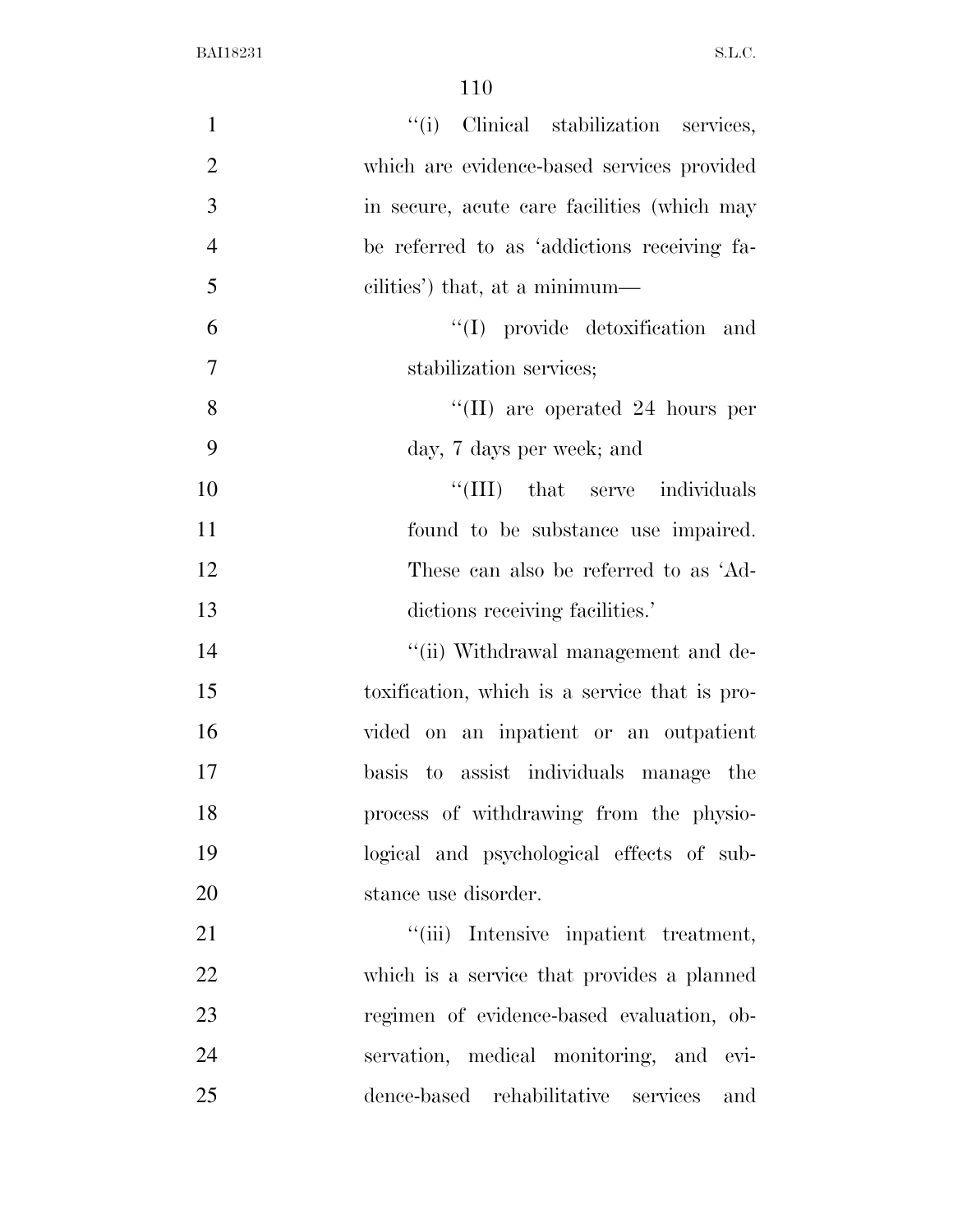''(i) Clinical stabilization services, which are evidence-based services provided in secure, acute care facilities (which may be referred to as 'addictions receiving facilities') that, at a minimum—

''(I) provide detoxification and stabilization services;

''(II) are operated 24 hours per day, 7 days per week; and

''(III) that serve individuals found to be substance use impaired. These can also be referred to as 'Addictions receiving facilities.'

''(ii) Withdrawal management and detoxification, which is a service that is provided on an inpatient or an outpatient basis to assist individuals manage the process of withdrawing from the physiological and psychological effects of substance use disorder.

''(iii) Intensive inpatient treatment, which is a service that provides a planned regimen of evidence-based evaluation, observation, medical monitoring, and evidence-based rehabilitative services and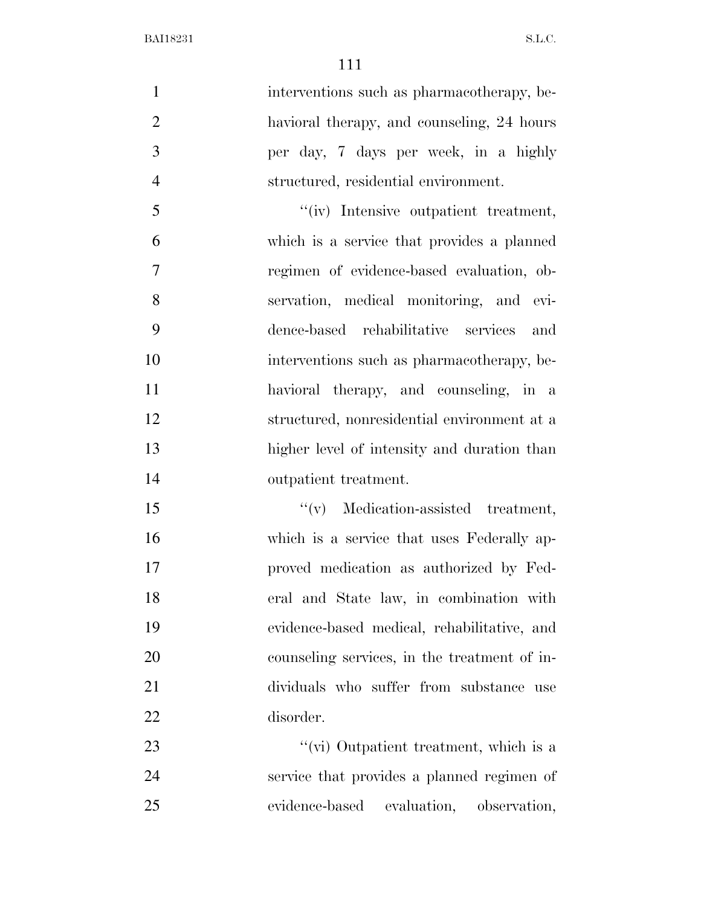interventions such as pharmacotherapy, behavioral therapy, and counseling, 24 hours per day, 7 days per week, in a highly structured, residential environment.

''(iv) Intensive outpatient treatment, which is a service that provides a planned regimen of evidence-based evaluation, observation, medical monitoring, and evidence-based rehabilitative services and interventions such as pharmacotherapy, behavioral therapy, and counseling, in a structured, nonresidential environment at a higher level of intensity and duration than outpatient treatment.

''(v) Medication-assisted treatment, which is a service that uses Federally approved medication as authorized by Federal and State law, in combination with evidence-based medical, rehabilitative, and counseling services, in the treatment of individuals who suffer from substance use disorder.

''(vi) Outpatient treatment, which is a service that provides a planned regimen of evidence-based evaluation, observation,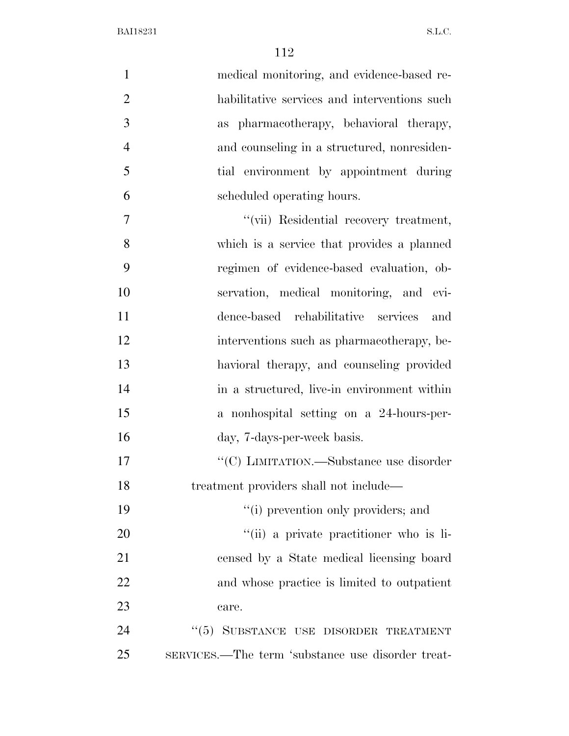medical monitoring, and evidence-based rehabilitative services and interventions such as pharmacotherapy, behavioral therapy, and counseling in a structured, nonresidential environment by appointment during scheduled operating hours.

''(vii) Residential recovery treatment, which is a service that provides a planned regimen of evidence-based evaluation, observation, medical monitoring, and evidence-based rehabilitative services and interventions such as pharmacotherapy, behavioral therapy, and counseling provided in a structured, live-in environment within a nonhospital setting on a 24-hours-per-day, 7-days-per-week basis.

''(C) LIMITATION.—Substance use disorder treatment providers shall not include—

''(i) prevention only providers; and

''(ii) a private practitioner who is licensed by a State medical licensing board and whose practice is limited to outpatient care.

''(5) SUBSTANCE USE DISORDER TREATMENT SERVICES.—The term 'substance use disorder treat-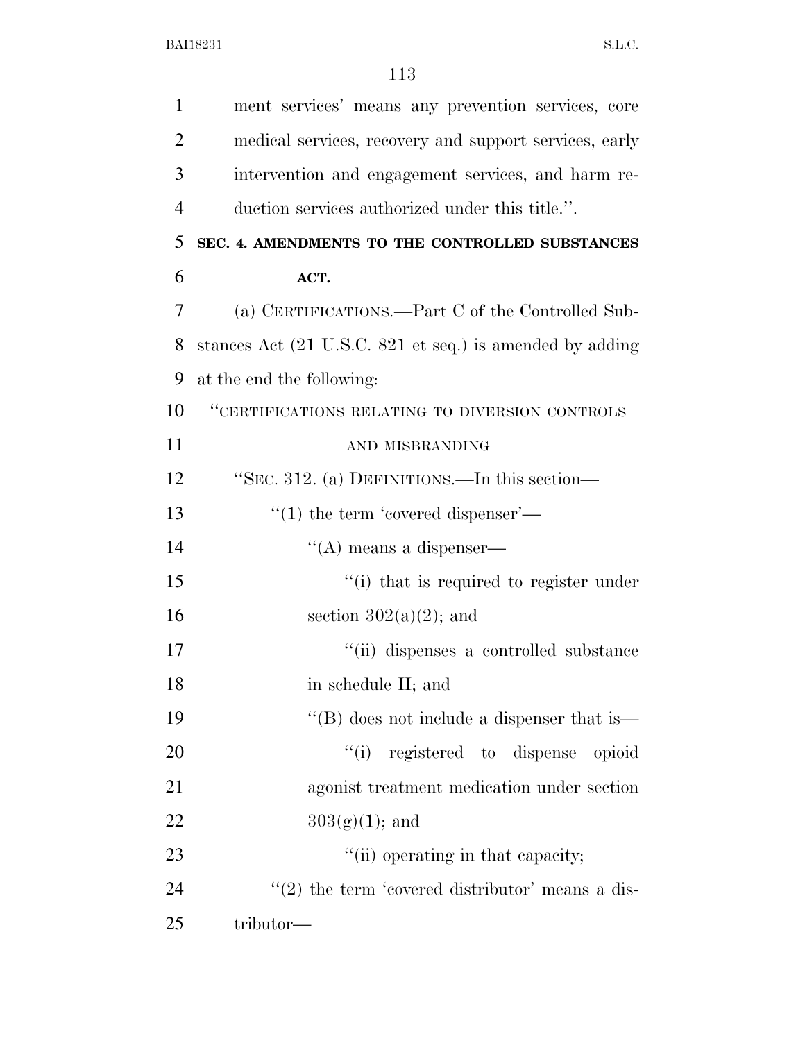ment services' means any prevention services, core medical services, recovery and support services, early intervention and engagement services, and harm reduction services authorized under this title.''.

**SEC. 4. AMENDMENTS TO THE CONTROLLED SUBSTANCES ACT.**

(a) CERTIFICATIONS.—Part C of the Controlled Substances Act (21 U.S.C. 821 et seq.) is amended by adding at the end the following:

''CERTIFICATIONS RELATING TO DIVERSION CONTROLS AND MISBRANDING

''SEC. 312. (a) DEFINITIONS.—In this section—

''(1) the term 'covered dispenser'—

''(A) means a dispenser—

''(i) that is required to register under section 302(a)(2); and

''(ii) dispenses a controlled substance in schedule II; and

''(B) does not include a dispenser that is—

''(i) registered to dispense opioid agonist treatment medication under section 303(g)(1); and

''(ii) operating in that capacity;

''(2) the term 'covered distributor' means a distributor—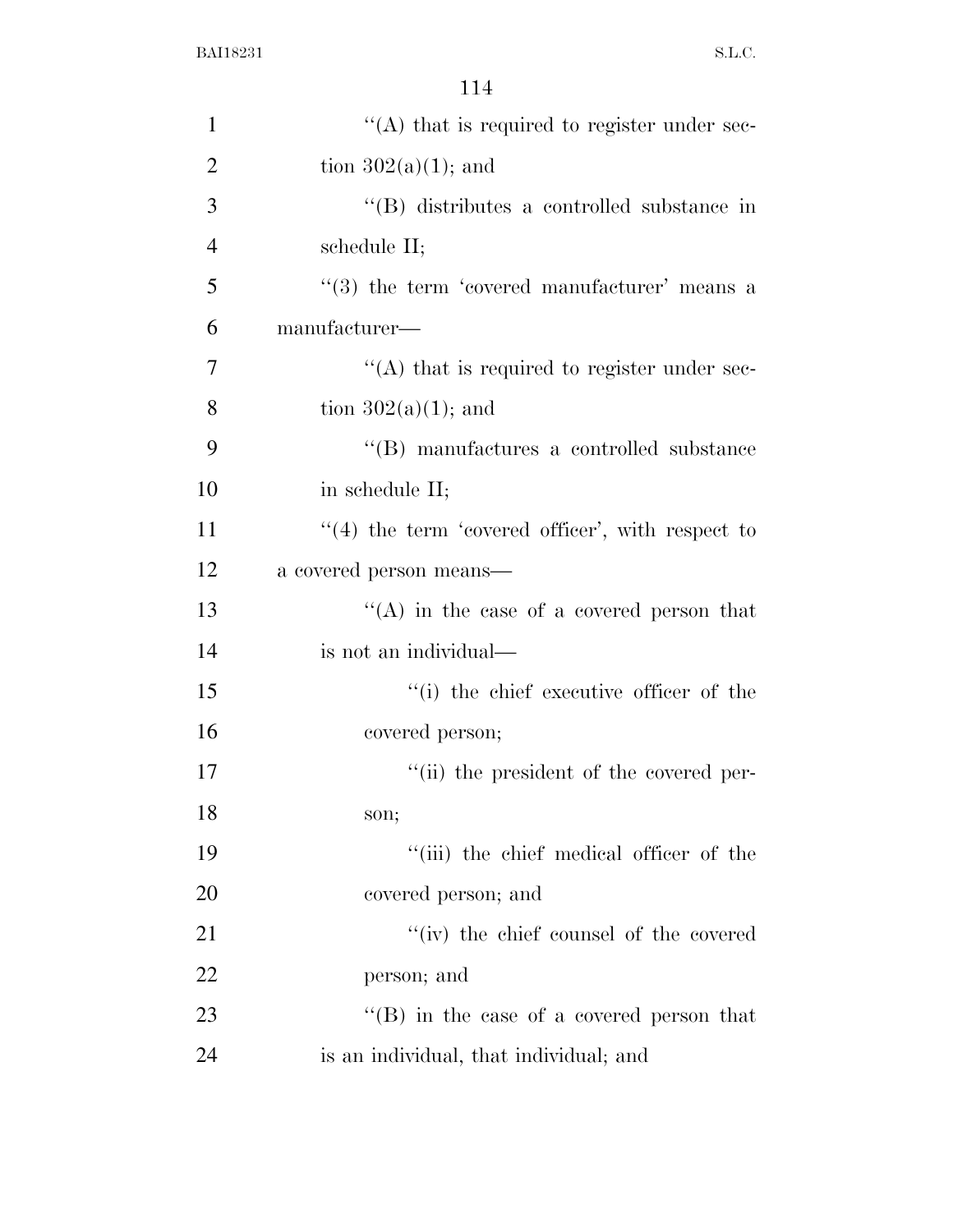''(A) that is required to register under section 302(a)(1); and

''(B) distributes a controlled substance in schedule II;

''(3) the term 'covered manufacturer' means a manufacturer—

''(A) that is required to register under section 302(a)(1); and

''(B) manufactures a controlled substance in schedule II;

''(4) the term 'covered officer', with respect to a covered person means—

''(A) in the case of a covered person that is not an individual—

''(i) the chief executive officer of the covered person;

''(ii) the president of the covered person;

''(iii) the chief medical officer of the covered person; and

''(iv) the chief counsel of the covered person; and

''(B) in the case of a covered person that is an individual, that individual; and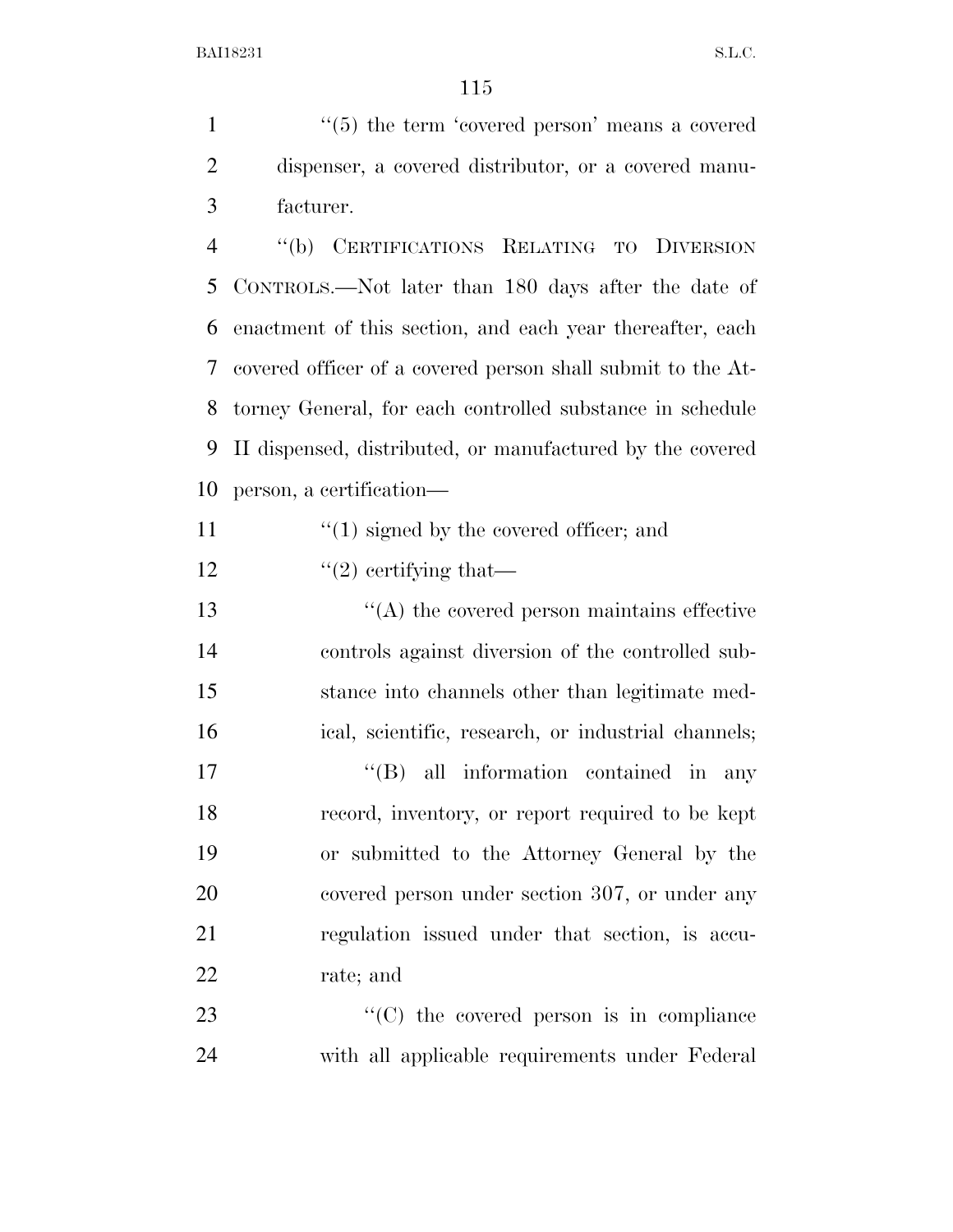''(5) the term 'covered person' means a covered dispenser, a covered distributor, or a covered manufacturer.

''(b) CERTIFICATIONS RELATING TO DIVERSION CONTROLS.—Not later than 180 days after the date of enactment of this section, and each year thereafter, each covered officer of a covered person shall submit to the Attorney General, for each controlled substance in schedule II dispensed, distributed, or manufactured by the covered person, a certification—

''(1) signed by the covered officer; and

''(2) certifying that—

''(A) the covered person maintains effective controls against diversion of the controlled substance into channels other than legitimate medical, scientific, research, or industrial channels;

''(B) all information contained in any record, inventory, or report required to be kept or submitted to the Attorney General by the covered person under section 307, or under any regulation issued under that section, is accurate; and

''(C) the covered person is in compliance with all applicable requirements under Federal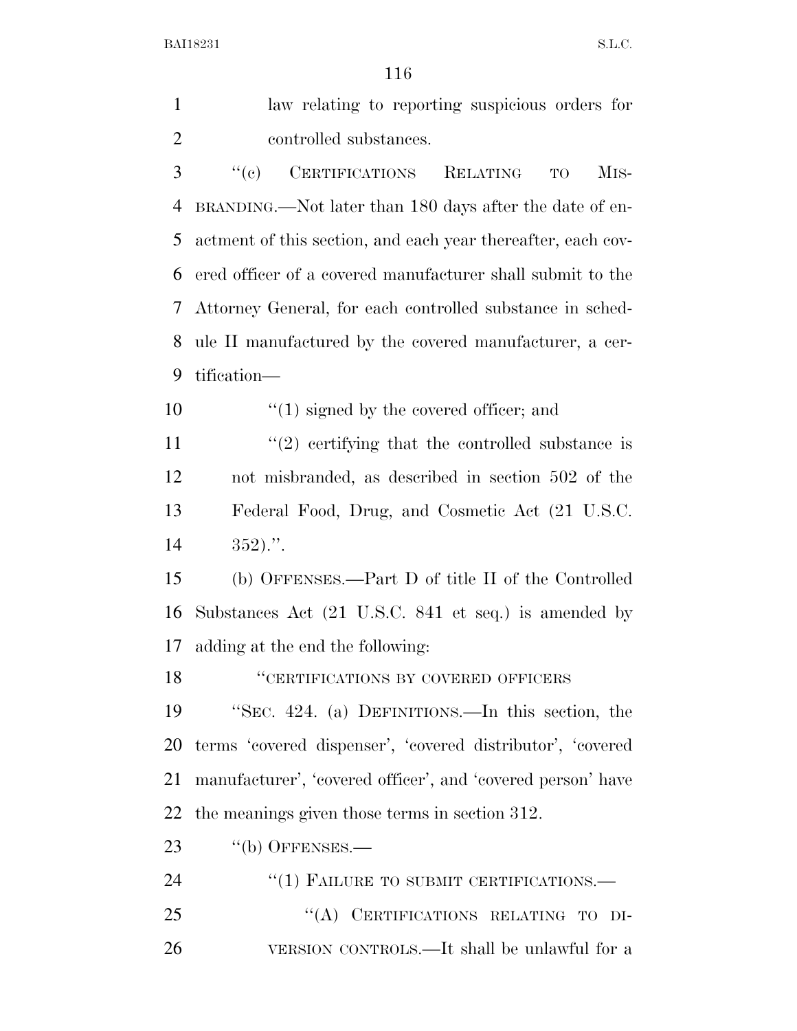law relating to reporting suspicious orders for controlled substances.

"(c) CERTIFICATIONS RELATING TO MISBRANDING.—Not later than 180 days after the date of enactment of this section, and each year thereafter, each covered officer of a covered manufacturer shall submit to the Attorney General, for each controlled substance in schedule II manufactured by the covered manufacturer, a certification—

"(1) signed by the covered officer; and

"(2) certifying that the controlled substance is not misbranded, as described in section 502 of the Federal Food, Drug, and Cosmetic Act (21 U.S.C. 352).".

(b) OFFENSES.—Part D of title II of the Controlled Substances Act (21 U.S.C. 841 et seq.) is amended by adding at the end the following:

"CERTIFICATIONS BY COVERED OFFICERS

"SEC. 424. (a) DEFINITIONS.—In this section, the terms 'covered dispenser', 'covered distributor', 'covered manufacturer', 'covered officer', and 'covered person' have the meanings given those terms in section 312.

"(b) OFFENSES.—

"(1) FAILURE TO SUBMIT CERTIFICATIONS.—

"(A) CERTIFICATIONS RELATING TO DIVERSION CONTROLS.—It shall be unlawful for a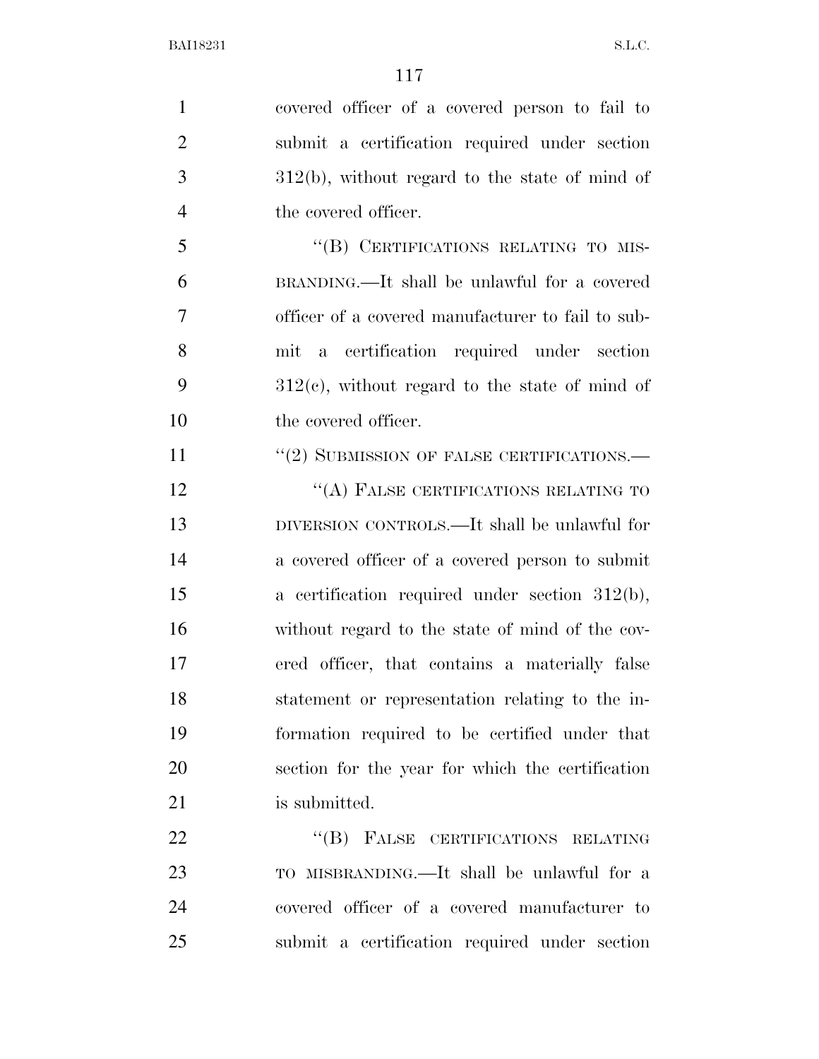covered officer of a covered person to fail to submit a certification required under section 312(b), without regard to the state of mind of the covered officer.

"(B) CERTIFICATIONS RELATING TO MISBRANDING.—It shall be unlawful for a covered officer of a covered manufacturer to fail to submit a certification required under section 312(c), without regard to the state of mind of the covered officer.

"(2) SUBMISSION OF FALSE CERTIFICATIONS.—

"(A) FALSE CERTIFICATIONS RELATING TO DIVERSION CONTROLS.—It shall be unlawful for a covered officer of a covered person to submit a certification required under section 312(b), without regard to the state of mind of the covered officer, that contains a materially false statement or representation relating to the information required to be certified under that section for the year for which the certification is submitted.

"(B) FALSE CERTIFICATIONS RELATING TO MISBRANDING.—It shall be unlawful for a covered officer of a covered manufacturer to submit a certification required under section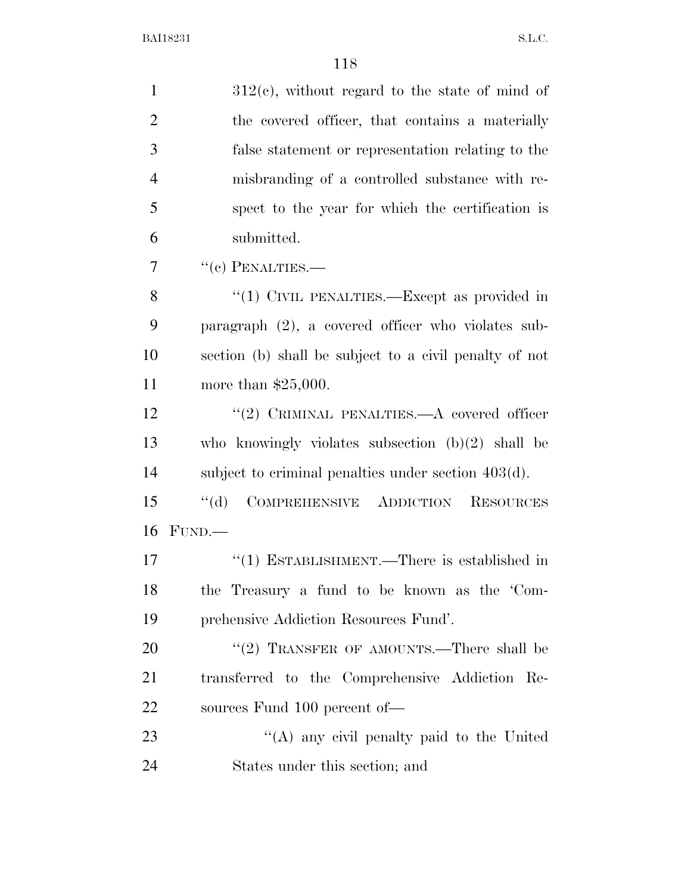312(c), without regard to the state of mind of the covered officer, that contains a materially false statement or representation relating to the misbranding of a controlled substance with respect to the year for which the certification is submitted.

"(c) PENALTIES.—

"(1) CIVIL PENALTIES.—Except as provided in paragraph (2), a covered officer who violates subsection (b) shall be subject to a civil penalty of not more than $25,000.

"(2) CRIMINAL PENALTIES.—A covered officer who knowingly violates subsection (b)(2) shall be subject to criminal penalties under section 403(d).

"(d) COMPREHENSIVE ADDICTION RESOURCES FUND.—

"(1) ESTABLISHMENT.—There is established in the Treasury a fund to be known as the 'Comprehensive Addiction Resources Fund'.

"(2) TRANSFER OF AMOUNTS.—There shall be transferred to the Comprehensive Addiction Resources Fund 100 percent of—

"(A) any civil penalty paid to the United States under this section; and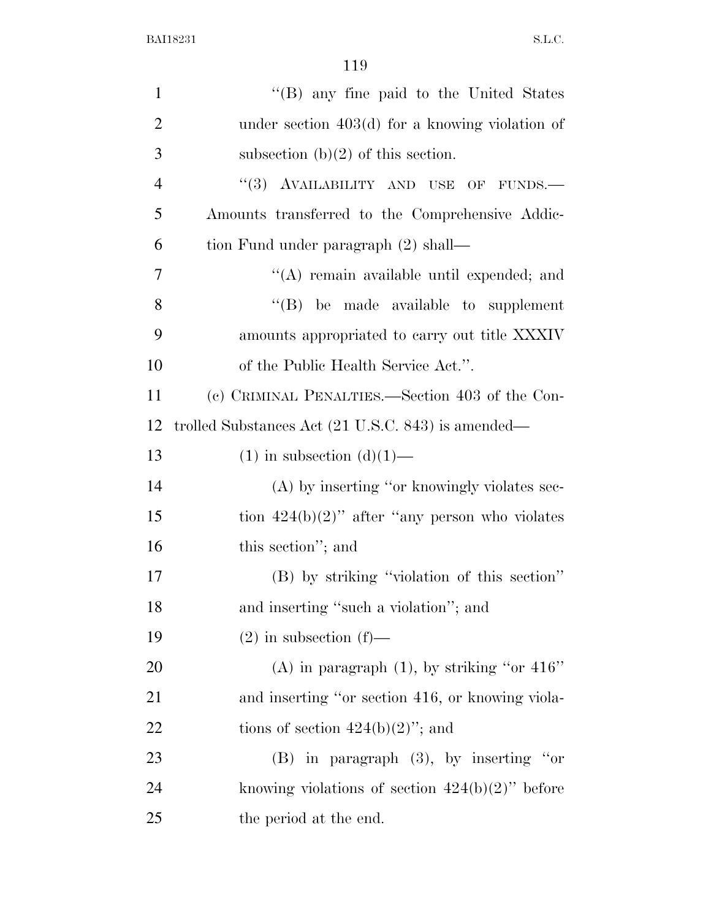"(B) any fine paid to the United States under section 403(d) for a knowing violation of subsection (b)(2) of this section.

"(3) AVAILABILITY AND USE OF FUNDS.—Amounts transferred to the Comprehensive Addiction Fund under paragraph (2) shall—

"(A) remain available until expended; and

"(B) be made available to supplement amounts appropriated to carry out title XXXIV of the Public Health Service Act.".

(c) CRIMINAL PENALTIES.—Section 403 of the Controlled Substances Act (21 U.S.C. 843) is amended—

(1) in subsection (d)(1)—

(A) by inserting "or knowingly violates section 424(b)(2)" after "any person who violates this section"; and

(B) by striking "violation of this section" and inserting "such a violation"; and

(2) in subsection (f)—

(A) in paragraph (1), by striking "or 416" and inserting "or section 416, or knowing violations of section 424(b)(2)"; and

(B) in paragraph (3), by inserting "or knowing violations of section 424(b)(2)" before the period at the end.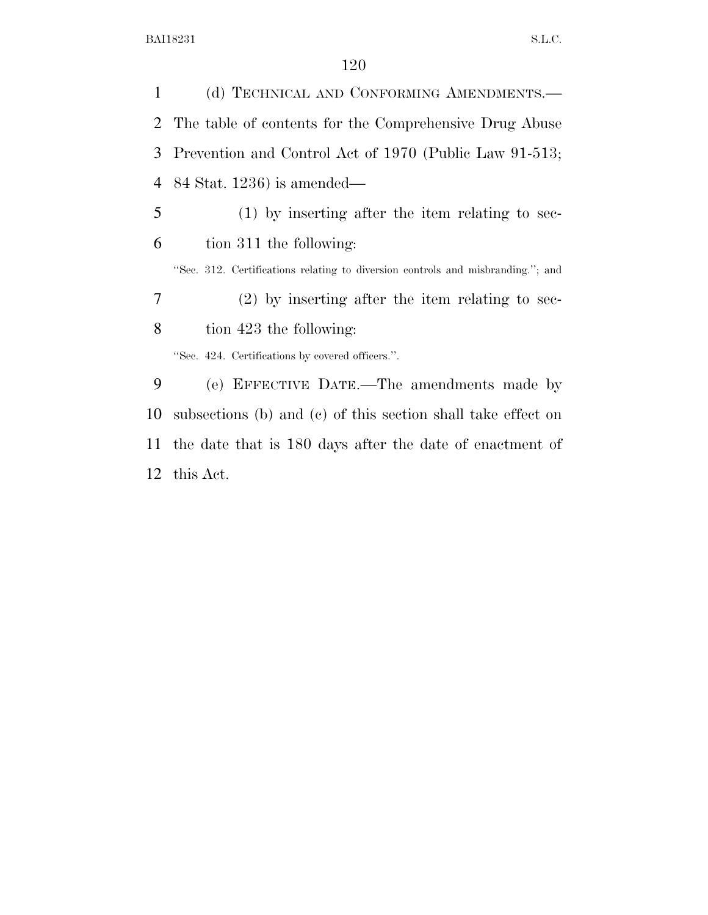(d) TECHNICAL AND CONFORMING AMENDMENTS.—The table of contents for the Comprehensive Drug Abuse Prevention and Control Act of 1970 (Public Law 91-513; 84 Stat. 1236) is amended—

(1) by inserting after the item relating to section 311 the following:

"Sec. 312. Certifications relating to diversion controls and misbranding."; and

(2) by inserting after the item relating to section 423 the following:

"Sec. 424. Certifications by covered officers.".

(e) EFFECTIVE DATE.—The amendments made by subsections (b) and (c) of this section shall take effect on the date that is 180 days after the date of enactment of this Act.